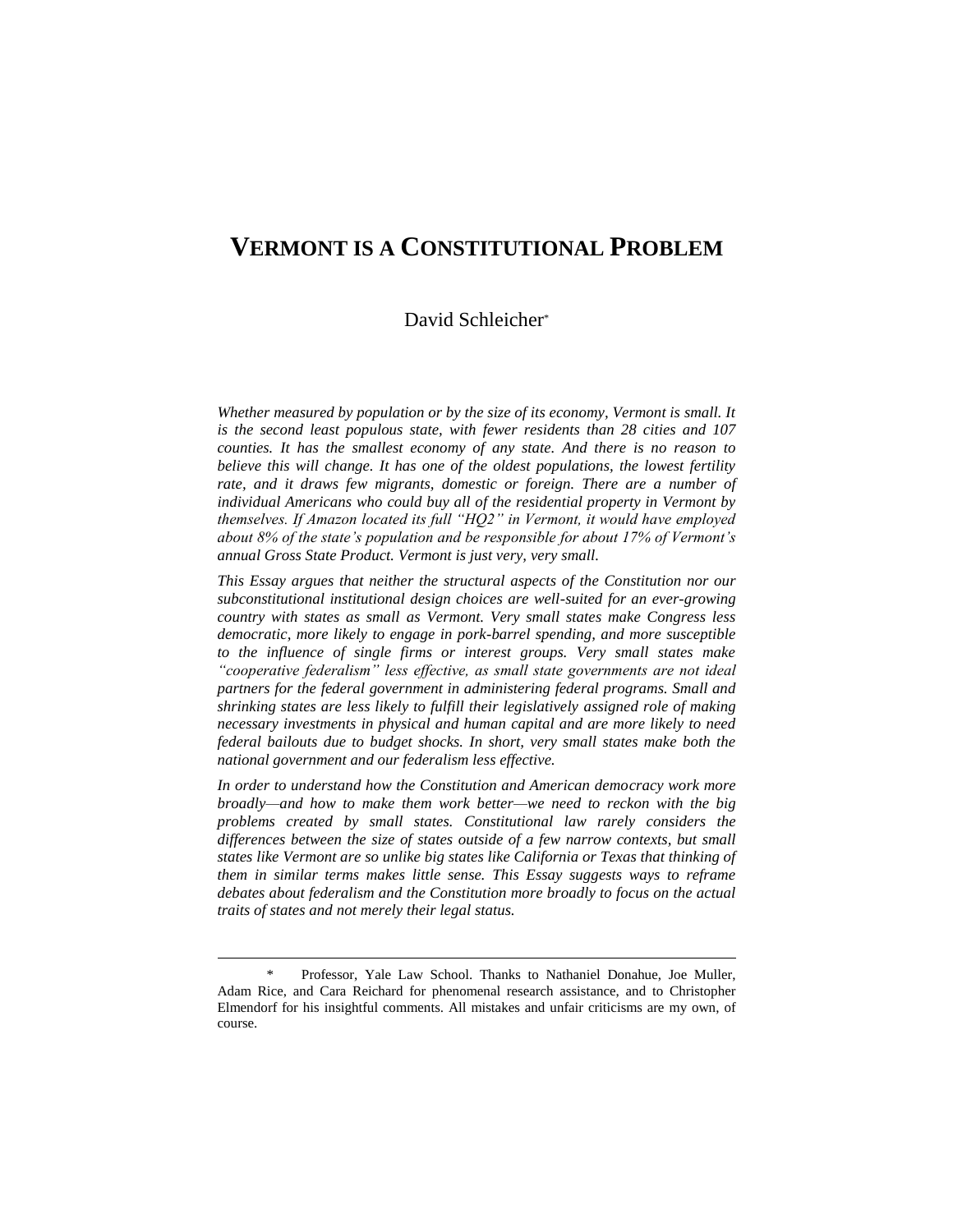# VERMONT IS A CONSTITUTIONAL PROBLEM

David Schleicher*

*Whether measured by population or by the size of its economy, Vermont is small. It is the second least populous state, with fewer residents than 28 cities and 107 counties. It has the smallest economy of any state. And there is no reason to believe this will change. It has one of the oldest populations, the lowest fertility rate, and it draws few migrants, domestic or foreign. There are a number of individual Americans who could buy all of the residential property in Vermont by themselves. If Amazon located its full "HQ2" in Vermont, it would have employed about 8% of the state's population and be responsible for about 17% of Vermont's annual Gross State Product. Vermont is just very, very small.*

*This Essay argues that neither the structural aspects of the Constitution nor our subconstitutional institutional design choices are well-suited for an ever-growing country with states as small as Vermont. Very small states make Congress less democratic, more likely to engage in pork-barrel spending, and more susceptible to the influence of single firms or interest groups. Very small states make "cooperative federalism" less effective, as small state governments are not ideal partners for the federal government in administering federal programs. Small and shrinking states are less likely to fulfill their legislatively assigned role of making necessary investments in physical and human capital and are more likely to need federal bailouts due to budget shocks. In short, very small states make both the national government and our federalism less effective.*

*In order to understand how the Constitution and American democracy work more broadly—and how to make them work better—we need to reckon with the big problems created by small states. Constitutional law rarely considers the differences between the size of states outside of a few narrow contexts, but small states like Vermont are so unlike big states like California or Texas that thinking of them in similar terms makes little sense. This Essay suggests ways to reframe debates about federalism and the Constitution more broadly to focus on the actual traits of states and not merely their legal status.*

---

\* Professor, Yale Law School. Thanks to Nathaniel Donahue, Joe Muller, Adam Rice, and Cara Reichard for phenomenal research assistance, and to Christopher Elmendorf for his insightful comments. All mistakes and unfair criticisms are my own, of course.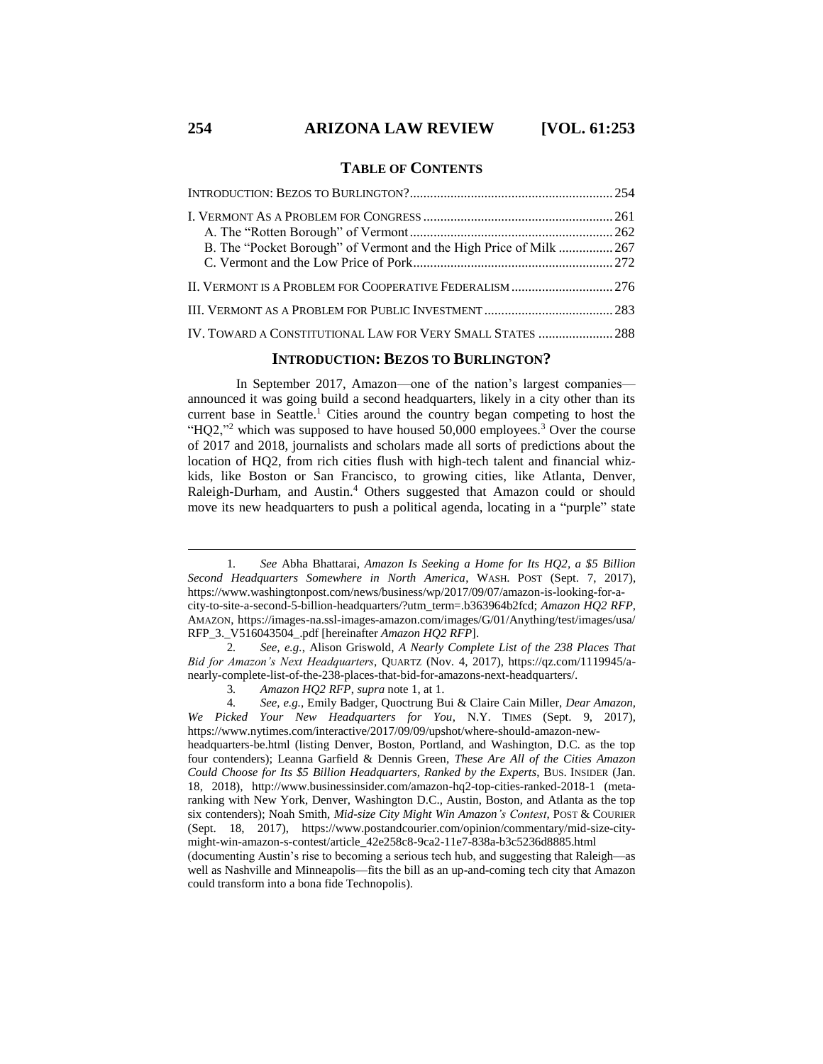## TABLE OF CONTENTS

| | |
|---|---|
| INTRODUCTION: BEZOS TO BURLINGTON? | 254 |
| I. VERMONT AS A PROBLEM FOR CONGRESS | 261 |
| A. The "Rotten Borough" of Vermont | 262 |
| B. The "Pocket Borough" of Vermont and the High Price of Milk | 267 |
| C. Vermont and the Low Price of Pork | 272 |
| II. VERMONT IS A PROBLEM FOR COOPERATIVE FEDERALISM | 276 |
| III. VERMONT AS A PROBLEM FOR PUBLIC INVESTMENT | 283 |
| IV. TOWARD A CONSTITUTIONAL LAW FOR VERY SMALL STATES | 288 |

## INTRODUCTION: BEZOS TO BURLINGTON?

In September 2017, Amazon—one of the nation's largest companies—announced it was going build a second headquarters, likely in a city other than its current base in Seattle.[1] Cities around the country began competing to host the "HQ2,"[2] which was supposed to have housed 50,000 employees.[3] Over the course of 2017 and 2018, journalists and scholars made all sorts of predictions about the location of HQ2, from rich cities flush with high-tech talent and financial whiz-kids, like Boston or San Francisco, to growing cities, like Atlanta, Denver, Raleigh-Durham, and Austin.[4] Others suggested that Amazon could or should move its new headquarters to push a political agenda, locating in a "purple" state

---

1. *See* Abha Bhattarai, *Amazon Is Seeking a Home for Its HQ2, a $5 Billion Second Headquarters Somewhere in North America*, WASH. POST (Sept. 7, 2017), https://www.washingtonpost.com/news/business/wp/2017/09/07/amazon-is-looking-for-a-city-to-site-a-second-5-billion-headquarters/?utm_term=.b363964b2fcd; *Amazon HQ2 RFP*, AMAZON, https://images-na.ssl-images-amazon.com/images/G/01/Anything/test/images/usa/RFP_3._V516043504_.pdf [hereinafter *Amazon HQ2 RFP*].

2. *See, e.g.*, Alison Griswold, *A Nearly Complete List of the 238 Places That Bid for Amazon's Next Headquarters*, QUARTZ (Nov. 4, 2017), https://qz.com/1119945/a-nearly-complete-list-of-the-238-places-that-bid-for-amazons-next-headquarters/.

3. *Amazon HQ2 RFP*, *supra* note 1, at 1.

4. *See, e.g.*, Emily Badger, Quoctrung Bui & Claire Cain Miller, *Dear Amazon, We Picked Your New Headquarters for You*, N.Y. TIMES (Sept. 9, 2017), https://www.nytimes.com/interactive/2017/09/09/upshot/where-should-amazon-new-headquarters-be.html (listing Denver, Boston, Portland, and Washington, D.C. as the top four contenders); Leanna Garfield & Dennis Green, *These Are All of the Cities Amazon Could Choose for Its $5 Billion Headquarters, Ranked by the Experts*, BUS. INSIDER (Jan. 18, 2018), http://www.businessinsider.com/amazon-hq2-top-cities-ranked-2018-1 (meta-ranking with New York, Denver, Washington D.C., Austin, Boston, and Atlanta as the top six contenders); Noah Smith, *Mid-size City Might Win Amazon's Contest*, POST & COURIER (Sept. 18, 2017), https://www.postandcourier.com/opinion/commentary/mid-size-city-might-win-amazon-s-contest/article_42e258c8-9ca2-11e7-838a-b3c5236d8885.html (documenting Austin's rise to becoming a serious tech hub, and suggesting that Raleigh—as well as Nashville and Minneapolis—fits the bill as an up-and-coming tech city that Amazon could transform into a bona fide Technopolis).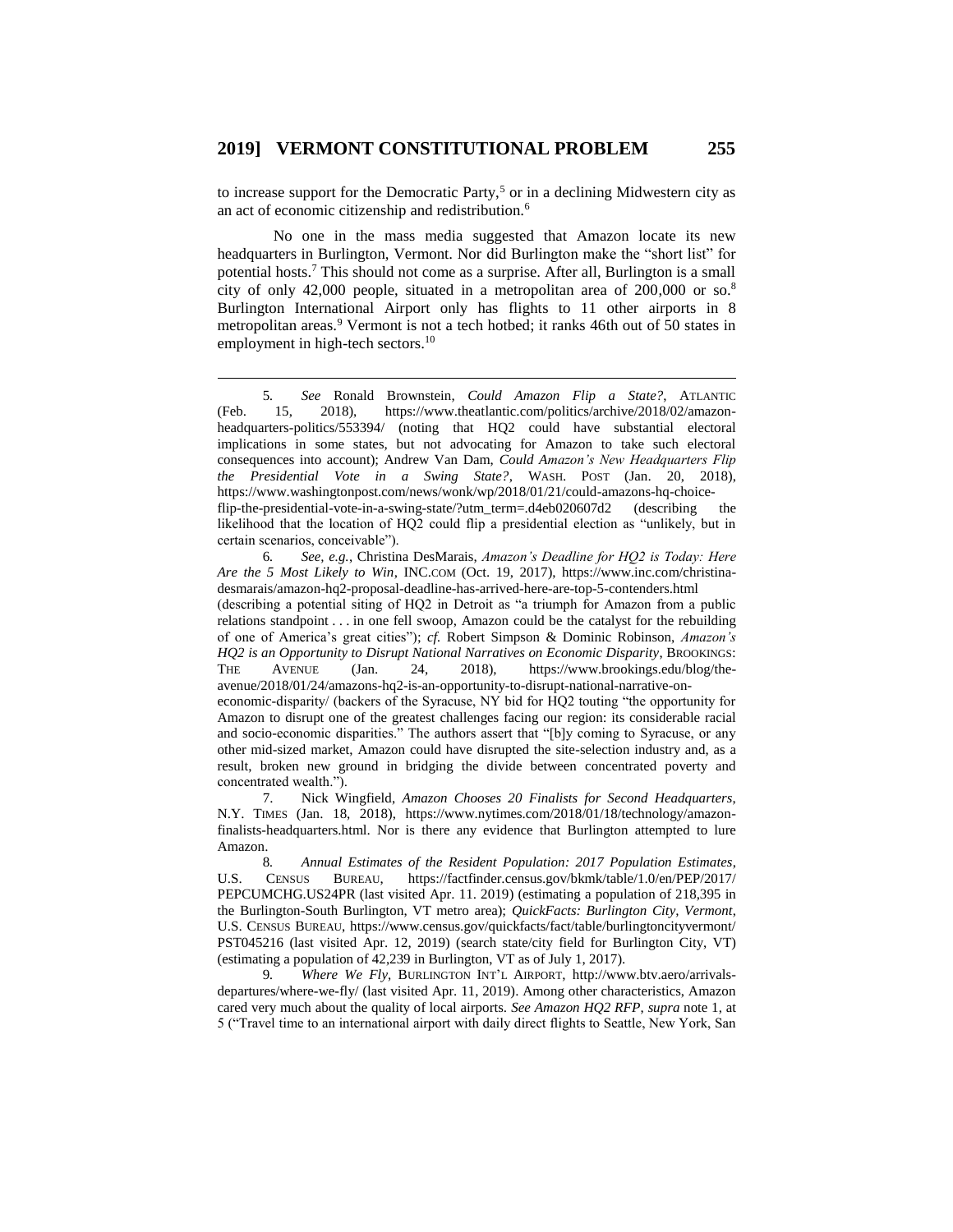to increase support for the Democratic Party,[5] or in a declining Midwestern city as an act of economic citizenship and redistribution.[6]

No one in the mass media suggested that Amazon locate its new headquarters in Burlington, Vermont. Nor did Burlington make the "short list" for potential hosts.[7] This should not come as a surprise. After all, Burlington is a small city of only 42,000 people, situated in a metropolitan area of 200,000 or so.[8] Burlington International Airport only has flights to 11 other airports in 8 metropolitan areas.[9] Vermont is not a tech hotbed; it ranks 46th out of 50 states in employment in high-tech sectors.[10]

---

5. *See* Ronald Brownstein, *Could Amazon Flip a State?*, ATLANTIC (Feb. 15, 2018), https://www.theatlantic.com/politics/archive/2018/02/amazon-headquarters-politics/553394/ (noting that HQ2 could have substantial electoral implications in some states, but not advocating for Amazon to take such electoral consequences into account); Andrew Van Dam, *Could Amazon's New Headquarters Flip the Presidential Vote in a Swing State?*, WASH. POST (Jan. 20, 2018), https://www.washingtonpost.com/news/wonk/wp/2018/01/21/could-amazons-hq-choice-flip-the-presidential-vote-in-a-swing-state/?utm_term=.d4eb020607d2 (describing the likelihood that the location of HQ2 could flip a presidential election as "unlikely, but in certain scenarios, conceivable").

6. *See, e.g.*, Christina DesMarais, *Amazon's Deadline for HQ2 is Today: Here Are the 5 Most Likely to Win*, INC.COM (Oct. 19, 2017), https://www.inc.com/christina-desmarais/amazon-hq2-proposal-deadline-has-arrived-here-are-top-5-contenders.html (describing a potential siting of HQ2 in Detroit as "a triumph for Amazon from a public relations standpoint . . . in one fell swoop, Amazon could be the catalyst for the rebuilding of one of America's great cities"); *cf.* Robert Simpson & Dominic Robinson, *Amazon's HQ2 is an Opportunity to Disrupt National Narratives on Economic Disparity*, BROOKINGS: THE AVENUE (Jan. 24, 2018), https://www.brookings.edu/blog/the-avenue/2018/01/24/amazons-hq2-is-an-opportunity-to-disrupt-national-narrative-on-economic-disparity/ (backers of the Syracuse, NY bid for HQ2 touting "the opportunity for Amazon to disrupt one of the greatest challenges facing our region: its considerable racial and socio-economic disparities." The authors assert that "[b]y coming to Syracuse, or any other mid-sized market, Amazon could have disrupted the site-selection industry and, as a result, broken new ground in bridging the divide between concentrated poverty and concentrated wealth.").

7. Nick Wingfield, *Amazon Chooses 20 Finalists for Second Headquarters*, N.Y. TIMES (Jan. 18, 2018), https://www.nytimes.com/2018/01/18/technology/amazon-finalists-headquarters.html. Nor is there any evidence that Burlington attempted to lure Amazon.

8. *Annual Estimates of the Resident Population: 2017 Population Estimates*, U.S. CENSUS BUREAU, https://factfinder.census.gov/bkmk/table/1.0/en/PEP/2017/PEPCUMCHG.US24PR (last visited Apr. 11. 2019) (estimating a population of 218,395 in the Burlington-South Burlington, VT metro area); *QuickFacts: Burlington City, Vermont*, U.S. CENSUS BUREAU, https://www.census.gov/quickfacts/fact/table/burlingtoncityvermont/PST045216 (last visited Apr. 12, 2019) (search state/city field for Burlington City, VT) (estimating a population of 42,239 in Burlington, VT as of July 1, 2017).

9. *Where We Fly*, BURLINGTON INT'L AIRPORT, http://www.btv.aero/arrivals-departures/where-we-fly/ (last visited Apr. 11, 2019). Among other characteristics, Amazon cared very much about the quality of local airports. *See Amazon HQ2 RFP*, *supra* note 1, at 5 ("Travel time to an international airport with daily direct flights to Seattle, New York, San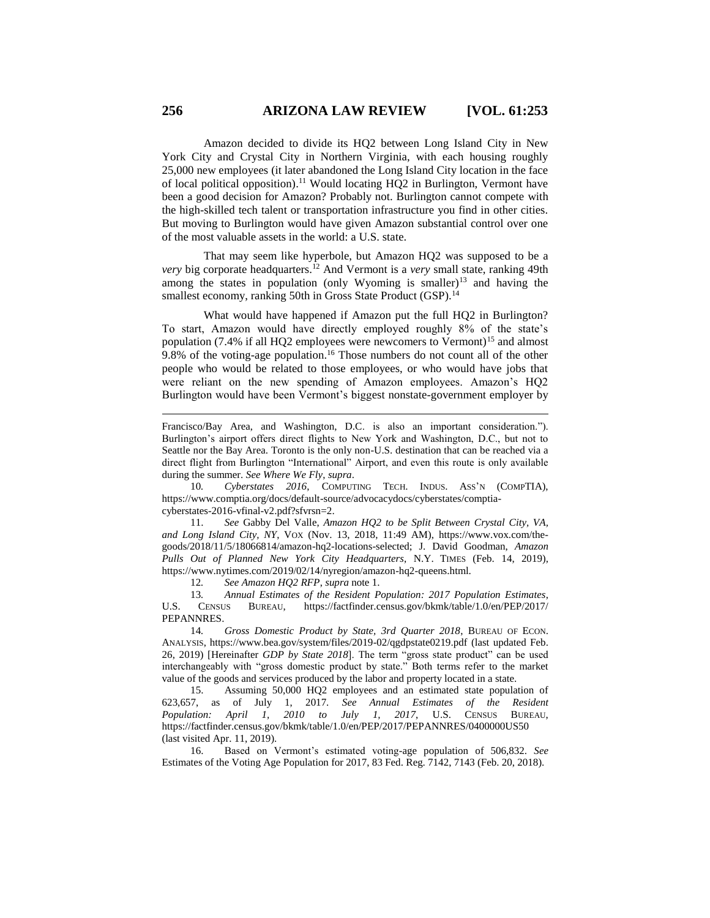Amazon decided to divide its HQ2 between Long Island City in New York City and Crystal City in Northern Virginia, with each housing roughly 25,000 new employees (it later abandoned the Long Island City location in the face of local political opposition).[11] Would locating HQ2 in Burlington, Vermont have been a good decision for Amazon? Probably not. Burlington cannot compete with the high-skilled tech talent or transportation infrastructure you find in other cities. But moving to Burlington would have given Amazon substantial control over one of the most valuable assets in the world: a U.S. state.

That may seem like hyperbole, but Amazon HQ2 was supposed to be a *very* big corporate headquarters.[12] And Vermont is a *very* small state, ranking 49th among the states in population (only Wyoming is smaller)[13] and having the smallest economy, ranking 50th in Gross State Product (GSP).[14]

What would have happened if Amazon put the full HQ2 in Burlington? To start, Amazon would have directly employed roughly 8% of the state's population (7.4% if all HQ2 employees were newcomers to Vermont)[15] and almost 9.8% of the voting-age population.[16] Those numbers do not count all of the other people who would be related to those employees, or who would have jobs that were reliant on the new spending of Amazon employees. Amazon's HQ2 Burlington would have been Vermont's biggest nonstate-government employer by

---

Francisco/Bay Area, and Washington, D.C. is also an important consideration."). Burlington's airport offers direct flights to New York and Washington, D.C., but not to Seattle nor the Bay Area. Toronto is the only non-U.S. destination that can be reached via a direct flight from Burlington "International" Airport, and even this route is only available during the summer. *See Where We Fly*, *supra*.

10. *Cyberstates 2016*, COMPUTING TECH. INDUS. ASS'N (COMPTIA), https://www.comptia.org/docs/default-source/advocacydocs/cyberstates/comptia-cyberstates-2016-vfinal-v2.pdf?sfvrsn=2.

11. *See* Gabby Del Valle, *Amazon HQ2 to be Split Between Crystal City, VA, and Long Island City, NY*, VOX (Nov. 13, 2018, 11:49 AM), https://www.vox.com/the-goods/2018/11/5/18066814/amazon-hq2-locations-selected; J. David Goodman, *Amazon Pulls Out of Planned New York City Headquarters*, N.Y. TIMES (Feb. 14, 2019), https://www.nytimes.com/2019/02/14/nyregion/amazon-hq2-queens.html.

12. *See Amazon HQ2 RFP*, *supra* note 1.

13. *Annual Estimates of the Resident Population: 2017 Population Estimates*, U.S. CENSUS BUREAU, https://factfinder.census.gov/bkmk/table/1.0/en/PEP/2017/PEPANNRES.

14. *Gross Domestic Product by State, 3rd Quarter 2018*, BUREAU OF ECON. ANALYSIS, https://www.bea.gov/system/files/2019-02/qgdpstate0219.pdf (last updated Feb. 26, 2019) [Hereinafter *GDP by State 2018*]. The term "gross state product" can be used interchangeably with "gross domestic product by state." Both terms refer to the market value of the goods and services produced by the labor and property located in a state.

15. Assuming 50,000 HQ2 employees and an estimated state population of 623,657, as of July 1, 2017. *See Annual Estimates of the Resident Population: April 1, 2010 to July 1, 2017*, U.S. CENSUS BUREAU, https://factfinder.census.gov/bkmk/table/1.0/en/PEP/2017/PEPANNRES/0400000US50 (last visited Apr. 11, 2019).

16. Based on Vermont's estimated voting-age population of 506,832. *See* Estimates of the Voting Age Population for 2017, 83 Fed. Reg. 7142, 7143 (Feb. 20, 2018).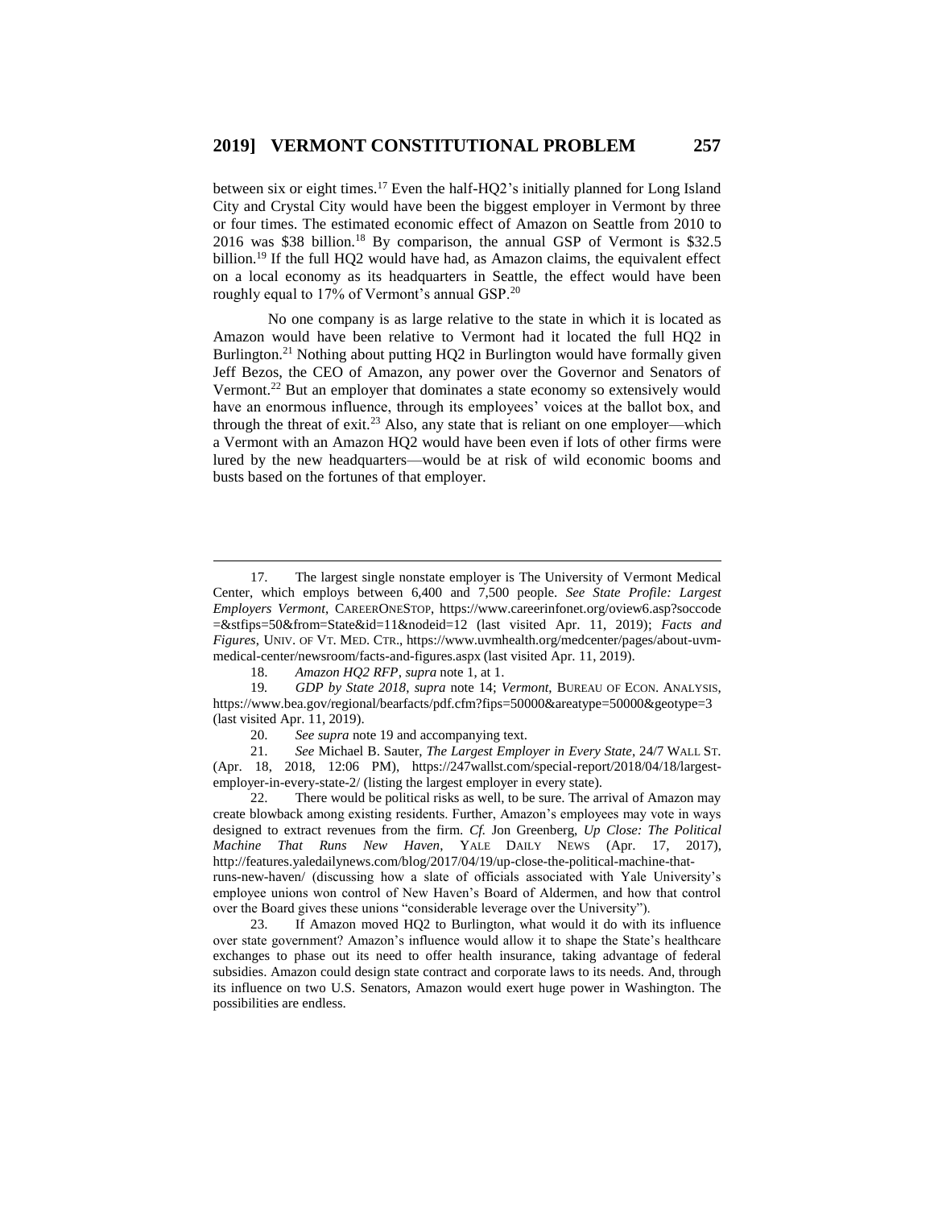between six or eight times.[17] Even the half-HQ2's initially planned for Long Island City and Crystal City would have been the biggest employer in Vermont by three or four times. The estimated economic effect of Amazon on Seattle from 2010 to 2016 was $38 billion.[18] By comparison, the annual GSP of Vermont is $32.5 billion.[19] If the full HQ2 would have had, as Amazon claims, the equivalent effect on a local economy as its headquarters in Seattle, the effect would have been roughly equal to 17% of Vermont's annual GSP.[20]

No one company is as large relative to the state in which it is located as Amazon would have been relative to Vermont had it located the full HQ2 in Burlington.[21] Nothing about putting HQ2 in Burlington would have formally given Jeff Bezos, the CEO of Amazon, any power over the Governor and Senators of Vermont.[22] But an employer that dominates a state economy so extensively would have an enormous influence, through its employees' voices at the ballot box, and through the threat of exit.[23] Also, any state that is reliant on one employer—which a Vermont with an Amazon HQ2 would have been even if lots of other firms were lured by the new headquarters—would be at risk of wild economic booms and busts based on the fortunes of that employer.

---

17. The largest single nonstate employer is The University of Vermont Medical Center, which employs between 6,400 and 7,500 people. *See State Profile: Largest Employers Vermont*, CAREERONESTOP, https://www.careerinfonet.org/oview6.asp?soccode=&stfips=50&from=State&id=11&nodeid=12 (last visited Apr. 11, 2019); *Facts and Figures*, UNIV. OF VT. MED. CTR., https://www.uvmhealth.org/medcenter/pages/about-uvm-medical-center/newsroom/facts-and-figures.aspx (last visited Apr. 11, 2019).

18. *Amazon HQ2 RFP*, *supra* note 1, at 1.

19. *GDP by State 2018*, *supra* note 14; *Vermont*, BUREAU OF ECON. ANALYSIS, https://www.bea.gov/regional/bearfacts/pdf.cfm?fips=50000&areatype=50000&geotype=3 (last visited Apr. 11, 2019).

20. *See supra* note 19 and accompanying text.

21. *See* Michael B. Sauter, *The Largest Employer in Every State*, 24/7 WALL ST. (Apr. 18, 2018, 12:06 PM), https://247wallst.com/special-report/2018/04/18/largest-employer-in-every-state-2/ (listing the largest employer in every state).

22. There would be political risks as well, to be sure. The arrival of Amazon may create blowback among existing residents. Further, Amazon's employees may vote in ways designed to extract revenues from the firm. *Cf.* Jon Greenberg, *Up Close: The Political Machine That Runs New Haven*, YALE DAILY NEWS (Apr. 17, 2017), http://features.yaledailynews.com/blog/2017/04/19/up-close-the-political-machine-that-runs-new-haven/ (discussing how a slate of officials associated with Yale University's employee unions won control of New Haven's Board of Aldermen, and how that control over the Board gives these unions "considerable leverage over the University").

23. If Amazon moved HQ2 to Burlington, what would it do with its influence over state government? Amazon's influence would allow it to shape the State's healthcare exchanges to phase out its need to offer health insurance, taking advantage of federal subsidies. Amazon could design state contract and corporate laws to its needs. And, through its influence on two U.S. Senators, Amazon would exert huge power in Washington. The possibilities are endless.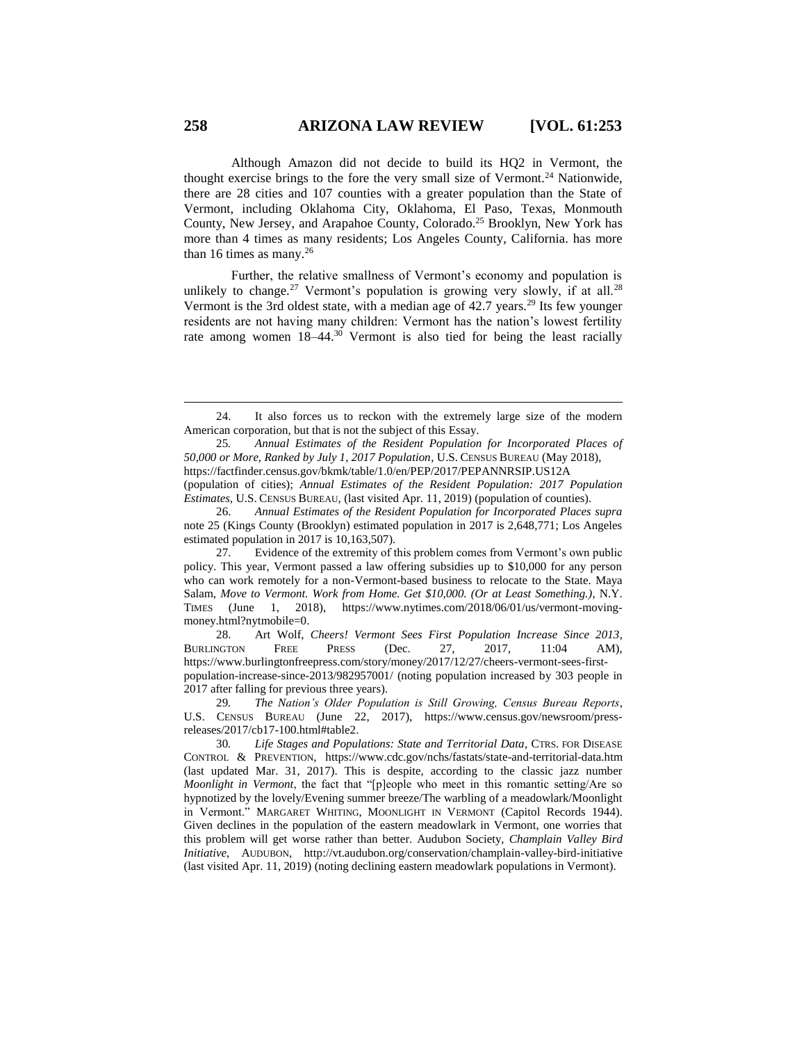Although Amazon did not decide to build its HQ2 in Vermont, the thought exercise brings to the fore the very small size of Vermont.[24] Nationwide, there are 28 cities and 107 counties with a greater population than the State of Vermont, including Oklahoma City, Oklahoma, El Paso, Texas, Monmouth County, New Jersey, and Arapahoe County, Colorado.[25] Brooklyn, New York has more than 4 times as many residents; Los Angeles County, California. has more than 16 times as many.[26]

Further, the relative smallness of Vermont's economy and population is unlikely to change.[27] Vermont's population is growing very slowly, if at all.[28] Vermont is the 3rd oldest state, with a median age of 42.7 years.[29] Its few younger residents are not having many children: Vermont has the nation's lowest fertility rate among women 18–44.[30] Vermont is also tied for being the least racially

---

24. It also forces us to reckon with the extremely large size of the modern American corporation, but that is not the subject of this Essay.

25. *Annual Estimates of the Resident Population for Incorporated Places of 50,000 or More, Ranked by July 1, 2017 Population*, U.S. CENSUS BUREAU (May 2018), https://factfinder.census.gov/bkmk/table/1.0/en/PEP/2017/PEPANNRSIP.US12A (population of cities); *Annual Estimates of the Resident Population: 2017 Population Estimates*, U.S. CENSUS BUREAU, (last visited Apr. 11, 2019) (population of counties).

26. *Annual Estimates of the Resident Population for Incorporated Places supra* note 25 (Kings County (Brooklyn) estimated population in 2017 is 2,648,771; Los Angeles estimated population in 2017 is 10,163,507).

27. Evidence of the extremity of this problem comes from Vermont's own public policy. This year, Vermont passed a law offering subsidies up to $10,000 for any person who can work remotely for a non-Vermont-based business to relocate to the State. Maya Salam, *Move to Vermont. Work from Home. Get $10,000. (Or at Least Something.)*, N.Y. TIMES (June 1, 2018), https://www.nytimes.com/2018/06/01/us/vermont-moving-money.html?nytmobile=0.

28. Art Wolf, *Cheers! Vermont Sees First Population Increase Since 2013*, BURLINGTON FREE PRESS (Dec. 27, 2017, 11:04 AM), https://www.burlingtonfreepress.com/story/money/2017/12/27/cheers-vermont-sees-first-population-increase-since-2013/982957001/ (noting population increased by 303 people in 2017 after falling for previous three years).

29. *The Nation's Older Population is Still Growing, Census Bureau Reports*, U.S. CENSUS BUREAU (June 22, 2017), https://www.census.gov/newsroom/press-releases/2017/cb17-100.html#table2.

30. *Life Stages and Populations: State and Territorial Data*, CTRS. FOR DISEASE CONTROL & PREVENTION, https://www.cdc.gov/nchs/fastats/state-and-territorial-data.htm (last updated Mar. 31, 2017). This is despite, according to the classic jazz number *Moonlight in Vermont*, the fact that "[p]eople who meet in this romantic setting/Are so hypnotized by the lovely/Evening summer breeze/The warbling of a meadowlark/Moonlight in Vermont." MARGARET WHITING, MOONLIGHT IN VERMONT (Capitol Records 1944). Given declines in the population of the eastern meadowlark in Vermont, one worries that this problem will get worse rather than better. Audubon Society, *Champlain Valley Bird Initiative*, AUDUBON, http://vt.audubon.org/conservation/champlain-valley-bird-initiative (last visited Apr. 11, 2019) (noting declining eastern meadowlark populations in Vermont).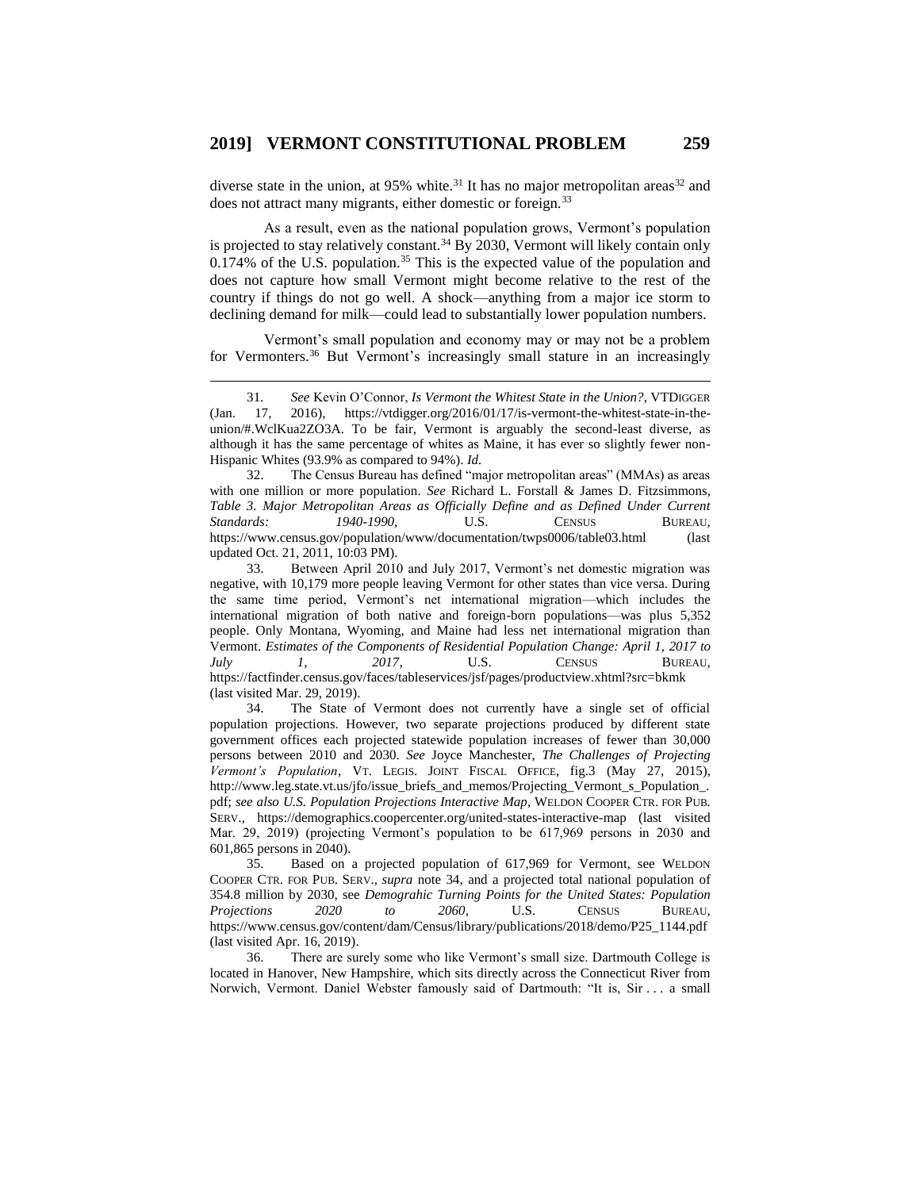diverse state in the union, at 95% white.[31] It has no major metropolitan areas[32] and does not attract many migrants, either domestic or foreign.[33]

As a result, even as the national population grows, Vermont's population is projected to stay relatively constant.[34] By 2030, Vermont will likely contain only 0.174% of the U.S. population.[35] This is the expected value of the population and does not capture how small Vermont might become relative to the rest of the country if things do not go well. A shock—anything from a major ice storm to declining demand for milk—could lead to substantially lower population numbers.

Vermont's small population and economy may or may not be a problem for Vermonters.[36] But Vermont's increasingly small stature in an increasingly

---

31. *See* Kevin O'Connor, *Is Vermont the Whitest State in the Union?*, VTDIGGER (Jan. 17, 2016), https://vtdigger.org/2016/01/17/is-vermont-the-whitest-state-in-the-union/#.WclKua2ZO3A. To be fair, Vermont is arguably the second-least diverse, as although it has the same percentage of whites as Maine, it has ever so slightly fewer non-Hispanic Whites (93.9% as compared to 94%). *Id.*

32. The Census Bureau has defined "major metropolitan areas" (MMAs) as areas with one million or more population. *See* Richard L. Forstall & James D. Fitzsimmons, *Table 3. Major Metropolitan Areas as Officially Define and as Defined Under Current Standards: 1940-1990*, U.S. CENSUS BUREAU, https://www.census.gov/population/www/documentation/twps0006/table03.html (last updated Oct. 21, 2011, 10:03 PM).

33. Between April 2010 and July 2017, Vermont's net domestic migration was negative, with 10,179 more people leaving Vermont for other states than vice versa. During the same time period, Vermont's net international migration—which includes the international migration of both native and foreign-born populations—was plus 5,352 people. Only Montana, Wyoming, and Maine had less net international migration than Vermont. *Estimates of the Components of Residential Population Change: April 1, 2017 to July 1, 2017*, U.S. CENSUS BUREAU, https://factfinder.census.gov/faces/tableservices/jsf/pages/productview.xhtml?src=bkmk (last visited Mar. 29, 2019).

34. The State of Vermont does not currently have a single set of official population projections. However, two separate projections produced by different state government offices each projected statewide population increases of fewer than 30,000 persons between 2010 and 2030. *See* Joyce Manchester, *The Challenges of Projecting Vermont's Population*, VT. LEGIS. JOINT FISCAL OFFICE, fig.3 (May 27, 2015), http://www.leg.state.vt.us/jfo/issue_briefs_and_memos/Projecting_Vermont_s_Population_.pdf; *see also U.S. Population Projections Interactive Map*, WELDON COOPER CTR. FOR PUB. SERV., https://demographics.coopercenter.org/united-states-interactive-map (last visited Mar. 29, 2019) (projecting Vermont's population to be 617,969 persons in 2030 and 601,865 persons in 2040).

35. Based on a projected population of 617,969 for Vermont, see WELDON COOPER CTR. FOR PUB. SERV., *supra* note 34, and a projected total national population of 354.8 million by 2030, see *Demograhic Turning Points for the United States: Population Projections 2020 to 2060*, U.S. CENSUS BUREAU, https://www.census.gov/content/dam/Census/library/publications/2018/demo/P25_1144.pdf (last visited Apr. 16, 2019).

36. There are surely some who like Vermont's small size. Dartmouth College is located in Hanover, New Hampshire, which sits directly across the Connecticut River from Norwich, Vermont. Daniel Webster famously said of Dartmouth: "It is, Sir . . . a small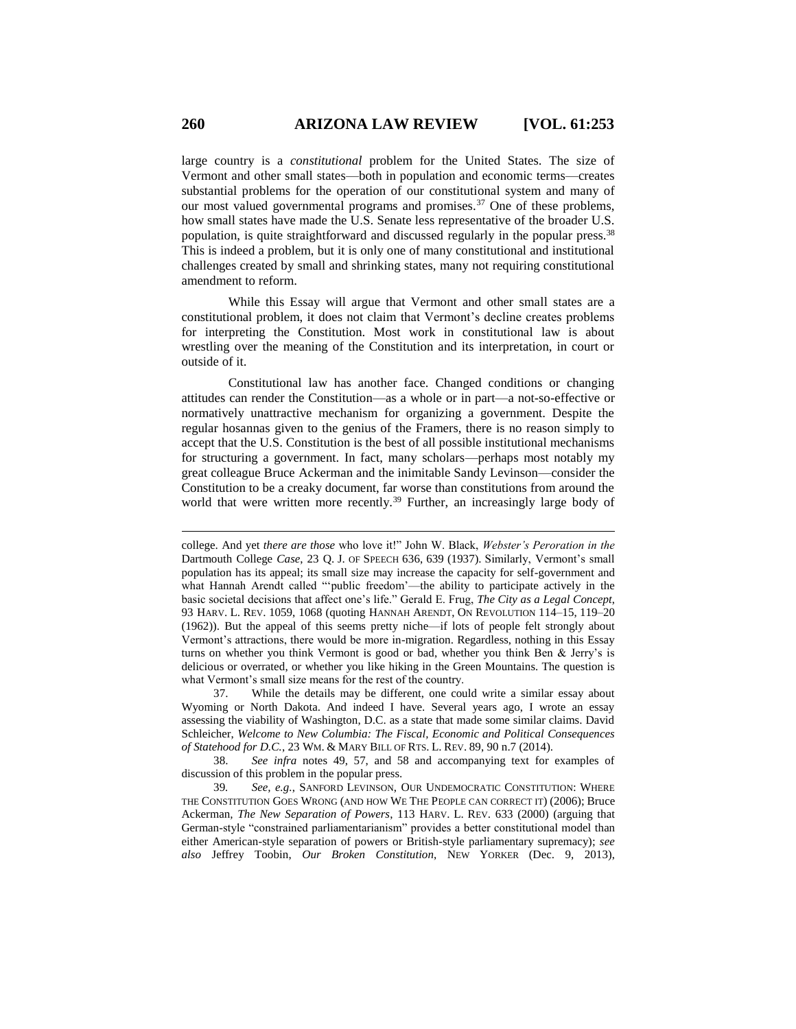large country is a *constitutional* problem for the United States. The size of Vermont and other small states—both in population and economic terms—creates substantial problems for the operation of our constitutional system and many of our most valued governmental programs and promises.[37] One of these problems, how small states have made the U.S. Senate less representative of the broader U.S. population, is quite straightforward and discussed regularly in the popular press.[38] This is indeed a problem, but it is only one of many constitutional and institutional challenges created by small and shrinking states, many not requiring constitutional amendment to reform.

While this Essay will argue that Vermont and other small states are a constitutional problem, it does not claim that Vermont's decline creates problems for interpreting the Constitution. Most work in constitutional law is about wrestling over the meaning of the Constitution and its interpretation, in court or outside of it.

Constitutional law has another face. Changed conditions or changing attitudes can render the Constitution—as a whole or in part—a not-so-effective or normatively unattractive mechanism for organizing a government. Despite the regular hosannas given to the genius of the Framers, there is no reason simply to accept that the U.S. Constitution is the best of all possible institutional mechanisms for structuring a government. In fact, many scholars—perhaps most notably my great colleague Bruce Ackerman and the inimitable Sandy Levinson—consider the Constitution to be a creaky document, far worse than constitutions from around the world that were written more recently.[39] Further, an increasingly large body of

---

college. And yet *there are those* who love it!" John W. Black, *Webster's Peroration in the* Dartmouth College *Case*, 23 Q. J. OF SPEECH 636, 639 (1937). Similarly, Vermont's small population has its appeal; its small size may increase the capacity for self-government and what Hannah Arendt called "'public freedom'—the ability to participate actively in the basic societal decisions that affect one's life." Gerald E. Frug, *The City as a Legal Concept*, 93 HARV. L. REV. 1059, 1068 (quoting HANNAH ARENDT, ON REVOLUTION 114–15, 119–20 (1962)). But the appeal of this seems pretty niche—if lots of people felt strongly about Vermont's attractions, there would be more in-migration. Regardless, nothing in this Essay turns on whether you think Vermont is good or bad, whether you think Ben & Jerry's is delicious or overrated, or whether you like hiking in the Green Mountains. The question is what Vermont's small size means for the rest of the country.

37. While the details may be different, one could write a similar essay about Wyoming or North Dakota. And indeed I have. Several years ago, I wrote an essay assessing the viability of Washington, D.C. as a state that made some similar claims. David Schleicher, *Welcome to New Columbia: The Fiscal, Economic and Political Consequences of Statehood for D.C.*, 23 WM. & MARY BILL OF RTS. L. REV. 89, 90 n.7 (2014).

38. *See infra* notes 49, 57, and 58 and accompanying text for examples of discussion of this problem in the popular press.

39. *See, e.g.*, SANFORD LEVINSON, OUR UNDEMOCRATIC CONSTITUTION: WHERE THE CONSTITUTION GOES WRONG (AND HOW WE THE PEOPLE CAN CORRECT IT) (2006); Bruce Ackerman, *The New Separation of Powers*, 113 HARV. L. REV. 633 (2000) (arguing that German-style "constrained parliamentarianism" provides a better constitutional model than either American-style separation of powers or British-style parliamentary supremacy); *see also* Jeffrey Toobin, *Our Broken Constitution*, NEW YORKER (Dec. 9, 2013),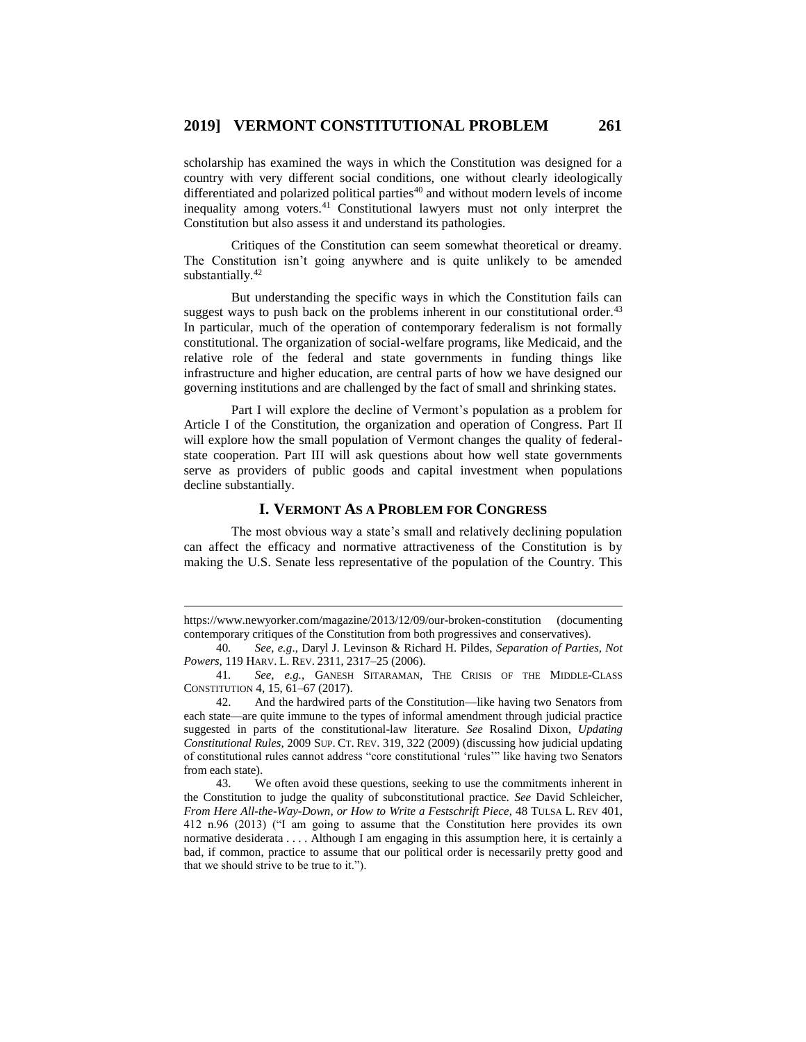scholarship has examined the ways in which the Constitution was designed for a country with very different social conditions, one without clearly ideologically differentiated and polarized political parties[40] and without modern levels of income inequality among voters.[41] Constitutional lawyers must not only interpret the Constitution but also assess it and understand its pathologies.

Critiques of the Constitution can seem somewhat theoretical or dreamy. The Constitution isn't going anywhere and is quite unlikely to be amended substantially.[42]

But understanding the specific ways in which the Constitution fails can suggest ways to push back on the problems inherent in our constitutional order.[43] In particular, much of the operation of contemporary federalism is not formally constitutional. The organization of social-welfare programs, like Medicaid, and the relative role of the federal and state governments in funding things like infrastructure and higher education, are central parts of how we have designed our governing institutions and are challenged by the fact of small and shrinking states.

Part I will explore the decline of Vermont's population as a problem for Article I of the Constitution, the organization and operation of Congress. Part II will explore how the small population of Vermont changes the quality of federal-state cooperation. Part III will ask questions about how well state governments serve as providers of public goods and capital investment when populations decline substantially.

## I. VERMONT AS A PROBLEM FOR CONGRESS

The most obvious way a state's small and relatively declining population can affect the efficacy and normative attractiveness of the Constitution is by making the U.S. Senate less representative of the population of the Country. This

---

https://www.newyorker.com/magazine/2013/12/09/our-broken-constitution (documenting contemporary critiques of the Constitution from both progressives and conservatives).

40. *See, e.g*., Daryl J. Levinson & Richard H. Pildes, *Separation of Parties, Not Powers*, 119 HARV. L. REV. 2311, 2317–25 (2006).

41. *See, e.g.*, GANESH SITARAMAN, THE CRISIS OF THE MIDDLE-CLASS CONSTITUTION 4, 15, 61–67 (2017).

42. And the hardwired parts of the Constitution—like having two Senators from each state—are quite immune to the types of informal amendment through judicial practice suggested in parts of the constitutional-law literature. *See* Rosalind Dixon, *Updating Constitutional Rules*, 2009 SUP. CT. REV. 319, 322 (2009) (discussing how judicial updating of constitutional rules cannot address "core constitutional 'rules'" like having two Senators from each state).

43. We often avoid these questions, seeking to use the commitments inherent in the Constitution to judge the quality of subconstitutional practice. *See* David Schleicher, *From Here All-the-Way-Down, or How to Write a Festschrift Piece*, 48 TULSA L. REV 401, 412 n.96 (2013) ("I am going to assume that the Constitution here provides its own normative desiderata . . . . Although I am engaging in this assumption here, it is certainly a bad, if common, practice to assume that our political order is necessarily pretty good and that we should strive to be true to it.").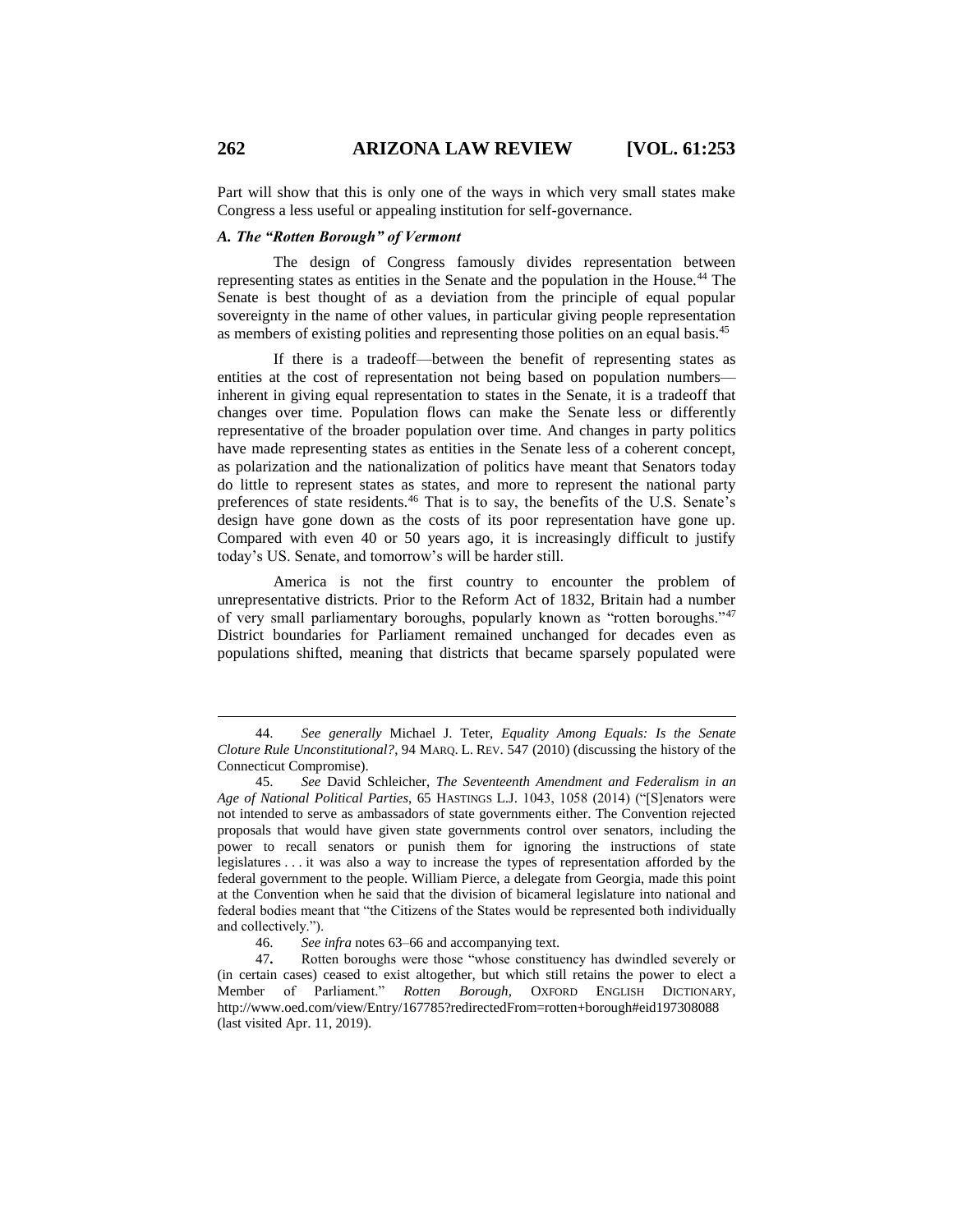Part will show that this is only one of the ways in which very small states make Congress a less useful or appealing institution for self-governance.

### *A. The "Rotten Borough" of Vermont*

The design of Congress famously divides representation between representing states as entities in the Senate and the population in the House.[44] The Senate is best thought of as a deviation from the principle of equal popular sovereignty in the name of other values, in particular giving people representation as members of existing polities and representing those polities on an equal basis.[45]

If there is a tradeoff—between the benefit of representing states as entities at the cost of representation not being based on population numbers—inherent in giving equal representation to states in the Senate, it is a tradeoff that changes over time. Population flows can make the Senate less or differently representative of the broader population over time. And changes in party politics have made representing states as entities in the Senate less of a coherent concept, as polarization and the nationalization of politics have meant that Senators today do little to represent states as states, and more to represent the national party preferences of state residents.[46] That is to say, the benefits of the U.S. Senate's design have gone down as the costs of its poor representation have gone up. Compared with even 40 or 50 years ago, it is increasingly difficult to justify today's US. Senate, and tomorrow's will be harder still.

America is not the first country to encounter the problem of unrepresentative districts. Prior to the Reform Act of 1832, Britain had a number of very small parliamentary boroughs, popularly known as "rotten boroughs."[47] District boundaries for Parliament remained unchanged for decades even as populations shifted, meaning that districts that became sparsely populated were

---

44. *See generally* Michael J. Teter, *Equality Among Equals: Is the Senate Cloture Rule Unconstitutional?*, 94 MARQ. L. REV. 547 (2010) (discussing the history of the Connecticut Compromise).

45. *See* David Schleicher, *The Seventeenth Amendment and Federalism in an Age of National Political Parties*, 65 HASTINGS L.J. 1043, 1058 (2014) ("[S]enators were not intended to serve as ambassadors of state governments either. The Convention rejected proposals that would have given state governments control over senators, including the power to recall senators or punish them for ignoring the instructions of state legislatures . . . it was also a way to increase the types of representation afforded by the federal government to the people. William Pierce, a delegate from Georgia, made this point at the Convention when he said that the division of bicameral legislature into national and federal bodies meant that "the Citizens of the States would be represented both individually and collectively.").

46. *See infra* notes 63–66 and accompanying text.

47. Rotten boroughs were those "whose constituency has dwindled severely or (in certain cases) ceased to exist altogether, but which still retains the power to elect a Member of Parliament." *Rotten Borough*, OXFORD ENGLISH DICTIONARY, http://www.oed.com/view/Entry/167785?redirectedFrom=rotten+borough#eid197308088 (last visited Apr. 11, 2019).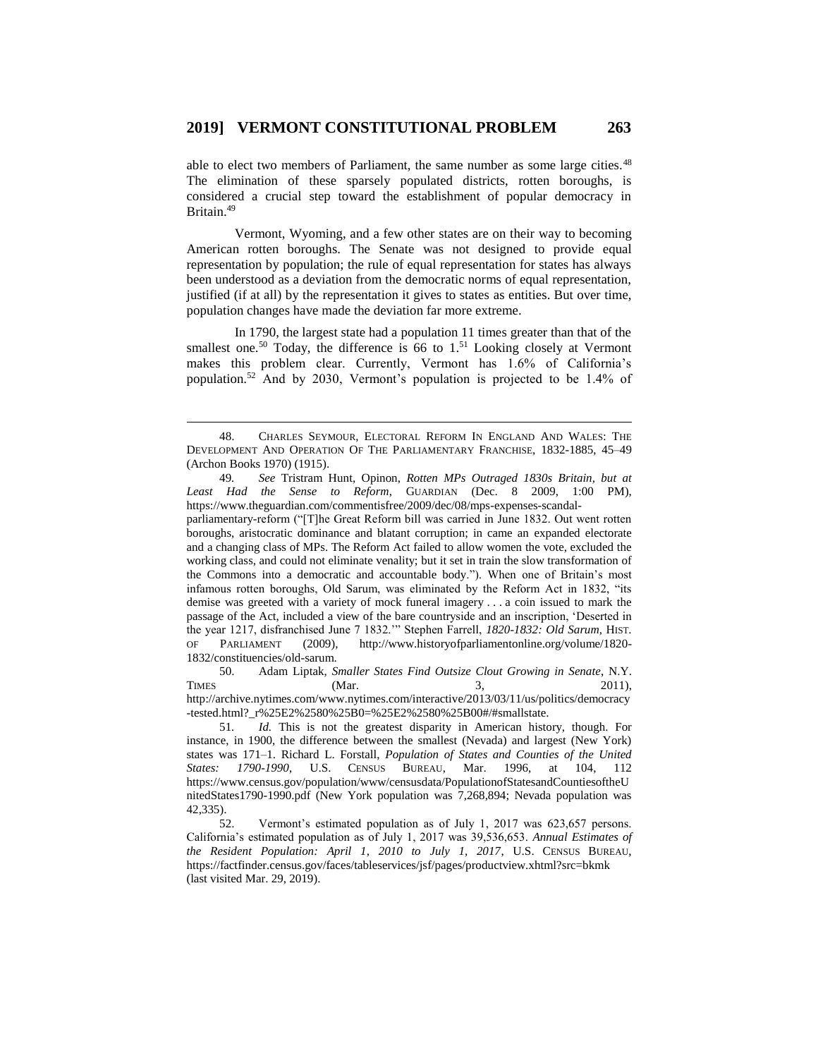able to elect two members of Parliament, the same number as some large cities.[48] The elimination of these sparsely populated districts, rotten boroughs, is considered a crucial step toward the establishment of popular democracy in Britain.[49]

Vermont, Wyoming, and a few other states are on their way to becoming American rotten boroughs. The Senate was not designed to provide equal representation by population; the rule of equal representation for states has always been understood as a deviation from the democratic norms of equal representation, justified (if at all) by the representation it gives to states as entities. But over time, population changes have made the deviation far more extreme.

In 1790, the largest state had a population 11 times greater than that of the smallest one.[50] Today, the difference is 66 to 1.[51] Looking closely at Vermont makes this problem clear. Currently, Vermont has 1.6% of California's population.[52] And by 2030, Vermont's population is projected to be 1.4% of

---

48. CHARLES SEYMOUR, ELECTORAL REFORM IN ENGLAND AND WALES: THE DEVELOPMENT AND OPERATION OF THE PARLIAMENTARY FRANCHISE, 1832-1885, 45–49 (Archon Books 1970) (1915).

49. *See* Tristram Hunt, Opinon, *Rotten MPs Outraged 1830s Britain, but at Least Had the Sense to Reform*, GUARDIAN (Dec. 8 2009, 1:00 PM), https://www.theguardian.com/commentisfree/2009/dec/08/mps-expenses-scandal-parliamentary-reform ("[T]he Great Reform bill was carried in June 1832. Out went rotten boroughs, aristocratic dominance and blatant corruption; in came an expanded electorate and a changing class of MPs. The Reform Act failed to allow women the vote, excluded the working class, and could not eliminate venality; but it set in train the slow transformation of the Commons into a democratic and accountable body."). When one of Britain's most infamous rotten boroughs, Old Sarum, was eliminated by the Reform Act in 1832, "its demise was greeted with a variety of mock funeral imagery . . . a coin issued to mark the passage of the Act, included a view of the bare countryside and an inscription, 'Deserted in the year 1217, disfranchised June 7 1832.'" Stephen Farrell, *1820-1832: Old Sarum*, HIST. OF PARLIAMENT (2009), http://www.historyofparliamentonline.org/volume/1820-1832/constituencies/old-sarum.

50. Adam Liptak, *Smaller States Find Outsize Clout Growing in Senate*, N.Y. TIMES (Mar. 3, 2011), http://archive.nytimes.com/www.nytimes.com/interactive/2013/03/11/us/politics/democracy-tested.html?_r%25E2%2580%25B0=%25E2%2580%25B00#/#smallstate.

51. *Id.* This is not the greatest disparity in American history, though. For instance, in 1900, the difference between the smallest (Nevada) and largest (New York) states was 171–1. Richard L. Forstall, *Population of States and Counties of the United States: 1790-1990*, U.S. CENSUS BUREAU, Mar. 1996, at 104, 112 https://www.census.gov/population/www/censusdata/PopulationofStatesandCountiesoftheUnitedStates1790-1990.pdf (New York population was 7,268,894; Nevada population was 42,335).

52. Vermont's estimated population as of July 1, 2017 was 623,657 persons. California's estimated population as of July 1, 2017 was 39,536,653. *Annual Estimates of the Resident Population: April 1, 2010 to July 1, 2017*, U.S. CENSUS BUREAU, https://factfinder.census.gov/faces/tableservices/jsf/pages/productview.xhtml?src=bkmk (last visited Mar. 29, 2019).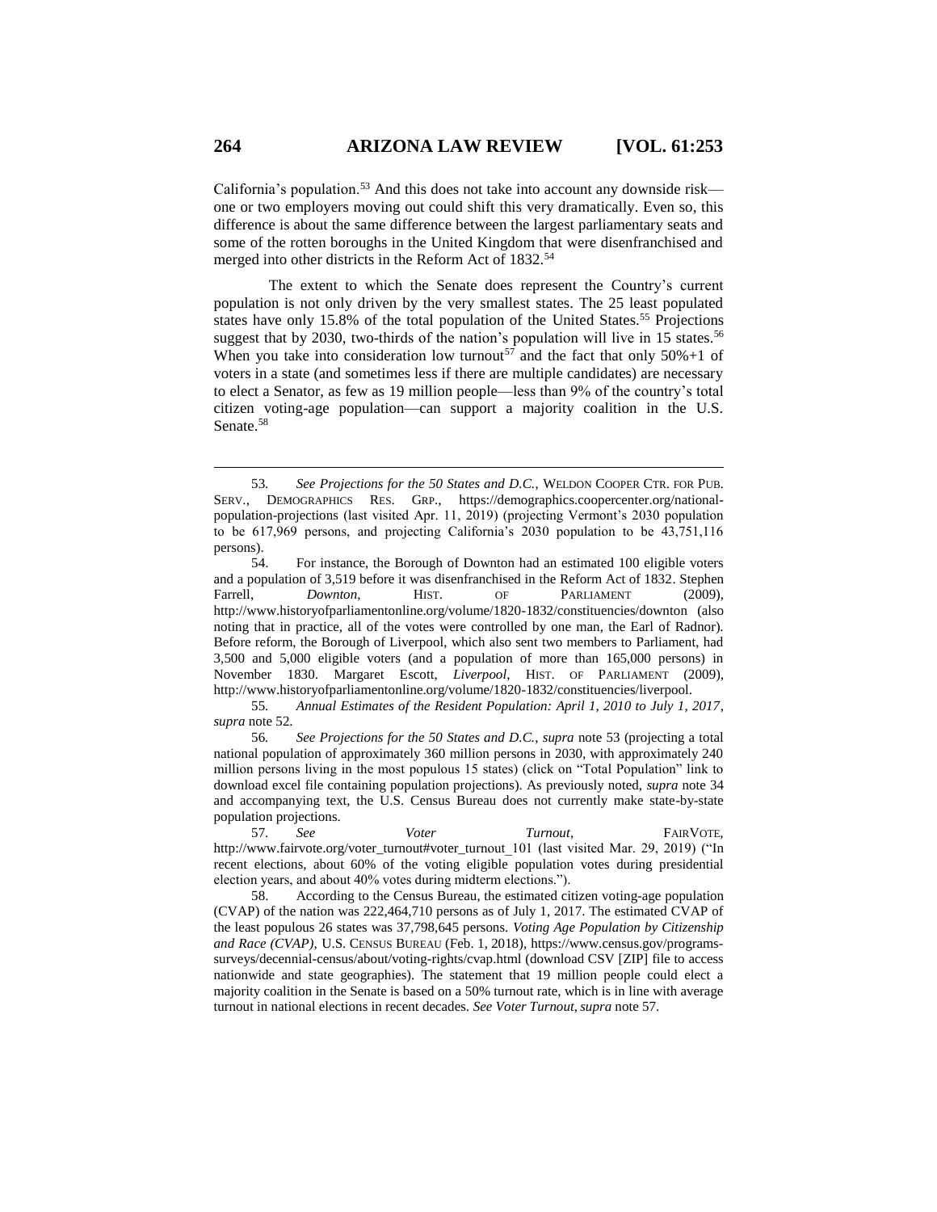California's population.[53] And this does not take into account any downside risk—one or two employers moving out could shift this very dramatically. Even so, this difference is about the same difference between the largest parliamentary seats and some of the rotten boroughs in the United Kingdom that were disenfranchised and merged into other districts in the Reform Act of 1832.[54]

The extent to which the Senate does represent the Country's current population is not only driven by the very smallest states. The 25 least populated states have only 15.8% of the total population of the United States.[55] Projections suggest that by 2030, two-thirds of the nation's population will live in 15 states.[56] When you take into consideration low turnout[57] and the fact that only 50%+1 of voters in a state (and sometimes less if there are multiple candidates) are necessary to elect a Senator, as few as 19 million people—less than 9% of the country's total citizen voting-age population—can support a majority coalition in the U.S. Senate.[58]

---

53. *See Projections for the 50 States and D.C.*, WELDON COOPER CTR. FOR PUB. SERV., DEMOGRAPHICS RES. GRP., https://demographics.coopercenter.org/national-population-projections (last visited Apr. 11, 2019) (projecting Vermont's 2030 population to be 617,969 persons, and projecting California's 2030 population to be 43,751,116 persons).

54. For instance, the Borough of Downton had an estimated 100 eligible voters and a population of 3,519 before it was disenfranchised in the Reform Act of 1832. Stephen Farrell, *Downton*, HIST. OF PARLIAMENT (2009), http://www.historyofparliamentonline.org/volume/1820-1832/constituencies/downton (also noting that in practice, all of the votes were controlled by one man, the Earl of Radnor). Before reform, the Borough of Liverpool, which also sent two members to Parliament, had 3,500 and 5,000 eligible voters (and a population of more than 165,000 persons) in November 1830. Margaret Escott, *Liverpool*, HIST. OF PARLIAMENT (2009), http://www.historyofparliamentonline.org/volume/1820-1832/constituencies/liverpool.

55. *Annual Estimates of the Resident Population: April 1, 2010 to July 1, 2017*, *supra* note 52.

56. *See Projections for the 50 States and D.C.*, *supra* note 53 (projecting a total national population of approximately 360 million persons in 2030, with approximately 240 million persons living in the most populous 15 states) (click on "Total Population" link to download excel file containing population projections). As previously noted, *supra* note 34 and accompanying text, the U.S. Census Bureau does not currently make state-by-state population projections.

57. *See Voter Turnout*, FAIRVOTE, http://www.fairvote.org/voter_turnout#voter_turnout_101 (last visited Mar. 29, 2019) ("In recent elections, about 60% of the voting eligible population votes during presidential election years, and about 40% votes during midterm elections.").

58. According to the Census Bureau, the estimated citizen voting-age population (CVAP) of the nation was 222,464,710 persons as of July 1, 2017. The estimated CVAP of the least populous 26 states was 37,798,645 persons. *Voting Age Population by Citizenship and Race (CVAP)*, U.S. CENSUS BUREAU (Feb. 1, 2018), https://www.census.gov/programs-surveys/decennial-census/about/voting-rights/cvap.html (download CSV [ZIP] file to access nationwide and state geographies). The statement that 19 million people could elect a majority coalition in the Senate is based on a 50% turnout rate, which is in line with average turnout in national elections in recent decades. *See Voter Turnout*, *supra* note 57.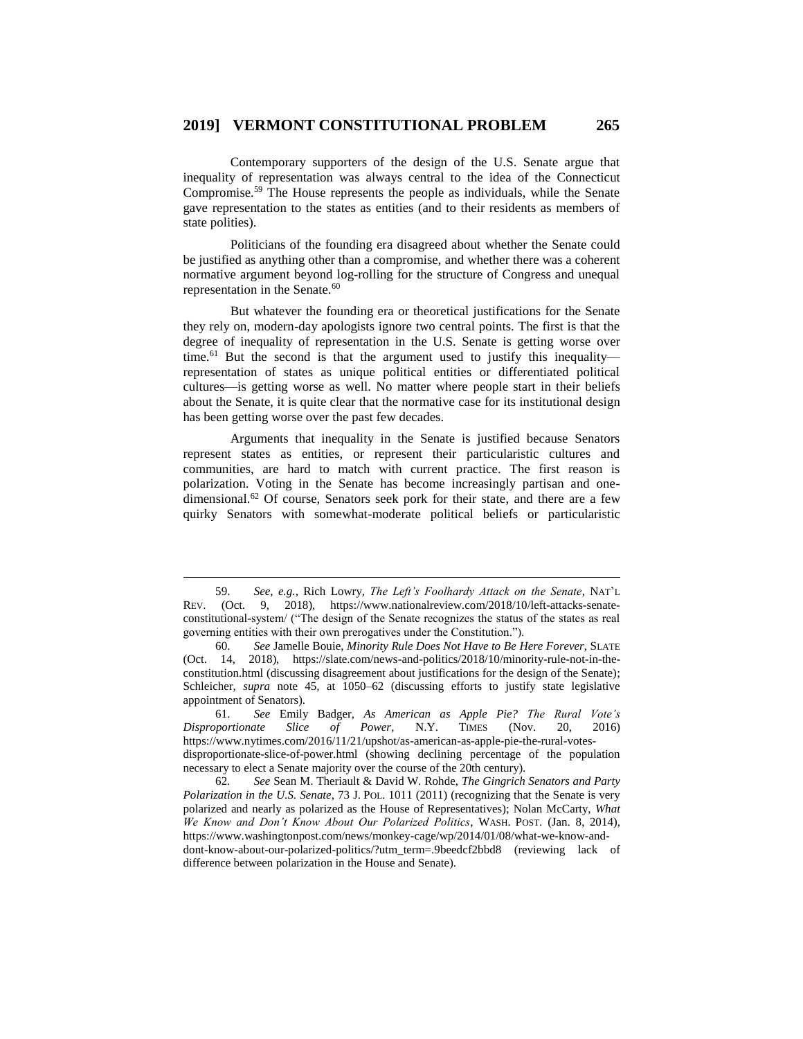Contemporary supporters of the design of the U.S. Senate argue that inequality of representation was always central to the idea of the Connecticut Compromise.[59] The House represents the people as individuals, while the Senate gave representation to the states as entities (and to their residents as members of state polities).

Politicians of the founding era disagreed about whether the Senate could be justified as anything other than a compromise, and whether there was a coherent normative argument beyond log-rolling for the structure of Congress and unequal representation in the Senate.[60]

But whatever the founding era or theoretical justifications for the Senate they rely on, modern-day apologists ignore two central points. The first is that the degree of inequality of representation in the U.S. Senate is getting worse over time.[61] But the second is that the argument used to justify this inequality—representation of states as unique political entities or differentiated political cultures—is getting worse as well. No matter where people start in their beliefs about the Senate, it is quite clear that the normative case for its institutional design has been getting worse over the past few decades.

Arguments that inequality in the Senate is justified because Senators represent states as entities, or represent their particularistic cultures and communities, are hard to match with current practice. The first reason is polarization. Voting in the Senate has become increasingly partisan and one-dimensional.[62] Of course, Senators seek pork for their state, and there are a few quirky Senators with somewhat-moderate political beliefs or particularistic

---

59. *See, e.g.*, Rich Lowry, *The Left's Foolhardy Attack on the Senate*, NAT'L REV. (Oct. 9, 2018), https://www.nationalreview.com/2018/10/left-attacks-senate-constitutional-system/ ("The design of the Senate recognizes the status of the states as real governing entities with their own prerogatives under the Constitution.").

60. *See* Jamelle Bouie, *Minority Rule Does Not Have to Be Here Forever*, SLATE (Oct. 14, 2018), https://slate.com/news-and-politics/2018/10/minority-rule-not-in-the-constitution.html (discussing disagreement about justifications for the design of the Senate); Schleicher, *supra* note 45, at 1050–62 (discussing efforts to justify state legislative appointment of Senators).

61. *See* Emily Badger, *As American as Apple Pie? The Rural Vote's Disproportionate Slice of Power*, N.Y. TIMES (Nov. 20, 2016) https://www.nytimes.com/2016/11/21/upshot/as-american-as-apple-pie-the-rural-votes-disproportionate-slice-of-power.html (showing declining percentage of the population necessary to elect a Senate majority over the course of the 20th century).

62. *See* Sean M. Theriault & David W. Rohde, *The Gingrich Senators and Party Polarization in the U.S. Senate*, 73 J. POL. 1011 (2011) (recognizing that the Senate is very polarized and nearly as polarized as the House of Representatives); Nolan McCarty, *What We Know and Don't Know About Our Polarized Politics*, WASH. POST. (Jan. 8, 2014), https://www.washingtonpost.com/news/monkey-cage/wp/2014/01/08/what-we-know-and-dont-know-about-our-polarized-politics/?utm_term=.9beedcf2bbd8 (reviewing lack of difference between polarization in the House and Senate).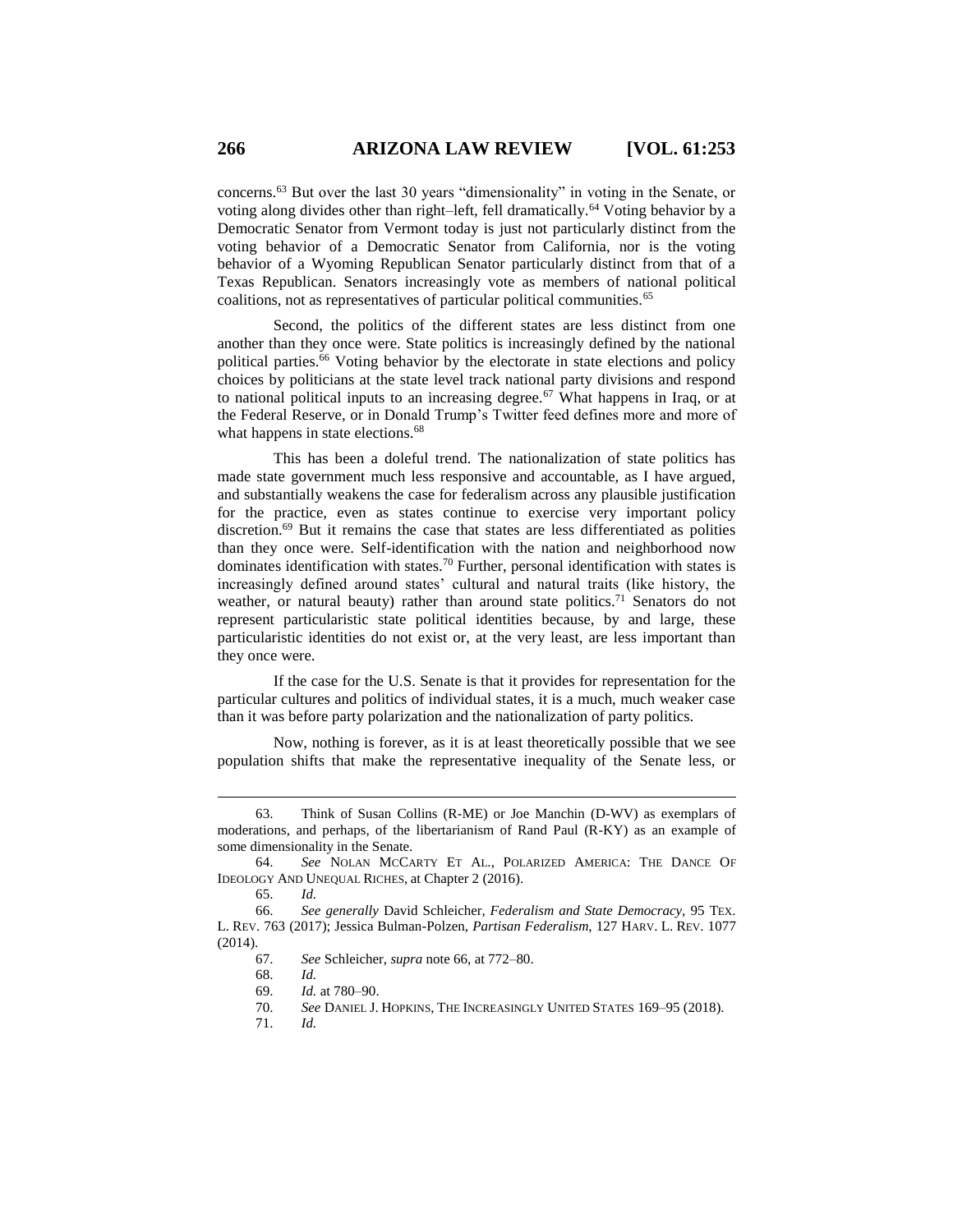concerns.[63] But over the last 30 years "dimensionality" in voting in the Senate, or voting along divides other than right–left, fell dramatically.[64] Voting behavior by a Democratic Senator from Vermont today is just not particularly distinct from the voting behavior of a Democratic Senator from California, nor is the voting behavior of a Wyoming Republican Senator particularly distinct from that of a Texas Republican. Senators increasingly vote as members of national political coalitions, not as representatives of particular political communities.[65]

Second, the politics of the different states are less distinct from one another than they once were. State politics is increasingly defined by the national political parties.[66] Voting behavior by the electorate in state elections and policy choices by politicians at the state level track national party divisions and respond to national political inputs to an increasing degree.[67] What happens in Iraq, or at the Federal Reserve, or in Donald Trump's Twitter feed defines more and more of what happens in state elections.[68]

This has been a doleful trend. The nationalization of state politics has made state government much less responsive and accountable, as I have argued, and substantially weakens the case for federalism across any plausible justification for the practice, even as states continue to exercise very important policy discretion.[69] But it remains the case that states are less differentiated as polities than they once were. Self-identification with the nation and neighborhood now dominates identification with states.[70] Further, personal identification with states is increasingly defined around states' cultural and natural traits (like history, the weather, or natural beauty) rather than around state politics.[71] Senators do not represent particularistic state political identities because, by and large, these particularistic identities do not exist or, at the very least, are less important than they once were.

If the case for the U.S. Senate is that it provides for representation for the particular cultures and politics of individual states, it is a much, much weaker case than it was before party polarization and the nationalization of party politics.

Now, nothing is forever, as it is at least theoretically possible that we see population shifts that make the representative inequality of the Senate less, or

---

63. Think of Susan Collins (R-ME) or Joe Manchin (D-WV) as exemplars of moderations, and perhaps, of the libertarianism of Rand Paul (R-KY) as an example of some dimensionality in the Senate.

64. *See* NOLAN MCCARTY ET AL., POLARIZED AMERICA: THE DANCE OF IDEOLOGY AND UNEQUAL RICHES, at Chapter 2 (2016).

65. *Id.*

66. *See generally* David Schleicher, *Federalism and State Democracy*, 95 TEX. L. REV. 763 (2017); Jessica Bulman-Polzen, *Partisan Federalism*, 127 HARV. L. REV. 1077 (2014).

67. *See* Schleicher, *supra* note 66, at 772–80.

68. *Id.*

69. *Id.* at 780–90.

70. *See* DANIEL J. HOPKINS, THE INCREASINGLY UNITED STATES 169–95 (2018).

71. *Id.*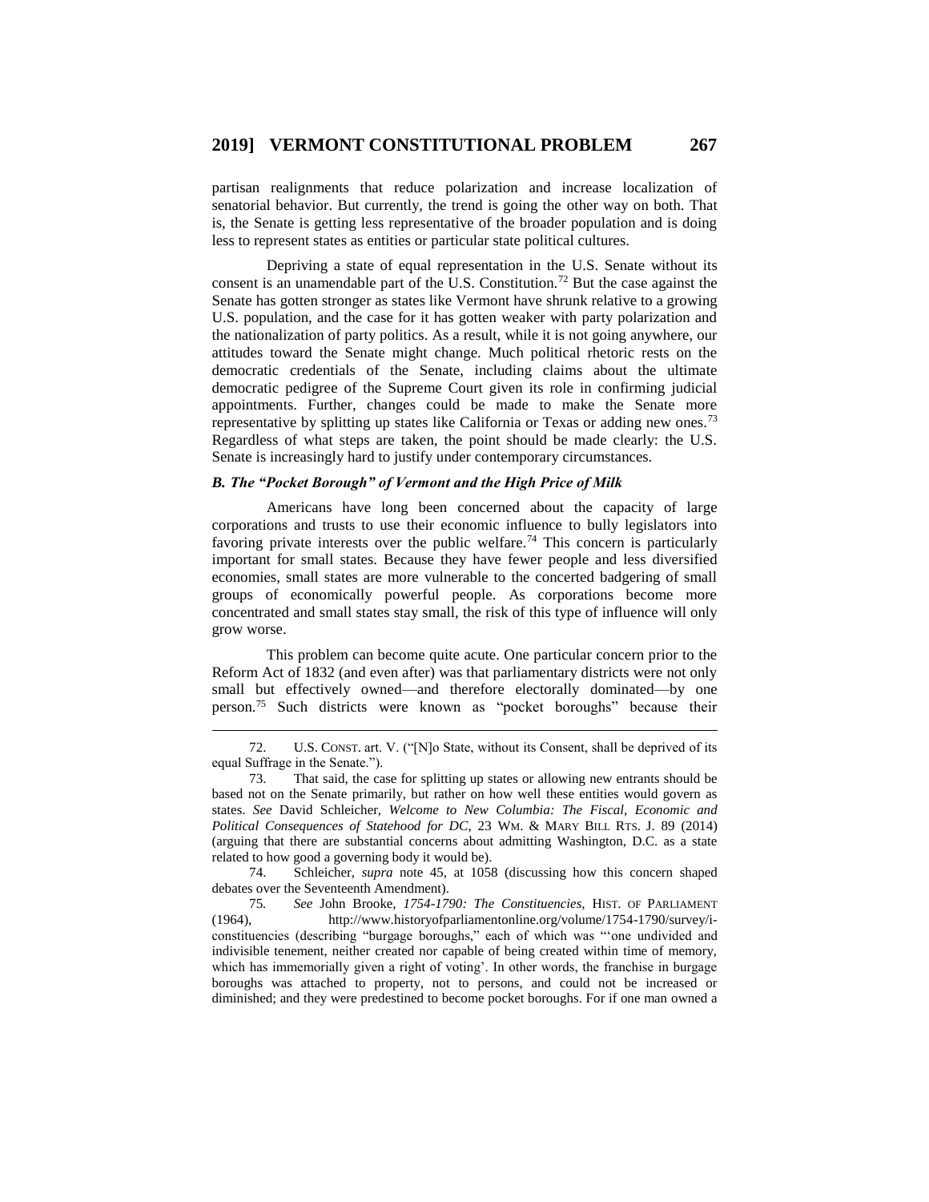partisan realignments that reduce polarization and increase localization of senatorial behavior. But currently, the trend is going the other way on both. That is, the Senate is getting less representative of the broader population and is doing less to represent states as entities or particular state political cultures.

Depriving a state of equal representation in the U.S. Senate without its consent is an unamendable part of the U.S. Constitution.[72] But the case against the Senate has gotten stronger as states like Vermont have shrunk relative to a growing U.S. population, and the case for it has gotten weaker with party polarization and the nationalization of party politics. As a result, while it is not going anywhere, our attitudes toward the Senate might change. Much political rhetoric rests on the democratic credentials of the Senate, including claims about the ultimate democratic pedigree of the Supreme Court given its role in confirming judicial appointments. Further, changes could be made to make the Senate more representative by splitting up states like California or Texas or adding new ones.[73] Regardless of what steps are taken, the point should be made clearly: the U.S. Senate is increasingly hard to justify under contemporary circumstances.

### *B. The "Pocket Borough" of Vermont and the High Price of Milk*

Americans have long been concerned about the capacity of large corporations and trusts to use their economic influence to bully legislators into favoring private interests over the public welfare.[74] This concern is particularly important for small states. Because they have fewer people and less diversified economies, small states are more vulnerable to the concerted badgering of small groups of economically powerful people. As corporations become more concentrated and small states stay small, the risk of this type of influence will only grow worse.

This problem can become quite acute. One particular concern prior to the Reform Act of 1832 (and even after) was that parliamentary districts were not only small but effectively owned—and therefore electorally dominated—by one person.[75] Such districts were known as "pocket boroughs" because their

---

72. U.S. CONST. art. V. ("[N]o State, without its Consent, shall be deprived of its equal Suffrage in the Senate.").

73. That said, the case for splitting up states or allowing new entrants should be based not on the Senate primarily, but rather on how well these entities would govern as states. *See* David Schleicher, *Welcome to New Columbia: The Fiscal, Economic and Political Consequences of Statehood for DC*, 23 WM. & MARY BILL RTS. J. 89 (2014) (arguing that there are substantial concerns about admitting Washington, D.C. as a state related to how good a governing body it would be).

74. Schleicher, *supra* note 45, at 1058 (discussing how this concern shaped debates over the Seventeenth Amendment).

75. *See* John Brooke, *1754-1790: The Constituencies*, HIST. OF PARLIAMENT (1964), http://www.historyofparliamentonline.org/volume/1754-1790/survey/i-constituencies (describing "burgage boroughs," each of which was "'one undivided and indivisible tenement, neither created nor capable of being created within time of memory, which has immemorially given a right of voting'. In other words, the franchise in burgage boroughs was attached to property, not to persons, and could not be increased or diminished; and they were predestined to become pocket boroughs. For if one man owned a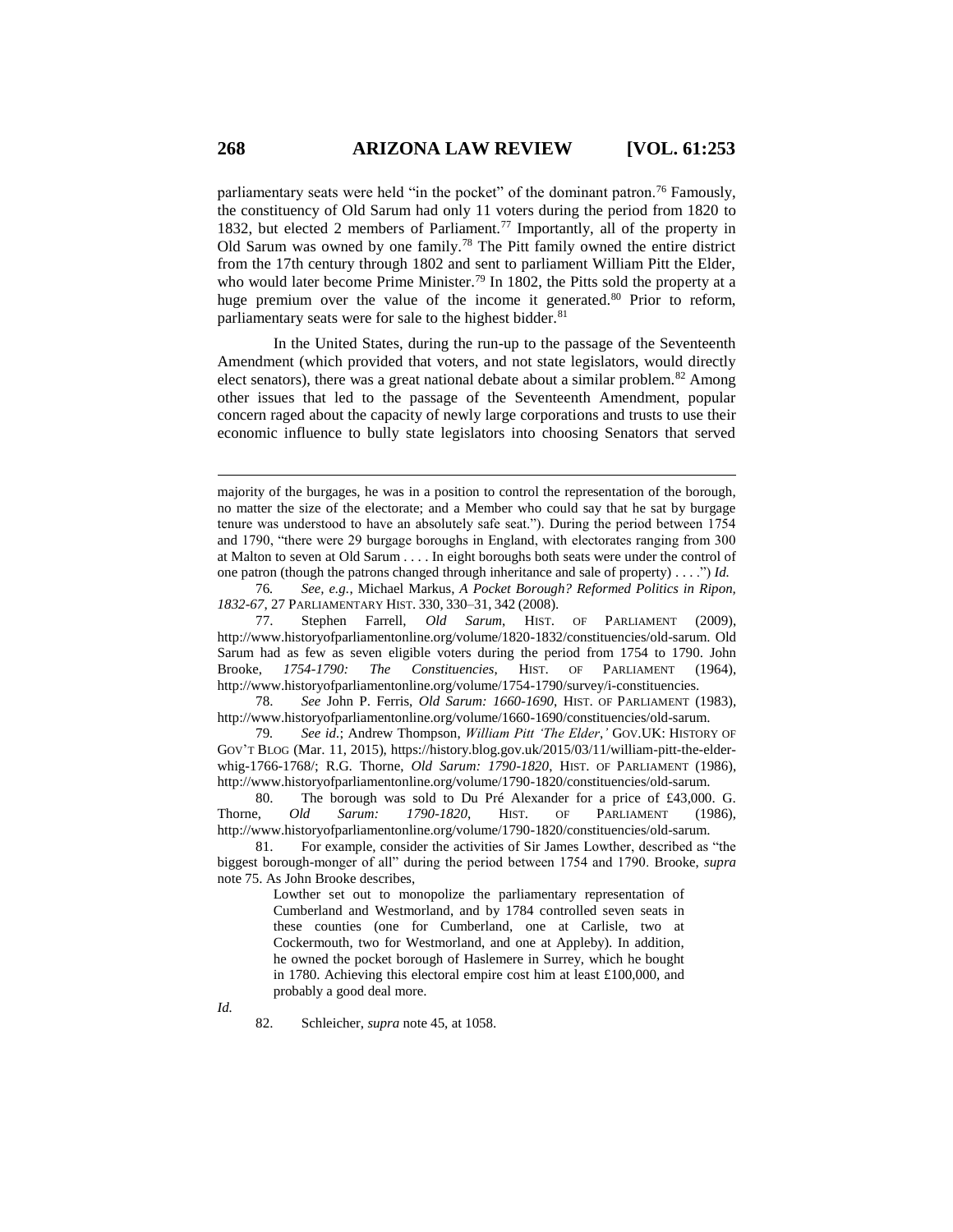parliamentary seats were held "in the pocket" of the dominant patron.[76] Famously, the constituency of Old Sarum had only 11 voters during the period from 1820 to 1832, but elected 2 members of Parliament.[77] Importantly, all of the property in Old Sarum was owned by one family.[78] The Pitt family owned the entire district from the 17th century through 1802 and sent to parliament William Pitt the Elder, who would later become Prime Minister.[79] In 1802, the Pitts sold the property at a huge premium over the value of the income it generated.[80] Prior to reform, parliamentary seats were for sale to the highest bidder.[81]

In the United States, during the run-up to the passage of the Seventeenth Amendment (which provided that voters, and not state legislators, would directly elect senators), there was a great national debate about a similar problem.[82] Among other issues that led to the passage of the Seventeenth Amendment, popular concern raged about the capacity of newly large corporations and trusts to use their economic influence to bully state legislators into choosing Senators that served

---

majority of the burgages, he was in a position to control the representation of the borough, no matter the size of the electorate; and a Member who could say that he sat by burgage tenure was understood to have an absolutely safe seat."). During the period between 1754 and 1790, "there were 29 burgage boroughs in England, with electorates ranging from 300 at Malton to seven at Old Sarum . . . . In eight boroughs both seats were under the control of one patron (though the patrons changed through inheritance and sale of property) . . . .") *Id.*

76. *See, e.g.*, Michael Markus, *A Pocket Borough? Reformed Politics in Ripon, 1832-67*, 27 PARLIAMENTARY HIST. 330, 330–31, 342 (2008).

77. Stephen Farrell, *Old Sarum*, HIST. OF PARLIAMENT (2009), http://www.historyofparliamentonline.org/volume/1820-1832/constituencies/old-sarum. Old Sarum had as few as seven eligible voters during the period from 1754 to 1790. John Brooke, *1754-1790: The Constituencies*, HIST. OF PARLIAMENT (1964), http://www.historyofparliamentonline.org/volume/1754-1790/survey/i-constituencies.

78. *See* John P. Ferris, *Old Sarum: 1660-1690*, HIST. OF PARLIAMENT (1983), http://www.historyofparliamentonline.org/volume/1660-1690/constituencies/old-sarum.

79. *See id.*; Andrew Thompson, *William Pitt 'The Elder*,*'* GOV.UK: HISTORY OF GOV'T BLOG (Mar. 11, 2015), https://history.blog.gov.uk/2015/03/11/william-pitt-the-elder-whig-1766-1768/; R.G. Thorne, *Old Sarum: 1790-1820*, HIST. OF PARLIAMENT (1986), http://www.historyofparliamentonline.org/volume/1790-1820/constituencies/old-sarum.

80. The borough was sold to Du Pré Alexander for a price of £43,000. G. Thorne, *Old Sarum: 1790-1820*, HIST. OF PARLIAMENT (1986), http://www.historyofparliamentonline.org/volume/1790-1820/constituencies/old-sarum.

81. For example, consider the activities of Sir James Lowther, described as "the biggest borough-monger of all" during the period between 1754 and 1790. Brooke, *supra* note 75. As John Brooke describes,

> Lowther set out to monopolize the parliamentary representation of Cumberland and Westmorland, and by 1784 controlled seven seats in these counties (one for Cumberland, one at Carlisle, two at Cockermouth, two for Westmorland, and one at Appleby). In addition, he owned the pocket borough of Haslemere in Surrey, which he bought in 1780. Achieving this electoral empire cost him at least £100,000, and probably a good deal more.

*Id.*

82. Schleicher, *supra* note 45, at 1058.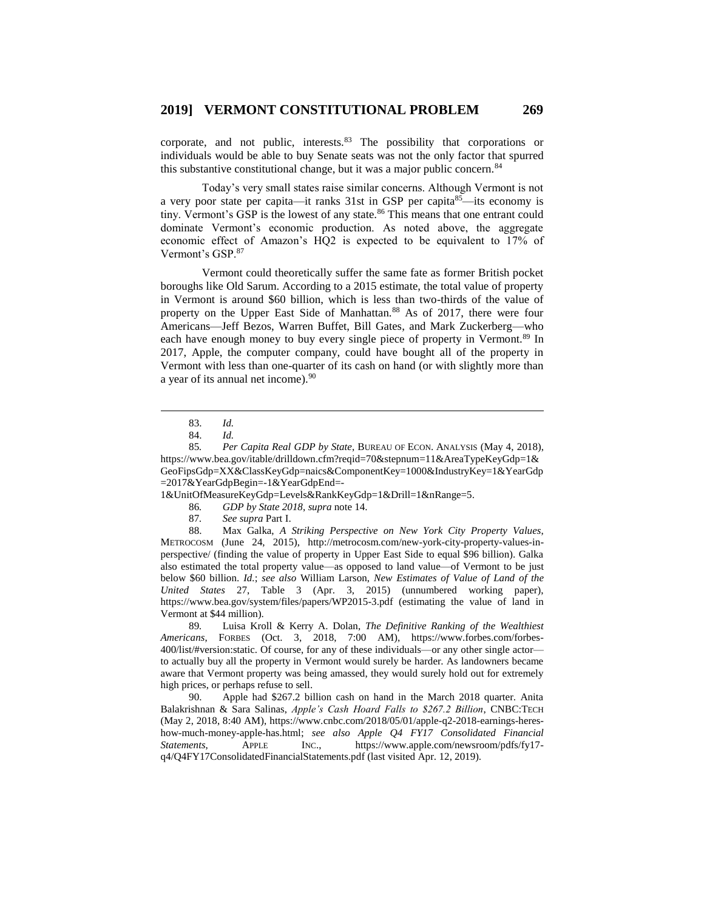corporate, and not public, interests.[83] The possibility that corporations or individuals would be able to buy Senate seats was not the only factor that spurred this substantive constitutional change, but it was a major public concern.[84]

Today's very small states raise similar concerns. Although Vermont is not a very poor state per capita—it ranks 31st in GSP per capita[85]—its economy is tiny. Vermont's GSP is the lowest of any state.[86] This means that one entrant could dominate Vermont's economic production. As noted above, the aggregate economic effect of Amazon's HQ2 is expected to be equivalent to 17% of Vermont's GSP.[87]

Vermont could theoretically suffer the same fate as former British pocket boroughs like Old Sarum. According to a 2015 estimate, the total value of property in Vermont is around $60 billion, which is less than two-thirds of the value of property on the Upper East Side of Manhattan.[88] As of 2017, there were four Americans—Jeff Bezos, Warren Buffet, Bill Gates, and Mark Zuckerberg—who each have enough money to buy every single piece of property in Vermont.[89] In 2017, Apple, the computer company, could have bought all of the property in Vermont with less than one-quarter of its cash on hand (or with slightly more than a year of its annual net income).[90]

---

83. *Id.*

84. *Id.*

85. *Per Capita Real GDP by State*, BUREAU OF ECON. ANALYSIS (May 4, 2018), https://www.bea.gov/itable/drilldown.cfm?reqid=70&stepnum=11&AreaTypeKeyGdp=1&GeoFipsGdp=XX&ClassKeyGdp=naics&ComponentKey=1000&IndustryKey=1&YearGdp=2017&YearGdpBegin=-1&YearGdpEnd=-1&UnitOfMeasureKeyGdp=Levels&RankKeyGdp=1&Drill=1&nRange=5.

86. *GDP by State 2018*, *supra* note 14.

87. *See supra* Part I.

88. Max Galka, *A Striking Perspective on New York City Property Values*, METROCOSM (June 24, 2015), http://metrocosm.com/new-york-city-property-values-in-perspective/ (finding the value of property in Upper East Side to equal $96 billion). Galka also estimated the total property value—as opposed to land value—of Vermont to be just below $60 billion. *Id.*; *see also* William Larson, *New Estimates of Value of Land of the United States* 27, Table 3 (Apr. 3, 2015) (unnumbered working paper), https://www.bea.gov/system/files/papers/WP2015-3.pdf (estimating the value of land in Vermont at $44 million).

89. Luisa Kroll & Kerry A. Dolan, *The Definitive Ranking of the Wealthiest Americans*, FORBES (Oct. 3, 2018, 7:00 AM), https://www.forbes.com/forbes-400/list/#version:static. Of course, for any of these individuals—or any other single actor—to actually buy all the property in Vermont would surely be harder. As landowners became aware that Vermont property was being amassed, they would surely hold out for extremely high prices, or perhaps refuse to sell.

90. Apple had $267.2 billion cash on hand in the March 2018 quarter. Anita Balakrishnan & Sara Salinas, *Apple's Cash Hoard Falls to $267.2 Billion*, CNBC:TECH (May 2, 2018, 8:40 AM), https://www.cnbc.com/2018/05/01/apple-q2-2018-earnings-heres-how-much-money-apple-has.html; *see also Apple Q4 FY17 Consolidated Financial Statements*, APPLE INC., https://www.apple.com/newsroom/pdfs/fy17-q4/Q4FY17ConsolidatedFinancialStatements.pdf (last visited Apr. 12, 2019).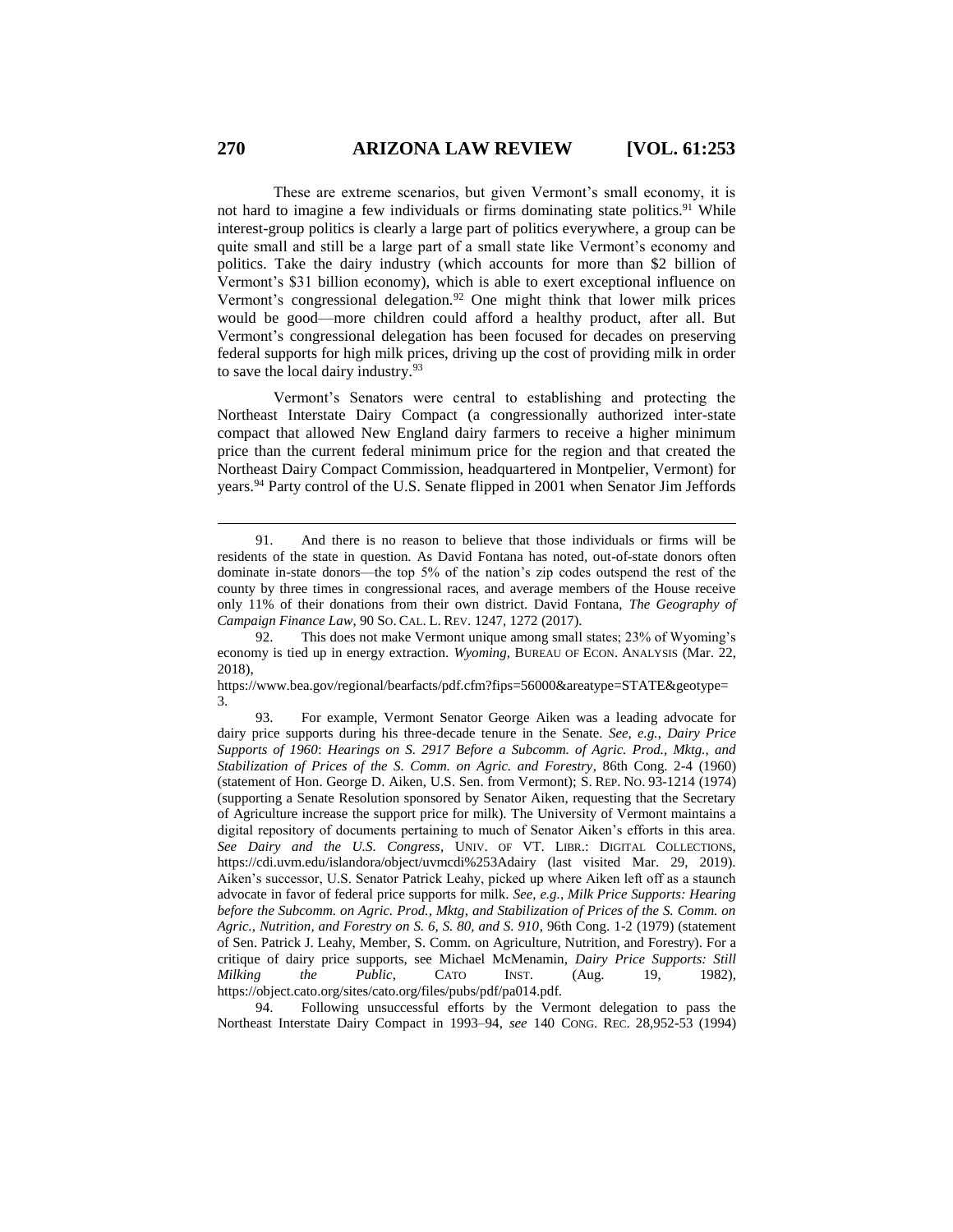These are extreme scenarios, but given Vermont's small economy, it is not hard to imagine a few individuals or firms dominating state politics.[91] While interest-group politics is clearly a large part of politics everywhere, a group can be quite small and still be a large part of a small state like Vermont's economy and politics. Take the dairy industry (which accounts for more than $2 billion of Vermont's $31 billion economy), which is able to exert exceptional influence on Vermont's congressional delegation.[92] One might think that lower milk prices would be good—more children could afford a healthy product, after all. But Vermont's congressional delegation has been focused for decades on preserving federal supports for high milk prices, driving up the cost of providing milk in order to save the local dairy industry.[93]

Vermont's Senators were central to establishing and protecting the Northeast Interstate Dairy Compact (a congressionally authorized inter-state compact that allowed New England dairy farmers to receive a higher minimum price than the current federal minimum price for the region and that created the Northeast Dairy Compact Commission, headquartered in Montpelier, Vermont) for years.[94] Party control of the U.S. Senate flipped in 2001 when Senator Jim Jeffords

---

91. And there is no reason to believe that those individuals or firms will be residents of the state in question. As David Fontana has noted, out-of-state donors often dominate in-state donors—the top 5% of the nation's zip codes outspend the rest of the county by three times in congressional races, and average members of the House receive only 11% of their donations from their own district. David Fontana, *The Geography of Campaign Finance Law*, 90 SO. CAL. L. REV. 1247, 1272 (2017).

92. This does not make Vermont unique among small states; 23% of Wyoming's economy is tied up in energy extraction. *Wyoming*, BUREAU OF ECON. ANALYSIS (Mar. 22, 2018), https://www.bea.gov/regional/bearfacts/pdf.cfm?fips=56000&areatype=STATE&geotype=3.

93. For example, Vermont Senator George Aiken was a leading advocate for dairy price supports during his three-decade tenure in the Senate. *See, e.g.*, *Dairy Price Supports of 1960*: *Hearings on S. 2917 Before a Subcomm. of Agric. Prod., Mktg., and Stabilization of Prices of the S. Comm. on Agric. and Forestry*, 86th Cong. 2-4 (1960) (statement of Hon. George D. Aiken, U.S. Sen. from Vermont); S. REP. NO. 93-1214 (1974) (supporting a Senate Resolution sponsored by Senator Aiken, requesting that the Secretary of Agriculture increase the support price for milk). The University of Vermont maintains a digital repository of documents pertaining to much of Senator Aiken's efforts in this area. *See Dairy and the U.S. Congress*, UNIV. OF VT. LIBR.: DIGITAL COLLECTIONS, https://cdi.uvm.edu/islandora/object/uvmcdi%253Adairy (last visited Mar. 29, 2019). Aiken's successor, U.S. Senator Patrick Leahy, picked up where Aiken left off as a staunch advocate in favor of federal price supports for milk. *See, e.g.*, *Milk Price Supports: Hearing before the Subcomm. on Agric. Prod., Mktg, and Stabilization of Prices of the S. Comm. on Agric., Nutrition, and Forestry on S. 6, S. 80, and S. 910*, 96th Cong. 1-2 (1979) (statement of Sen. Patrick J. Leahy, Member, S. Comm. on Agriculture, Nutrition, and Forestry). For a critique of dairy price supports, see Michael McMenamin, *Dairy Price Supports: Still Milking the Public*, CATO INST. (Aug. 19, 1982), https://object.cato.org/sites/cato.org/files/pubs/pdf/pa014.pdf.

94. Following unsuccessful efforts by the Vermont delegation to pass the Northeast Interstate Dairy Compact in 1993–94, *see* 140 CONG. REC. 28,952-53 (1994)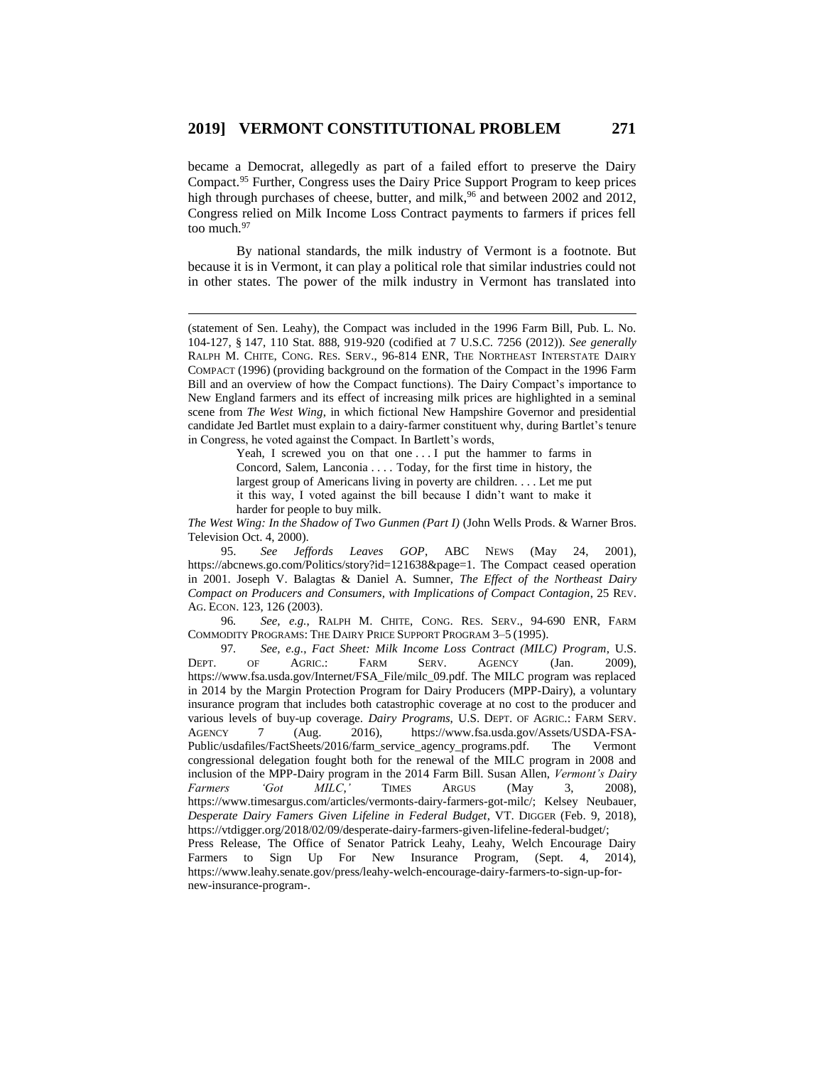became a Democrat, allegedly as part of a failed effort to preserve the Dairy Compact.[95] Further, Congress uses the Dairy Price Support Program to keep prices high through purchases of cheese, butter, and milk,[96] and between 2002 and 2012, Congress relied on Milk Income Loss Contract payments to farmers if prices fell too much.[97]

By national standards, the milk industry of Vermont is a footnote. But because it is in Vermont, it can play a political role that similar industries could not in other states. The power of the milk industry in Vermont has translated into

---

(statement of Sen. Leahy), the Compact was included in the 1996 Farm Bill, Pub. L. No. 104-127, § 147, 110 Stat. 888, 919-920 (codified at 7 U.S.C. 7256 (2012)). *See generally* RALPH M. CHITE, CONG. RES. SERV., 96-814 ENR, THE NORTHEAST INTERSTATE DAIRY COMPACT (1996) (providing background on the formation of the Compact in the 1996 Farm Bill and an overview of how the Compact functions). The Dairy Compact's importance to New England farmers and its effect of increasing milk prices are highlighted in a seminal scene from *The West Wing*, in which fictional New Hampshire Governor and presidential candidate Jed Bartlet must explain to a dairy-farmer constituent why, during Bartlet's tenure in Congress, he voted against the Compact. In Bartlett's words,

> Yeah, I screwed you on that one . . . I put the hammer to farms in Concord, Salem, Lanconia . . . . Today, for the first time in history, the largest group of Americans living in poverty are children. . . . Let me put it this way, I voted against the bill because I didn't want to make it harder for people to buy milk.

*The West Wing: In the Shadow of Two Gunmen (Part I)* (John Wells Prods. & Warner Bros. Television Oct. 4, 2000).

95. *See Jeffords Leaves GOP*, ABC NEWS (May 24, 2001), https://abcnews.go.com/Politics/story?id=121638&page=1. The Compact ceased operation in 2001. Joseph V. Balagtas & Daniel A. Sumner, *The Effect of the Northeast Dairy Compact on Producers and Consumers, with Implications of Compact Contagion*, 25 REV. AG. ECON. 123, 126 (2003).

96. *See, e.g.*, RALPH M. CHITE, CONG. RES. SERV., 94-690 ENR, FARM COMMODITY PROGRAMS: THE DAIRY PRICE SUPPORT PROGRAM 3–5 (1995).

97. *See, e.g.*, *Fact Sheet: Milk Income Loss Contract (MILC) Program*, U.S. DEPT. OF AGRIC.: FARM SERV. AGENCY (Jan. 2009), https://www.fsa.usda.gov/Internet/FSA_File/milc_09.pdf. The MILC program was replaced in 2014 by the Margin Protection Program for Dairy Producers (MPP-Dairy), a voluntary insurance program that includes both catastrophic coverage at no cost to the producer and various levels of buy-up coverage. *Dairy Programs*, U.S. DEPT. OF AGRIC.: FARM SERV. AGENCY 7 (Aug. 2016), https://www.fsa.usda.gov/Assets/USDA-FSA-Public/usdafiles/FactSheets/2016/farm_service_agency_programs.pdf. The Vermont congressional delegation fought both for the renewal of the MILC program in 2008 and inclusion of the MPP-Dairy program in the 2014 Farm Bill. Susan Allen, *Vermont's Dairy Farmers 'Got MILC,'* TIMES ARGUS (May 3, 2008), https://www.timesargus.com/articles/vermonts-dairy-farmers-got-milc/; Kelsey Neubauer, *Desperate Dairy Famers Given Lifeline in Federal Budget*, VT. DIGGER (Feb. 9, 2018), https://vtdigger.org/2018/02/09/desperate-dairy-farmers-given-lifeline-federal-budget/; Press Release, The Office of Senator Patrick Leahy, Leahy, Welch Encourage Dairy Farmers to Sign Up For New Insurance Program, (Sept. 4, 2014), https://www.leahy.senate.gov/press/leahy-welch-encourage-dairy-farmers-to-sign-up-for-new-insurance-program-.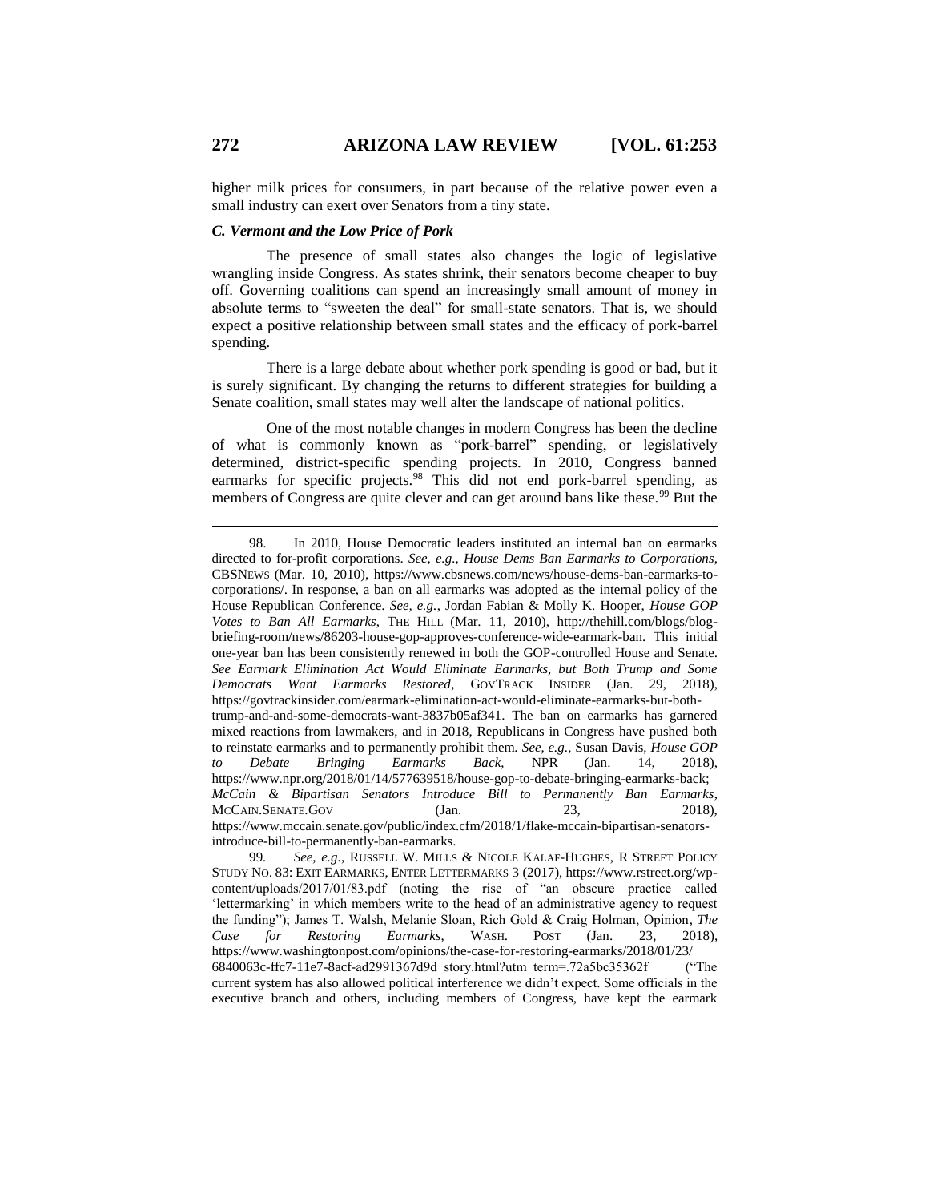higher milk prices for consumers, in part because of the relative power even a small industry can exert over Senators from a tiny state.

### *C. Vermont and the Low Price of Pork*

The presence of small states also changes the logic of legislative wrangling inside Congress. As states shrink, their senators become cheaper to buy off. Governing coalitions can spend an increasingly small amount of money in absolute terms to "sweeten the deal" for small-state senators. That is, we should expect a positive relationship between small states and the efficacy of pork-barrel spending.

There is a large debate about whether pork spending is good or bad, but it is surely significant. By changing the returns to different strategies for building a Senate coalition, small states may well alter the landscape of national politics.

One of the most notable changes in modern Congress has been the decline of what is commonly known as "pork-barrel" spending, or legislatively determined, district-specific spending projects. In 2010, Congress banned earmarks for specific projects.[98] This did not end pork-barrel spending, as members of Congress are quite clever and can get around bans like these.[99] But the

---

98. In 2010, House Democratic leaders instituted an internal ban on earmarks directed to for-profit corporations. *See, e.g.*, *House Dems Ban Earmarks to Corporations*, CBSNEWS (Mar. 10, 2010), https://www.cbsnews.com/news/house-dems-ban-earmarks-to-corporations/. In response, a ban on all earmarks was adopted as the internal policy of the House Republican Conference. *See, e.g.*, Jordan Fabian & Molly K. Hooper, *House GOP Votes to Ban All Earmarks*, THE HILL (Mar. 11, 2010), http://thehill.com/blogs/blog-briefing-room/news/86203-house-gop-approves-conference-wide-earmark-ban. This initial one-year ban has been consistently renewed in both the GOP-controlled House and Senate. *See Earmark Elimination Act Would Eliminate Earmarks, but Both Trump and Some Democrats Want Earmarks Restored*, GOVTRACK INSIDER (Jan. 29, 2018), https://govtrackinsider.com/earmark-elimination-act-would-eliminate-earmarks-but-both-trump-and-and-some-democrats-want-3837b05af341. The ban on earmarks has garnered mixed reactions from lawmakers, and in 2018, Republicans in Congress have pushed both to reinstate earmarks and to permanently prohibit them. *See, e.g.*, Susan Davis, *House GOP to Debate Bringing Earmarks Back*, NPR (Jan. 14, 2018), https://www.npr.org/2018/01/14/577639518/house-gop-to-debate-bringing-earmarks-back; *McCain & Bipartisan Senators Introduce Bill to Permanently Ban Earmarks*, MCCAIN.SENATE.GOV (Jan. 23, 2018), https://www.mccain.senate.gov/public/index.cfm/2018/1/flake-mccain-bipartisan-senators-introduce-bill-to-permanently-ban-earmarks.

99. *See, e.g.*, RUSSELL W. MILLS & NICOLE KALAF-HUGHES, R STREET POLICY STUDY NO. 83: EXIT EARMARKS, ENTER LETTERMARKS 3 (2017), https://www.rstreet.org/wp-content/uploads/2017/01/83.pdf (noting the rise of "an obscure practice called 'lettermarking' in which members write to the head of an administrative agency to request the funding"); James T. Walsh, Melanie Sloan, Rich Gold & Craig Holman, Opinion, *The Case for Restoring Earmarks*, WASH. POST (Jan. 23, 2018), https://www.washingtonpost.com/opinions/the-case-for-restoring-earmarks/2018/01/23/6840063c-ffc7-11e7-8acf-ad2991367d9d_story.html?utm_term=.72a5bc35362f ("The current system has also allowed political interference we didn't expect. Some officials in the executive branch and others, including members of Congress, have kept the earmark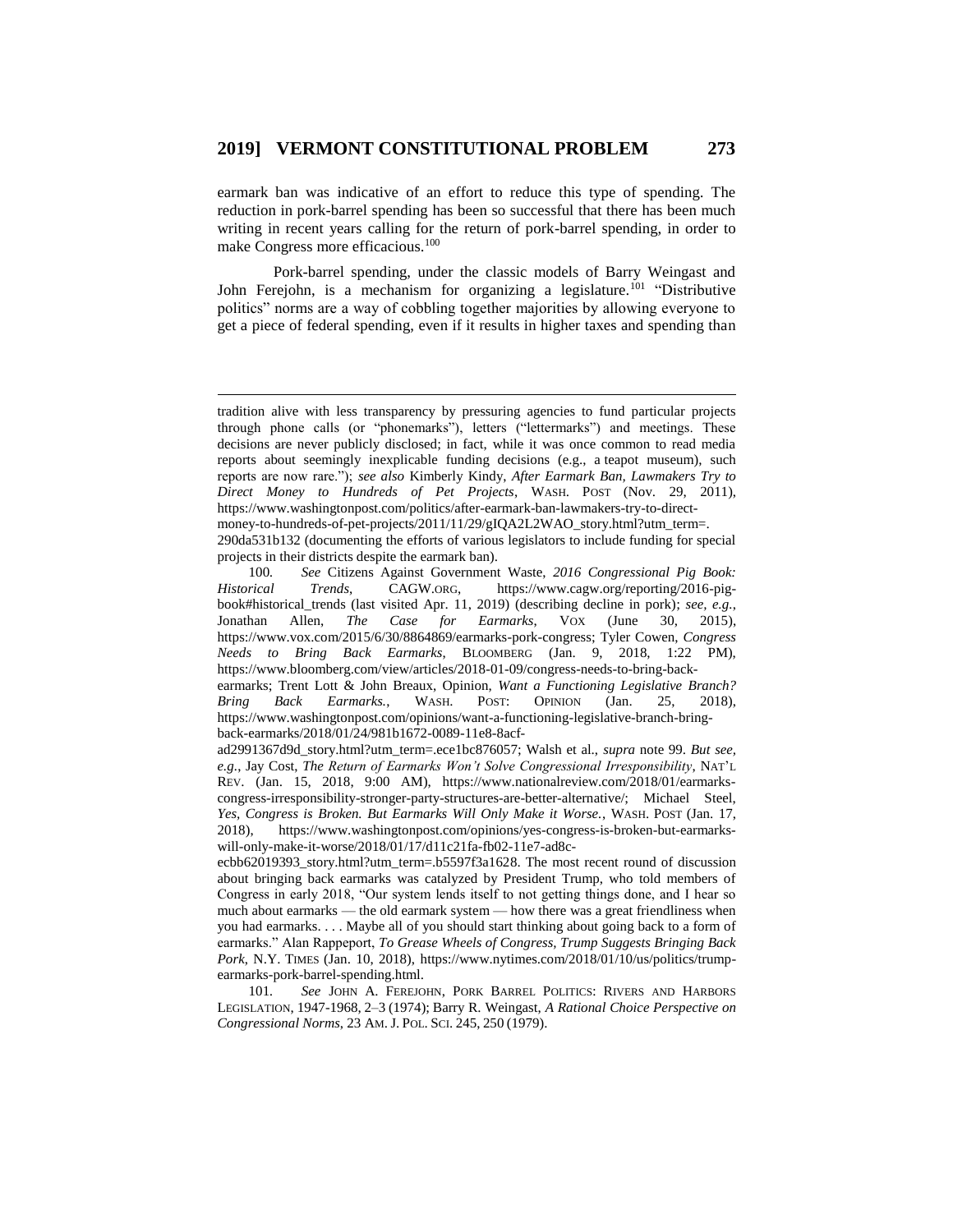earmark ban was indicative of an effort to reduce this type of spending. The reduction in pork-barrel spending has been so successful that there has been much writing in recent years calling for the return of pork-barrel spending, in order to make Congress more efficacious.[100]

Pork-barrel spending, under the classic models of Barry Weingast and John Ferejohn, is a mechanism for organizing a legislature.[101] "Distributive politics" norms are a way of cobbling together majorities by allowing everyone to get a piece of federal spending, even if it results in higher taxes and spending than

---

tradition alive with less transparency by pressuring agencies to fund particular projects through phone calls (or "phonemarks"), letters ("lettermarks") and meetings. These decisions are never publicly disclosed; in fact, while it was once common to read media reports about seemingly inexplicable funding decisions (e.g., a teapot museum), such reports are now rare."); *see also* Kimberly Kindy, *After Earmark Ban, Lawmakers Try to Direct Money to Hundreds of Pet Projects*, WASH. POST (Nov. 29, 2011), https://www.washingtonpost.com/politics/after-earmark-ban-lawmakers-try-to-direct-money-to-hundreds-of-pet-projects/2011/11/29/gIQA2L2WAO_story.html?utm_term=.290da531b132 (documenting the efforts of various legislators to include funding for special projects in their districts despite the earmark ban).

100. *See* Citizens Against Government Waste, *2016 Congressional Pig Book: Historical Trends*, CAGW.ORG, https://www.cagw.org/reporting/2016-pig-book#historical_trends (last visited Apr. 11, 2019) (describing decline in pork); *see, e.g.*, Jonathan Allen, *The Case for Earmarks*, VOX (June 30, 2015), https://www.vox.com/2015/6/30/8864869/earmarks-pork-congress; Tyler Cowen, *Congress Needs to Bring Back Earmarks*, BLOOMBERG (Jan. 9, 2018, 1:22 PM), https://www.bloomberg.com/view/articles/2018-01-09/congress-needs-to-bring-back-earmarks; Trent Lott & John Breaux, Opinion, *Want a Functioning Legislative Branch? Bring Back Earmarks.*, WASH. POST: OPINION (Jan. 25, 2018), https://www.washingtonpost.com/opinions/want-a-functioning-legislative-branch-bring-back-earmarks/2018/01/24/981b1672-0089-11e8-8acf-ad2991367d9d_story.html?utm_term=.ece1bc876057; Walsh et al., *supra* note 99. *But see, e.g.*, Jay Cost, *The Return of Earmarks Won't Solve Congressional Irresponsibility*, NAT'L REV. (Jan. 15, 2018, 9:00 AM), https://www.nationalreview.com/2018/01/earmarks-congress-irresponsibility-stronger-party-structures-are-better-alternative/; Michael Steel, *Yes, Congress is Broken. But Earmarks Will Only Make it Worse.*, WASH. POST (Jan. 17, 2018), https://www.washingtonpost.com/opinions/yes-congress-is-broken-but-earmarks-will-only-make-it-worse/2018/01/17/d11c21fa-fb02-11e7-ad8c-ecbb62019393_story.html?utm_term=.b5597f3a1628. The most recent round of discussion about bringing back earmarks was catalyzed by President Trump, who told members of Congress in early 2018, "Our system lends itself to not getting things done, and I hear so much about earmarks — the old earmark system — how there was a great friendliness when you had earmarks. . . . Maybe all of you should start thinking about going back to a form of earmarks." Alan Rappeport, *To Grease Wheels of Congress, Trump Suggests Bringing Back Pork*, N.Y. TIMES (Jan. 10, 2018), https://www.nytimes.com/2018/01/10/us/politics/trump-earmarks-pork-barrel-spending.html.

101. *See* JOHN A. FEREJOHN, PORK BARREL POLITICS: RIVERS AND HARBORS LEGISLATION, 1947-1968, 2–3 (1974); Barry R. Weingast, *A Rational Choice Perspective on Congressional Norms*, 23 AM. J. POL. SCI. 245, 250 (1979).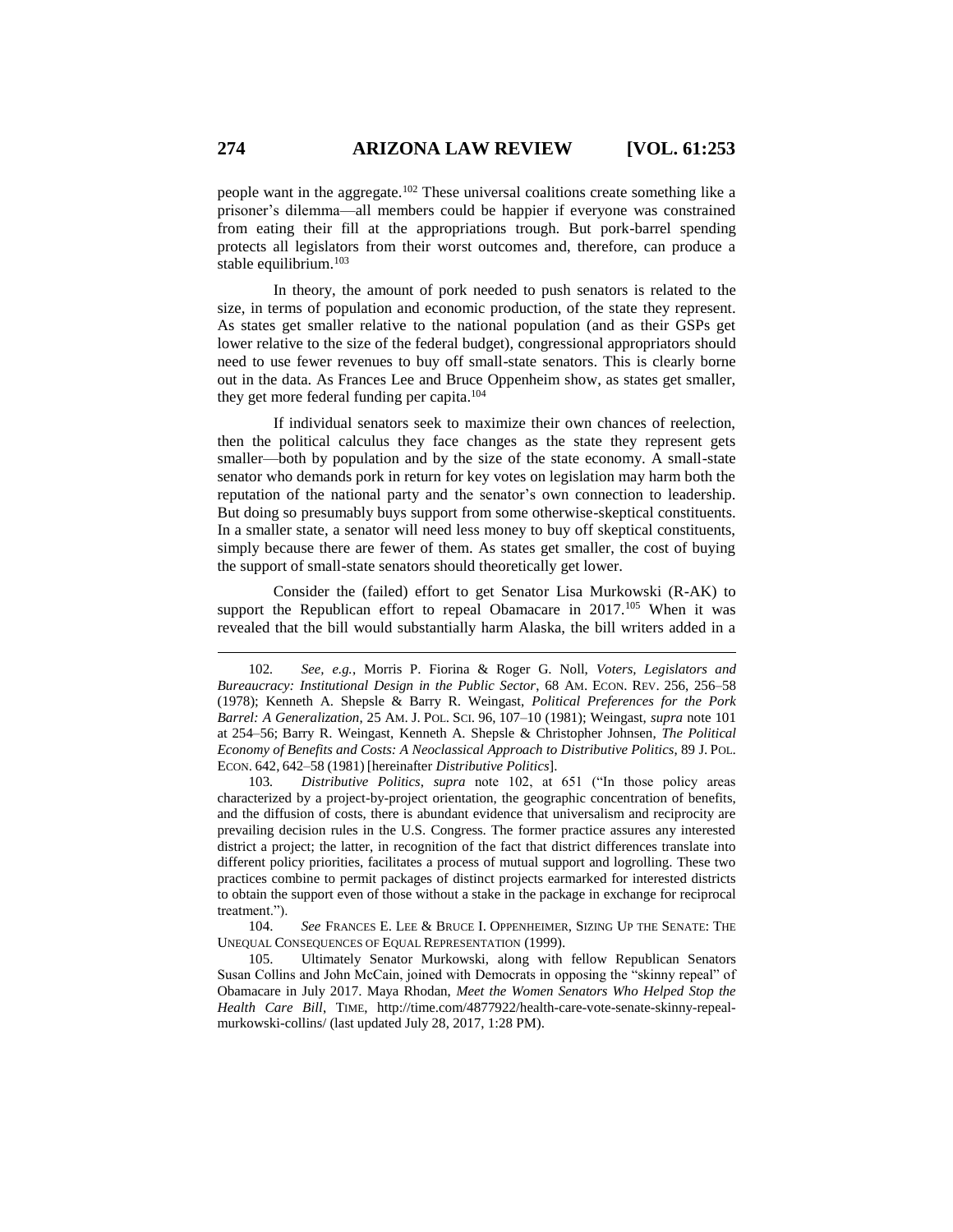people want in the aggregate.[102] These universal coalitions create something like a prisoner's dilemma—all members could be happier if everyone was constrained from eating their fill at the appropriations trough. But pork-barrel spending protects all legislators from their worst outcomes and, therefore, can produce a stable equilibrium.[103]

In theory, the amount of pork needed to push senators is related to the size, in terms of population and economic production, of the state they represent. As states get smaller relative to the national population (and as their GSPs get lower relative to the size of the federal budget), congressional appropriators should need to use fewer revenues to buy off small-state senators. This is clearly borne out in the data. As Frances Lee and Bruce Oppenheim show, as states get smaller, they get more federal funding per capita.[104]

If individual senators seek to maximize their own chances of reelection, then the political calculus they face changes as the state they represent gets smaller—both by population and by the size of the state economy. A small-state senator who demands pork in return for key votes on legislation may harm both the reputation of the national party and the senator's own connection to leadership. But doing so presumably buys support from some otherwise-skeptical constituents. In a smaller state, a senator will need less money to buy off skeptical constituents, simply because there are fewer of them. As states get smaller, the cost of buying the support of small-state senators should theoretically get lower.

Consider the (failed) effort to get Senator Lisa Murkowski (R-AK) to support the Republican effort to repeal Obamacare in 2017.[105] When it was revealed that the bill would substantially harm Alaska, the bill writers added in a

---

102. *See, e.g.*, Morris P. Fiorina & Roger G. Noll, *Voters, Legislators and Bureaucracy: Institutional Design in the Public Sector*, 68 AM. ECON. REV. 256, 256–58 (1978); Kenneth A. Shepsle & Barry R. Weingast, *Political Preferences for the Pork Barrel: A Generalization*, 25 AM. J. POL. SCI. 96, 107–10 (1981); Weingast, *supra* note 101 at 254–56; Barry R. Weingast, Kenneth A. Shepsle & Christopher Johnsen, *The Political Economy of Benefits and Costs: A Neoclassical Approach to Distributive Politics*, 89 J. POL. ECON. 642, 642–58 (1981) [hereinafter *Distributive Politics*].

103. *Distributive Politics*, *supra* note 102, at 651 ("In those policy areas characterized by a project-by-project orientation, the geographic concentration of benefits, and the diffusion of costs, there is abundant evidence that universalism and reciprocity are prevailing decision rules in the U.S. Congress. The former practice assures any interested district a project; the latter, in recognition of the fact that district differences translate into different policy priorities, facilitates a process of mutual support and logrolling. These two practices combine to permit packages of distinct projects earmarked for interested districts to obtain the support even of those without a stake in the package in exchange for reciprocal treatment.").

104. *See* FRANCES E. LEE & BRUCE I. OPPENHEIMER, SIZING UP THE SENATE: THE UNEQUAL CONSEQUENCES OF EQUAL REPRESENTATION (1999).

105. Ultimately Senator Murkowski, along with fellow Republican Senators Susan Collins and John McCain, joined with Democrats in opposing the "skinny repeal" of Obamacare in July 2017. Maya Rhodan, *Meet the Women Senators Who Helped Stop the Health Care Bill*, TIME, http://time.com/4877922/health-care-vote-senate-skinny-repeal-murkowski-collins/ (last updated July 28, 2017, 1:28 PM).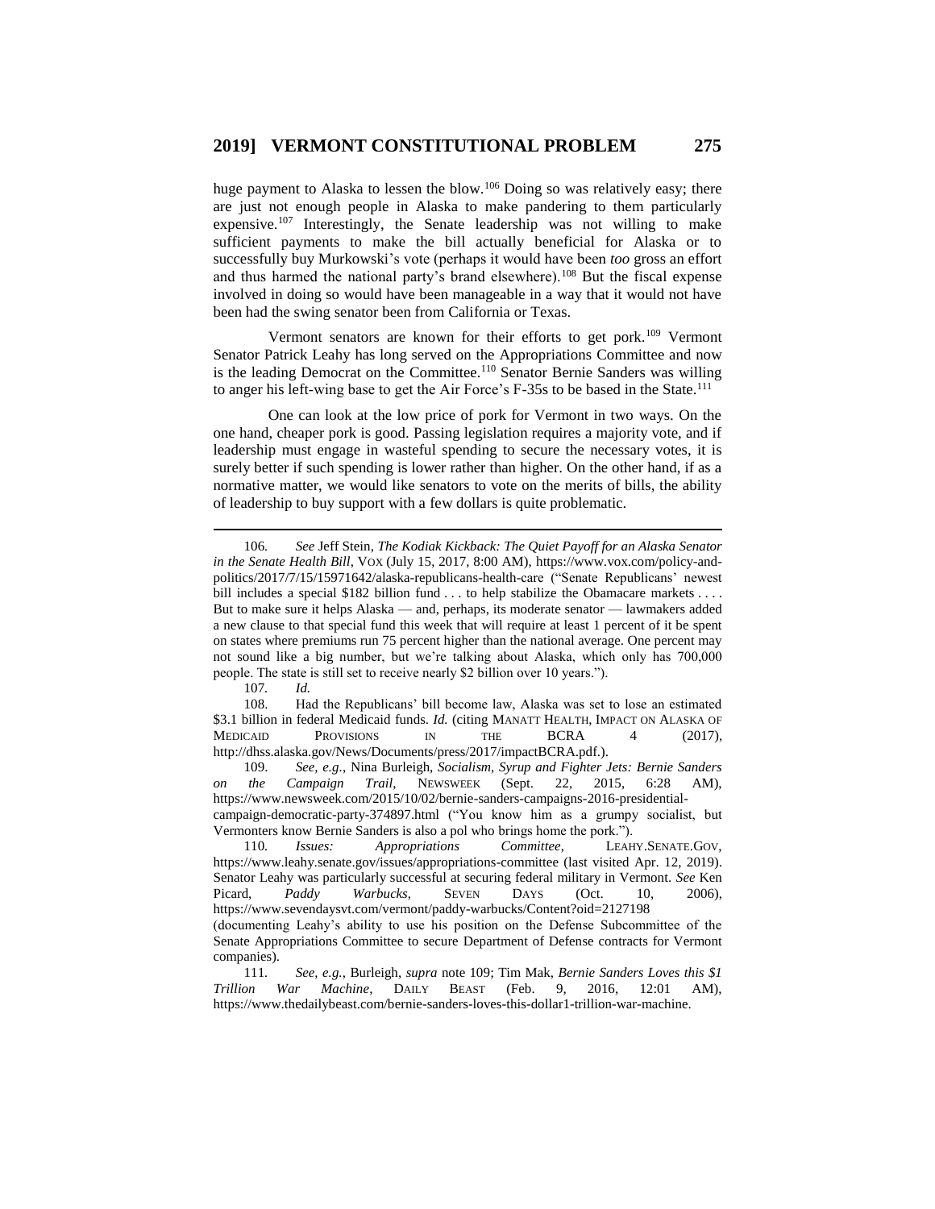huge payment to Alaska to lessen the blow.[106] Doing so was relatively easy; there are just not enough people in Alaska to make pandering to them particularly expensive.[107] Interestingly, the Senate leadership was not willing to make sufficient payments to make the bill actually beneficial for Alaska or to successfully buy Murkowski's vote (perhaps it would have been *too* gross an effort and thus harmed the national party's brand elsewhere).[108] But the fiscal expense involved in doing so would have been manageable in a way that it would not have been had the swing senator been from California or Texas.

Vermont senators are known for their efforts to get pork.[109] Vermont Senator Patrick Leahy has long served on the Appropriations Committee and now is the leading Democrat on the Committee.[110] Senator Bernie Sanders was willing to anger his left-wing base to get the Air Force's F-35s to be based in the State.[111]

One can look at the low price of pork for Vermont in two ways. On the one hand, cheaper pork is good. Passing legislation requires a majority vote, and if leadership must engage in wasteful spending to secure the necessary votes, it is surely better if such spending is lower rather than higher. On the other hand, if as a normative matter, we would like senators to vote on the merits of bills, the ability of leadership to buy support with a few dollars is quite problematic.

---

106. *See* Jeff Stein, *The Kodiak Kickback: The Quiet Payoff for an Alaska Senator in the Senate Health Bill*, VOX (July 15, 2017, 8:00 AM), https://www.vox.com/policy-and-politics/2017/7/15/15971642/alaska-republicans-health-care ("Senate Republicans' newest bill includes a special $182 billion fund . . . to help stabilize the Obamacare markets . . . . But to make sure it helps Alaska — and, perhaps, its moderate senator — lawmakers added a new clause to that special fund this week that will require at least 1 percent of it be spent on states where premiums run 75 percent higher than the national average. One percent may not sound like a big number, but we're talking about Alaska, which only has 700,000 people. The state is still set to receive nearly $2 billion over 10 years.").

107. *Id.*

108. Had the Republicans' bill become law, Alaska was set to lose an estimated $3.1 billion in federal Medicaid funds. *Id.* (citing MANATT HEALTH, IMPACT ON ALASKA OF MEDICAID PROVISIONS IN THE BCRA 4 (2017), http://dhss.alaska.gov/News/Documents/press/2017/impactBCRA.pdf.).

109. *See, e.g.*, Nina Burleigh, *Socialism, Syrup and Fighter Jets: Bernie Sanders on the Campaign Trail*, NEWSWEEK (Sept. 22, 2015, 6:28 AM), https://www.newsweek.com/2015/10/02/bernie-sanders-campaigns-2016-presidential-campaign-democratic-party-374897.html ("You know him as a grumpy socialist, but Vermonters know Bernie Sanders is also a pol who brings home the pork.").

110. *Issues: Appropriations Committee*, LEAHY.SENATE.GOV, https://www.leahy.senate.gov/issues/appropriations-committee (last visited Apr. 12, 2019). Senator Leahy was particularly successful at securing federal military in Vermont. *See* Ken Picard, *Paddy Warbucks*, SEVEN DAYS (Oct. 10, 2006), https://www.sevendaysvt.com/vermont/paddy-warbucks/Content?oid=2127198 (documenting Leahy's ability to use his position on the Defense Subcommittee of the Senate Appropriations Committee to secure Department of Defense contracts for Vermont companies).

111. *See, e.g.*, Burleigh, *supra* note 109; Tim Mak, *Bernie Sanders Loves this $1 Trillion War Machine*, DAILY BEAST (Feb. 9, 2016, 12:01 AM), https://www.thedailybeast.com/bernie-sanders-loves-this-dollar1-trillion-war-machine.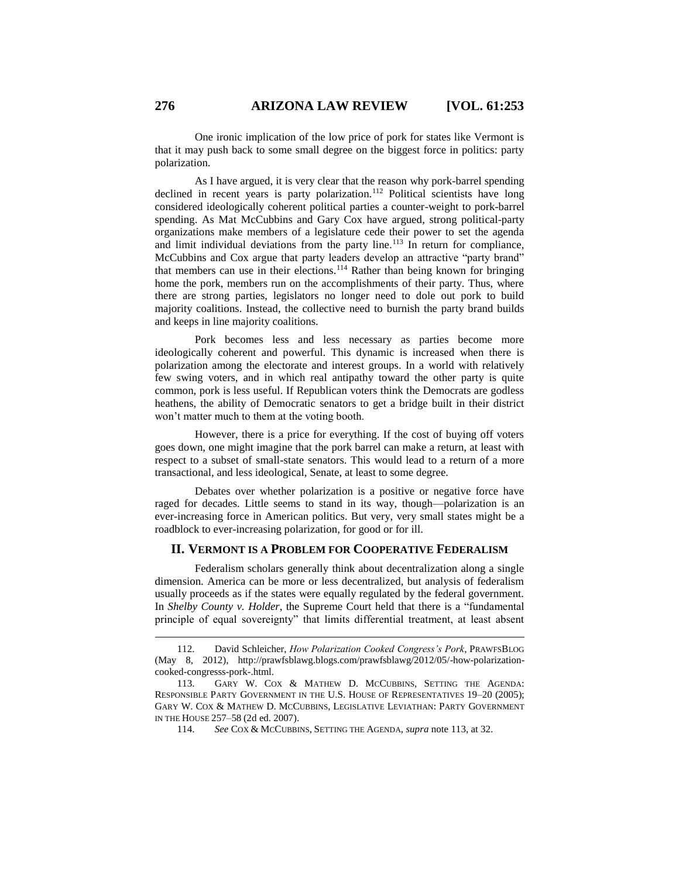One ironic implication of the low price of pork for states like Vermont is that it may push back to some small degree on the biggest force in politics: party polarization.

As I have argued, it is very clear that the reason why pork-barrel spending declined in recent years is party polarization.[112] Political scientists have long considered ideologically coherent political parties a counter-weight to pork-barrel spending. As Mat McCubbins and Gary Cox have argued, strong political-party organizations make members of a legislature cede their power to set the agenda and limit individual deviations from the party line.[113] In return for compliance, McCubbins and Cox argue that party leaders develop an attractive "party brand" that members can use in their elections.[114] Rather than being known for bringing home the pork, members run on the accomplishments of their party. Thus, where there are strong parties, legislators no longer need to dole out pork to build majority coalitions. Instead, the collective need to burnish the party brand builds and keeps in line majority coalitions.

Pork becomes less and less necessary as parties become more ideologically coherent and powerful. This dynamic is increased when there is polarization among the electorate and interest groups. In a world with relatively few swing voters, and in which real antipathy toward the other party is quite common, pork is less useful. If Republican voters think the Democrats are godless heathens, the ability of Democratic senators to get a bridge built in their district won't matter much to them at the voting booth.

However, there is a price for everything. If the cost of buying off voters goes down, one might imagine that the pork barrel can make a return, at least with respect to a subset of small-state senators. This would lead to a return of a more transactional, and less ideological, Senate, at least to some degree.

Debates over whether polarization is a positive or negative force have raged for decades. Little seems to stand in its way, though—polarization is an ever-increasing force in American politics. But very, very small states might be a roadblock to ever-increasing polarization, for good or for ill.

## II. Vermont Is a Problem for Cooperative Federalism

Federalism scholars generally think about decentralization along a single dimension. America can be more or less decentralized, but analysis of federalism usually proceeds as if the states were equally regulated by the federal government. In *Shelby County v. Holder*, the Supreme Court held that there is a "fundamental principle of equal sovereignty" that limits differential treatment, at least absent

---

112. David Schleicher, *How Polarization Cooked Congress's Pork*, PrawfsBlog (May 8, 2012), http://prawfsblawg.blogs.com/prawfsblawg/2012/05/-how-polarization-cooked-congresss-pork-.html.

113. Gary W. Cox & Mathew D. McCubbins, Setting the Agenda: Responsible Party Government in the U.S. House of Representatives 19–20 (2005); Gary W. Cox & Mathew D. McCubbins, Legislative Leviathan: Party Government in the House 257–58 (2d ed. 2007).

114. *See* Cox & McCubbins, Setting the Agenda, *supra* note 113, at 32.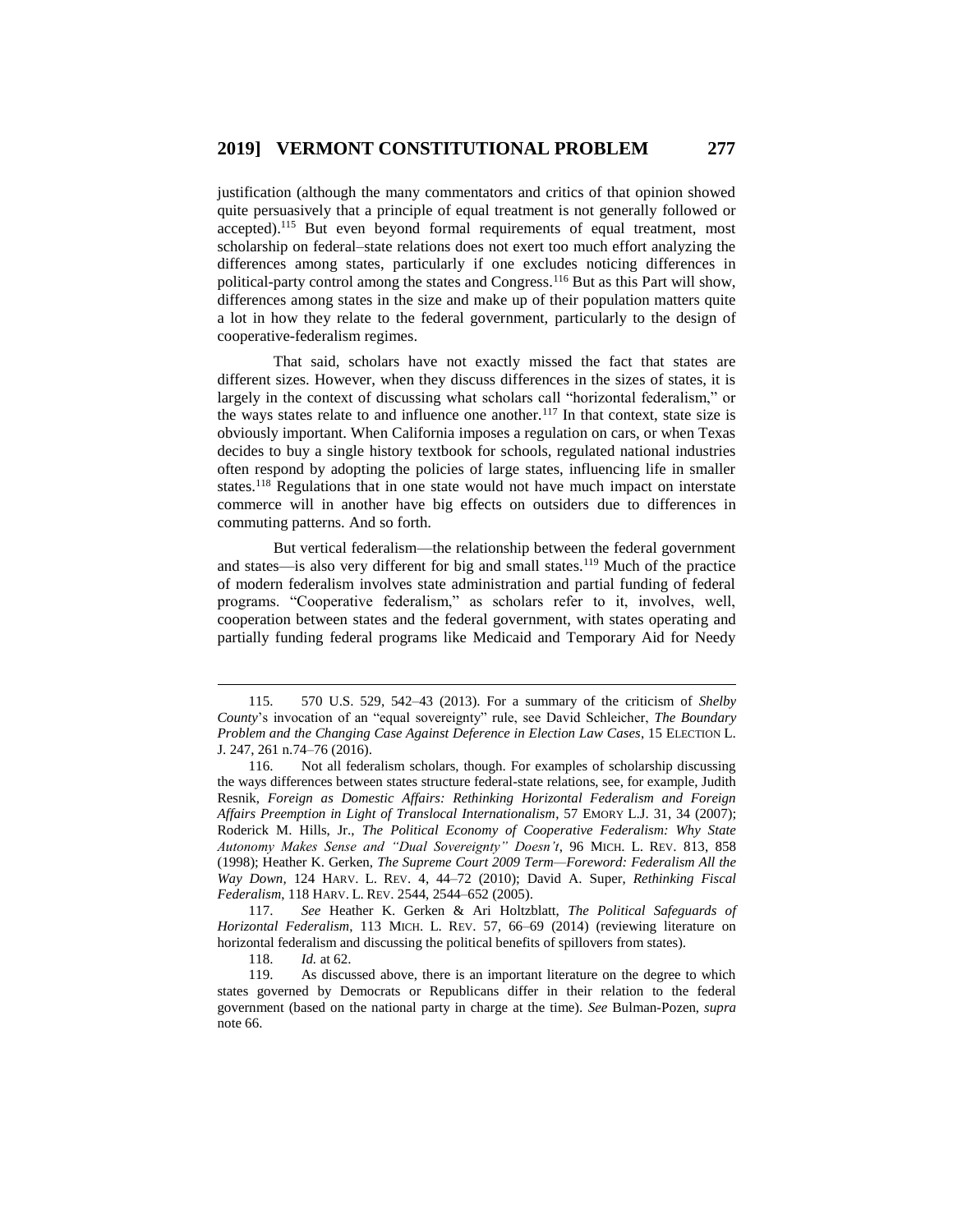justification (although the many commentators and critics of that opinion showed quite persuasively that a principle of equal treatment is not generally followed or accepted).[115] But even beyond formal requirements of equal treatment, most scholarship on federal–state relations does not exert too much effort analyzing the differences among states, particularly if one excludes noticing differences in political-party control among the states and Congress.[116] But as this Part will show, differences among states in the size and make up of their population matters quite a lot in how they relate to the federal government, particularly to the design of cooperative-federalism regimes.

That said, scholars have not exactly missed the fact that states are different sizes. However, when they discuss differences in the sizes of states, it is largely in the context of discussing what scholars call "horizontal federalism," or the ways states relate to and influence one another.[117] In that context, state size is obviously important. When California imposes a regulation on cars, or when Texas decides to buy a single history textbook for schools, regulated national industries often respond by adopting the policies of large states, influencing life in smaller states.[118] Regulations that in one state would not have much impact on interstate commerce will in another have big effects on outsiders due to differences in commuting patterns. And so forth.

But vertical federalism—the relationship between the federal government and states—is also very different for big and small states.[119] Much of the practice of modern federalism involves state administration and partial funding of federal programs. "Cooperative federalism," as scholars refer to it, involves, well, cooperation between states and the federal government, with states operating and partially funding federal programs like Medicaid and Temporary Aid for Needy

---

115. 570 U.S. 529, 542–43 (2013). For a summary of the criticism of *Shelby County*'s invocation of an "equal sovereignty" rule, see David Schleicher, *The Boundary Problem and the Changing Case Against Deference in Election Law Cases*, 15 ELECTION L. J. 247, 261 n.74–76 (2016).

116. Not all federalism scholars, though. For examples of scholarship discussing the ways differences between states structure federal-state relations, see, for example, Judith Resnik, *Foreign as Domestic Affairs: Rethinking Horizontal Federalism and Foreign Affairs Preemption in Light of Translocal Internationalism*, 57 EMORY L.J. 31, 34 (2007); Roderick M. Hills, Jr., *The Political Economy of Cooperative Federalism: Why State Autonomy Makes Sense and "Dual Sovereignty" Doesn't*, 96 MICH. L. REV. 813, 858 (1998); Heather K. Gerken, *The Supreme Court 2009 Term—Foreword: Federalism All the Way Down*, 124 HARV. L. REV. 4, 44–72 (2010); David A. Super, *Rethinking Fiscal Federalism*, 118 HARV. L. REV. 2544, 2544–652 (2005).

117. *See* Heather K. Gerken & Ari Holtzblatt, *The Political Safeguards of Horizontal Federalism*, 113 MICH. L. REV. 57, 66–69 (2014) (reviewing literature on horizontal federalism and discussing the political benefits of spillovers from states).

118. *Id.* at 62.

119. As discussed above, there is an important literature on the degree to which states governed by Democrats or Republicans differ in their relation to the federal government (based on the national party in charge at the time). *See* Bulman-Pozen, *supra* note 66.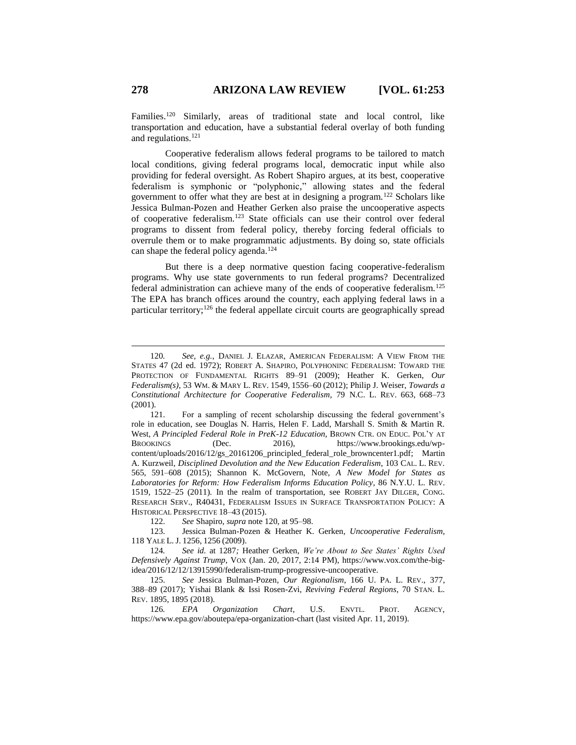Families.[120] Similarly, areas of traditional state and local control, like transportation and education, have a substantial federal overlay of both funding and regulations.[121]

Cooperative federalism allows federal programs to be tailored to match local conditions, giving federal programs local, democratic input while also providing for federal oversight. As Robert Shapiro argues, at its best, cooperative federalism is symphonic or "polyphonic," allowing states and the federal government to offer what they are best at in designing a program.[122] Scholars like Jessica Bulman-Pozen and Heather Gerken also praise the uncooperative aspects of cooperative federalism.[123] State officials can use their control over federal programs to dissent from federal policy, thereby forcing federal officials to overrule them or to make programmatic adjustments. By doing so, state officials can shape the federal policy agenda.[124]

But there is a deep normative question facing cooperative-federalism programs. Why use state governments to run federal programs? Decentralized federal administration can achieve many of the ends of cooperative federalism.[125] The EPA has branch offices around the country, each applying federal laws in a particular territory;[126] the federal appellate circuit courts are geographically spread

---

120. *See, e.g.*, DANIEL J. ELAZAR, AMERICAN FEDERALISM: A VIEW FROM THE STATES 47 (2d ed. 1972); ROBERT A. SHAPIRO, POLYPHONINC FEDERALISM: TOWARD THE PROTECTION OF FUNDAMENTAL RIGHTS 89–91 (2009); Heather K. Gerken, *Our Federalism(s)*, 53 WM. & MARY L. REV. 1549, 1556–60 (2012); Philip J. Weiser, *Towards a Constitutional Architecture for Cooperative Federalism*, 79 N.C. L. REV. 663, 668–73 (2001).

121. For a sampling of recent scholarship discussing the federal government's role in education, see Douglas N. Harris, Helen F. Ladd, Marshall S. Smith & Martin R. West, *A Principled Federal Role in PreK-12 Education*, BROWN CTR. ON EDUC. POL'Y AT BROOKINGS (Dec. 2016), https://www.brookings.edu/wp-content/uploads/2016/12/gs_20161206_principled_federal_role_browncenter1.pdf; Martin A. Kurzweil, *Disciplined Devolution and the New Education Federalism*, 103 CAL. L. REV. 565, 591–608 (2015); Shannon K. McGovern, Note, *A New Model for States as Laboratories for Reform: How Federalism Informs Education Policy*, 86 N.Y.U. L. REV. 1519, 1522–25 (2011). In the realm of transportation, see ROBERT JAY DILGER, CONG. RESEARCH SERV., R40431, FEDERALISM ISSUES IN SURFACE TRANSPORTATION POLICY: A HISTORICAL PERSPECTIVE 18–43 (2015).

122. *See* Shapiro, *supra* note 120, at 95–98.

123. Jessica Bulman-Pozen & Heather K. Gerken, *Uncooperative Federalism*, 118 YALE L. J. 1256, 1256 (2009).

124. *See id.* at 1287*;* Heather Gerken, *We're About to See States' Rights Used Defensively Against Trump*, VOX (Jan. 20, 2017, 2:14 PM), https://www.vox.com/the-big-idea/2016/12/12/13915990/federalism-trump-progressive-uncooperative.

125. *See* Jessica Bulman-Pozen, *Our Regionalism*, 166 U. PA. L. REV., 377, 388–89 (2017); Yishai Blank & Issi Rosen-Zvi, *Reviving Federal Regions*, 70 STAN. L. REV. 1895, 1895 (2018).

126. *EPA Organization Chart*, U.S. ENVTL. PROT. AGENCY, https://www.epa.gov/aboutepa/epa-organization-chart (last visited Apr. 11, 2019).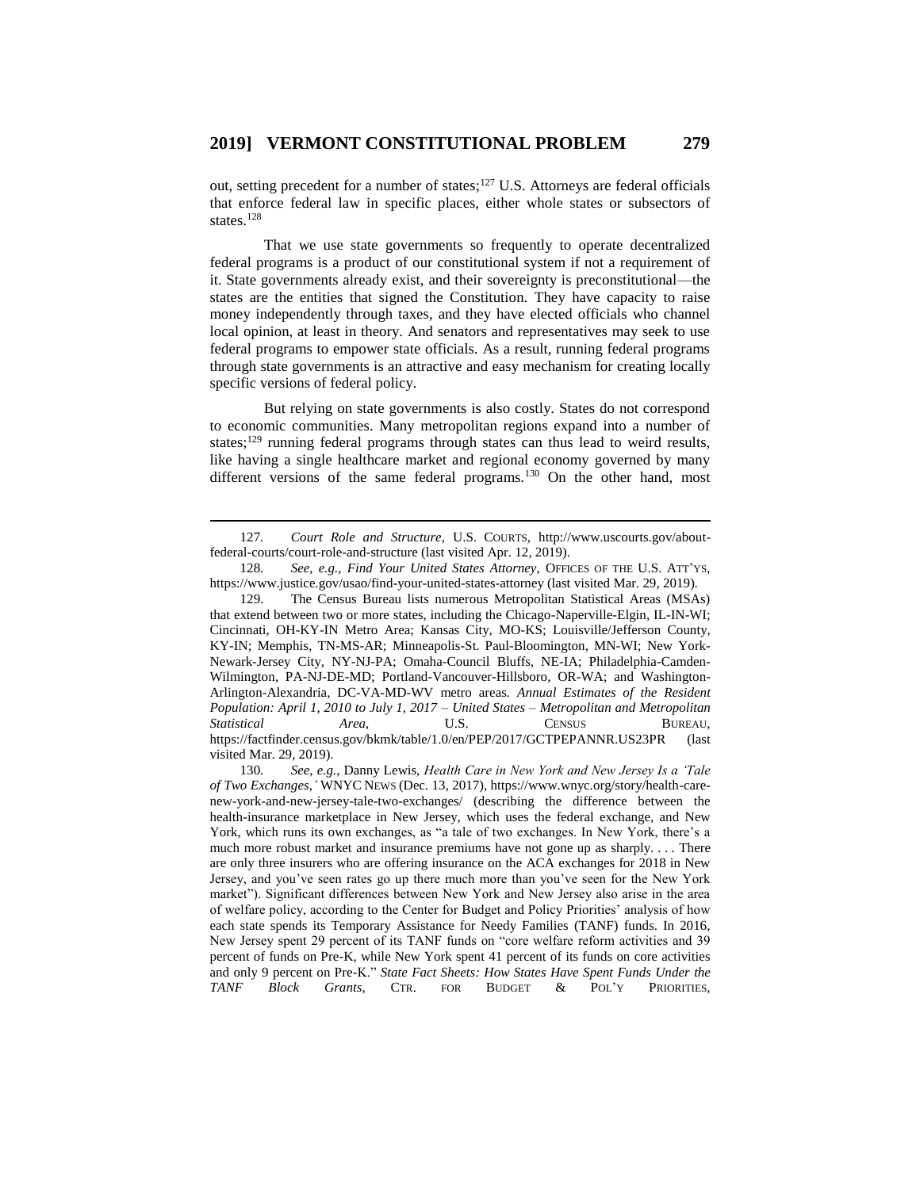out, setting precedent for a number of states;[127] U.S. Attorneys are federal officials that enforce federal law in specific places, either whole states or subsectors of states.[128]

That we use state governments so frequently to operate decentralized federal programs is a product of our constitutional system if not a requirement of it. State governments already exist, and their sovereignty is preconstitutional—the states are the entities that signed the Constitution. They have capacity to raise money independently through taxes, and they have elected officials who channel local opinion, at least in theory. And senators and representatives may seek to use federal programs to empower state officials. As a result, running federal programs through state governments is an attractive and easy mechanism for creating locally specific versions of federal policy.

But relying on state governments is also costly. States do not correspond to economic communities. Many metropolitan regions expand into a number of states;[129] running federal programs through states can thus lead to weird results, like having a single healthcare market and regional economy governed by many different versions of the same federal programs.[130] On the other hand, most

---

127. *Court Role and Structure*, U.S. COURTS, http://www.uscourts.gov/about-federal-courts/court-role-and-structure (last visited Apr. 12, 2019).

128. *See, e.g.*, *Find Your United States Attorney*, OFFICES OF THE U.S. ATT'YS, https://www.justice.gov/usao/find-your-united-states-attorney (last visited Mar. 29, 2019).

129. The Census Bureau lists numerous Metropolitan Statistical Areas (MSAs) that extend between two or more states, including the Chicago-Naperville-Elgin, IL-IN-WI; Cincinnati, OH-KY-IN Metro Area; Kansas City, MO-KS; Louisville/Jefferson County, KY-IN; Memphis, TN-MS-AR; Minneapolis-St. Paul-Bloomington, MN-WI; New York-Newark-Jersey City, NY-NJ-PA; Omaha-Council Bluffs, NE-IA; Philadelphia-Camden-Wilmington, PA-NJ-DE-MD; Portland-Vancouver-Hillsboro, OR-WA; and Washington-Arlington-Alexandria, DC-VA-MD-WV metro areas. *Annual Estimates of the Resident Population: April 1, 2010 to July 1, 2017 – United States – Metropolitan and Metropolitan Statistical Area*, U.S. CENSUS BUREAU, https://factfinder.census.gov/bkmk/table/1.0/en/PEP/2017/GCTPEPANNR.US23PR (last visited Mar. 29, 2019).

130. *See, e.g.*, Danny Lewis, *Health Care in New York and New Jersey Is a 'Tale of Two Exchanges,'* WNYC NEWS (Dec. 13, 2017), https://www.wnyc.org/story/health-care-new-york-and-new-jersey-tale-two-exchanges/ (describing the difference between the health-insurance marketplace in New Jersey, which uses the federal exchange, and New York, which runs its own exchanges, as "a tale of two exchanges. In New York, there's a much more robust market and insurance premiums have not gone up as sharply. . . . There are only three insurers who are offering insurance on the ACA exchanges for 2018 in New Jersey, and you've seen rates go up there much more than you've seen for the New York market"). Significant differences between New York and New Jersey also arise in the area of welfare policy, according to the Center for Budget and Policy Priorities' analysis of how each state spends its Temporary Assistance for Needy Families (TANF) funds. In 2016, New Jersey spent 29 percent of its TANF funds on "core welfare reform activities and 39 percent of funds on Pre-K, while New York spent 41 percent of its funds on core activities and only 9 percent on Pre-K." *State Fact Sheets: How States Have Spent Funds Under the TANF Block Grants*, CTR. FOR BUDGET & POL'Y PRIORITIES,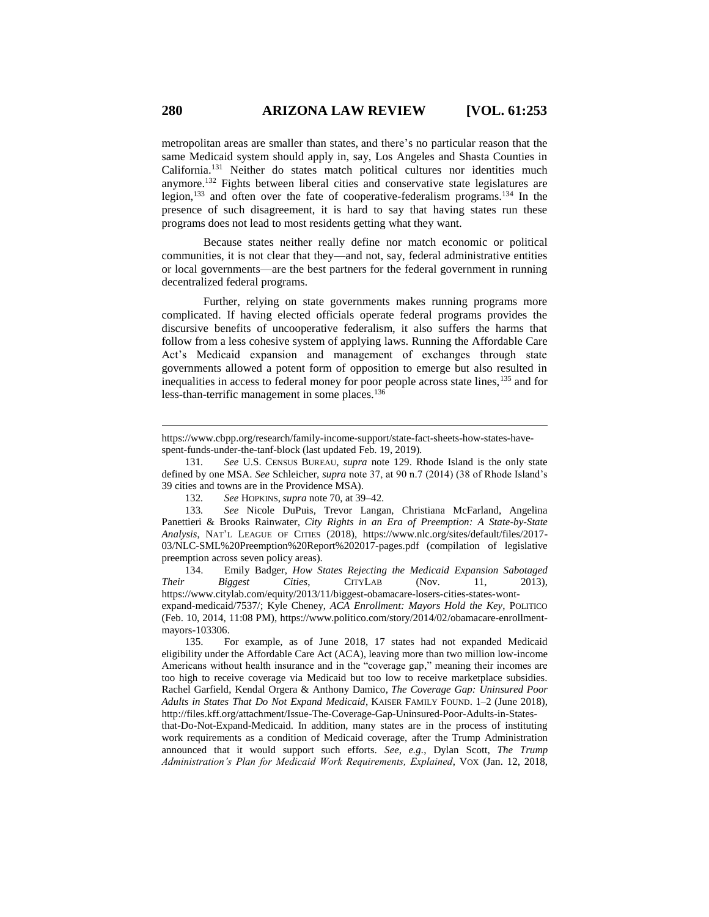metropolitan areas are smaller than states, and there's no particular reason that the same Medicaid system should apply in, say, Los Angeles and Shasta Counties in California.[131] Neither do states match political cultures nor identities much anymore.[132] Fights between liberal cities and conservative state legislatures are legion,[133] and often over the fate of cooperative-federalism programs.[134] In the presence of such disagreement, it is hard to say that having states run these programs does not lead to most residents getting what they want.

Because states neither really define nor match economic or political communities, it is not clear that they—and not, say, federal administrative entities or local governments—are the best partners for the federal government in running decentralized federal programs.

Further, relying on state governments makes running programs more complicated. If having elected officials operate federal programs provides the discursive benefits of uncooperative federalism, it also suffers the harms that follow from a less cohesive system of applying laws. Running the Affordable Care Act's Medicaid expansion and management of exchanges through state governments allowed a potent form of opposition to emerge but also resulted in inequalities in access to federal money for poor people across state lines,[135] and for less-than-terrific management in some places.[136]

---

https://www.cbpp.org/research/family-income-support/state-fact-sheets-how-states-have-spent-funds-under-the-tanf-block (last updated Feb. 19, 2019).

131. *See* U.S. CENSUS BUREAU, *supra* note 129. Rhode Island is the only state defined by one MSA. *See* Schleicher, *supra* note 37, at 90 n.7 (2014) (38 of Rhode Island's 39 cities and towns are in the Providence MSA).

132. *See* HOPKINS, *supra* note 70, at 39–42.

133. *See* Nicole DuPuis, Trevor Langan, Christiana McFarland, Angelina Panettieri & Brooks Rainwater, *City Rights in an Era of Preemption: A State-by-State Analysis*, NAT'L LEAGUE OF CITIES (2018), https://www.nlc.org/sites/default/files/2017-03/NLC-SML%20Preemption%20Report%202017-pages.pdf (compilation of legislative preemption across seven policy areas).

134. Emily Badger, *How States Rejecting the Medicaid Expansion Sabotaged Their Biggest Cities*, CITYLAB (Nov. 11, 2013), https://www.citylab.com/equity/2013/11/biggest-obamacare-losers-cities-states-wont-expand-medicaid/7537/; Kyle Cheney, *ACA Enrollment: Mayors Hold the Key*, POLITICO (Feb. 10, 2014, 11:08 PM), https://www.politico.com/story/2014/02/obamacare-enrollment-mayors-103306.

135. For example, as of June 2018, 17 states had not expanded Medicaid eligibility under the Affordable Care Act (ACA), leaving more than two million low-income Americans without health insurance and in the "coverage gap," meaning their incomes are too high to receive coverage via Medicaid but too low to receive marketplace subsidies. Rachel Garfield, Kendal Orgera & Anthony Damico, *The Coverage Gap: Uninsured Poor Adults in States That Do Not Expand Medicaid*, KAISER FAMILY FOUND. 1–2 (June 2018), http://files.kff.org/attachment/Issue-The-Coverage-Gap-Uninsured-Poor-Adults-in-States-that-Do-Not-Expand-Medicaid. In addition, many states are in the process of instituting work requirements as a condition of Medicaid coverage, after the Trump Administration announced that it would support such efforts. *See, e.g.*, Dylan Scott, *The Trump Administration's Plan for Medicaid Work Requirements, Explained*, VOX (Jan. 12, 2018,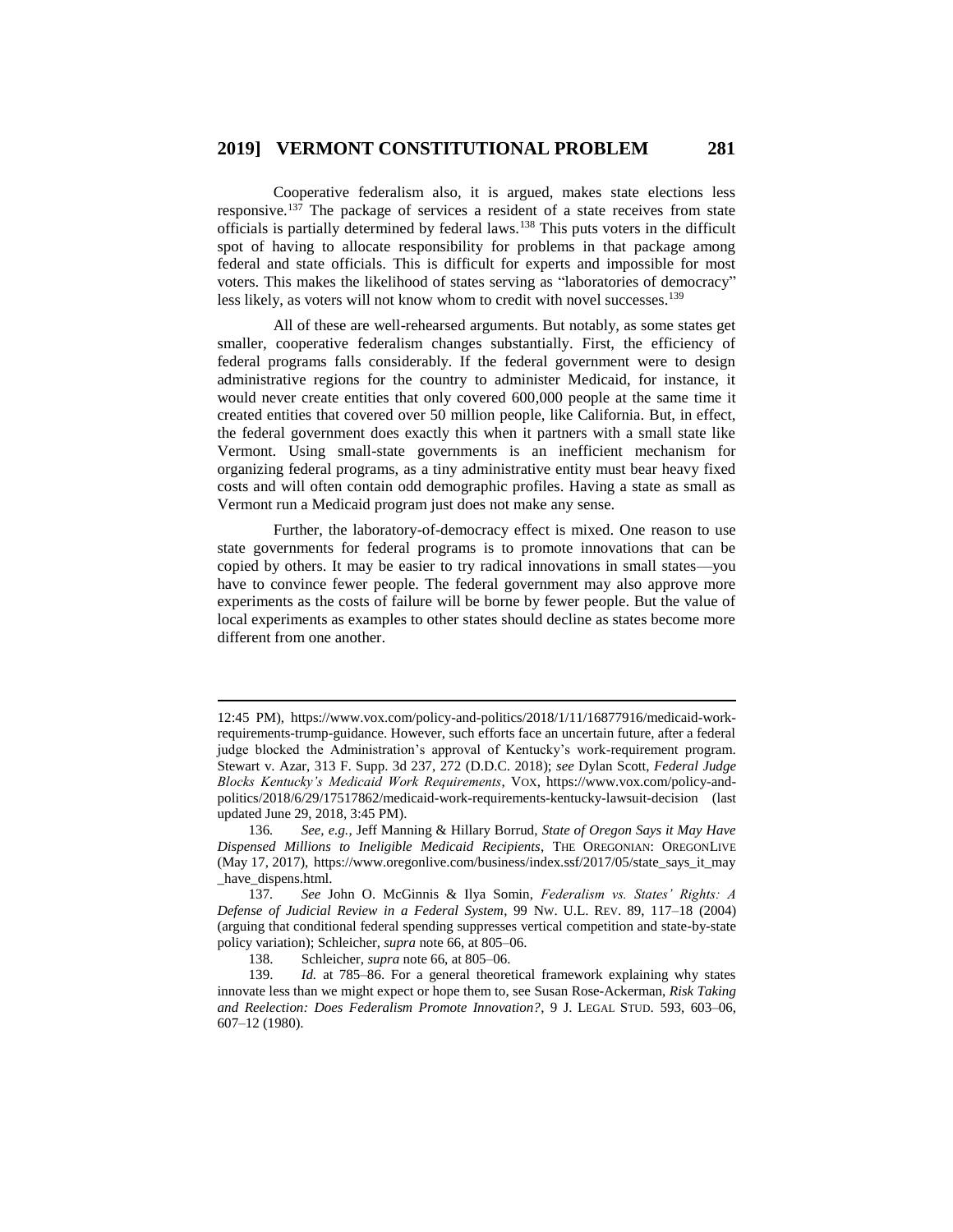Cooperative federalism also, it is argued, makes state elections less responsive.[137] The package of services a resident of a state receives from state officials is partially determined by federal laws.[138] This puts voters in the difficult spot of having to allocate responsibility for problems in that package among federal and state officials. This is difficult for experts and impossible for most voters. This makes the likelihood of states serving as "laboratories of democracy" less likely, as voters will not know whom to credit with novel successes.[139]

All of these are well-rehearsed arguments. But notably, as some states get smaller, cooperative federalism changes substantially. First, the efficiency of federal programs falls considerably. If the federal government were to design administrative regions for the country to administer Medicaid, for instance, it would never create entities that only covered 600,000 people at the same time it created entities that covered over 50 million people, like California. But, in effect, the federal government does exactly this when it partners with a small state like Vermont. Using small-state governments is an inefficient mechanism for organizing federal programs, as a tiny administrative entity must bear heavy fixed costs and will often contain odd demographic profiles. Having a state as small as Vermont run a Medicaid program just does not make any sense.

Further, the laboratory-of-democracy effect is mixed. One reason to use state governments for federal programs is to promote innovations that can be copied by others. It may be easier to try radical innovations in small states—you have to convince fewer people. The federal government may also approve more experiments as the costs of failure will be borne by fewer people. But the value of local experiments as examples to other states should decline as states become more different from one another.

---

12:45 PM), https://www.vox.com/policy-and-politics/2018/1/11/16877916/medicaid-work-requirements-trump-guidance. However, such efforts face an uncertain future, after a federal judge blocked the Administration's approval of Kentucky's work-requirement program. Stewart v. Azar, 313 F. Supp. 3d 237, 272 (D.D.C. 2018); *see* Dylan Scott, *Federal Judge Blocks Kentucky's Medicaid Work Requirements*, VOX, https://www.vox.com/policy-and-politics/2018/6/29/17517862/medicaid-work-requirements-kentucky-lawsuit-decision (last updated June 29, 2018, 3:45 PM).

136. *See, e.g.*, Jeff Manning & Hillary Borrud, *State of Oregon Says it May Have Dispensed Millions to Ineligible Medicaid Recipients*, THE OREGONIAN: OREGONLIVE (May 17, 2017), https://www.oregonlive.com/business/index.ssf/2017/05/state_says_it_may_have_dispens.html.

137. *See* John O. McGinnis & Ilya Somin, *Federalism vs. States' Rights: A Defense of Judicial Review in a Federal System*, 99 NW. U.L. REV. 89, 117–18 (2004) (arguing that conditional federal spending suppresses vertical competition and state-by-state policy variation); Schleicher, *supra* note 66, at 805–06.

138. Schleicher, *supra* note 66, at 805–06.

139. *Id.* at 785–86. For a general theoretical framework explaining why states innovate less than we might expect or hope them to, see Susan Rose-Ackerman, *Risk Taking and Reelection: Does Federalism Promote Innovation?*, 9 J. LEGAL STUD. 593, 603–06, 607–12 (1980).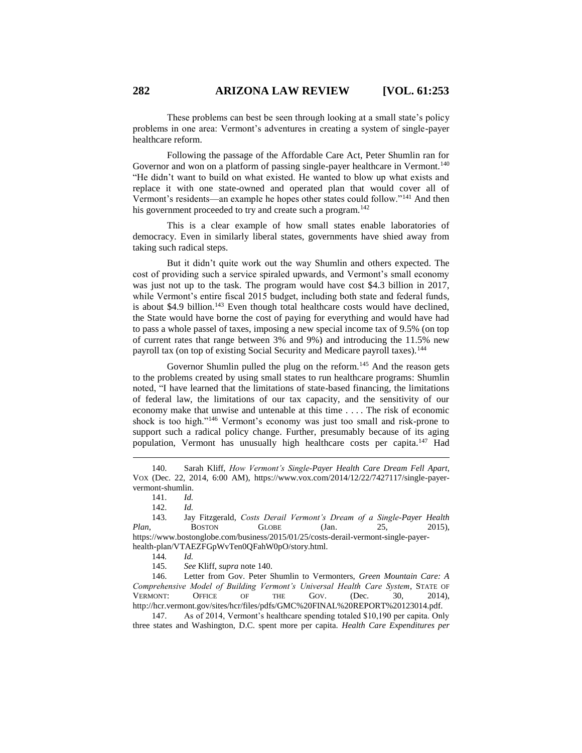These problems can best be seen through looking at a small state's policy problems in one area: Vermont's adventures in creating a system of single-payer healthcare reform.

Following the passage of the Affordable Care Act, Peter Shumlin ran for Governor and won on a platform of passing single-payer healthcare in Vermont.[140] "He didn't want to build on what existed. He wanted to blow up what exists and replace it with one state-owned and operated plan that would cover all of Vermont's residents—an example he hopes other states could follow."[141] And then his government proceeded to try and create such a program.[142]

This is a clear example of how small states enable laboratories of democracy. Even in similarly liberal states, governments have shied away from taking such radical steps.

But it didn't quite work out the way Shumlin and others expected. The cost of providing such a service spiraled upwards, and Vermont's small economy was just not up to the task. The program would have cost $4.3 billion in 2017, while Vermont's entire fiscal 2015 budget, including both state and federal funds, is about $4.9 billion.[143] Even though total healthcare costs would have declined, the State would have borne the cost of paying for everything and would have had to pass a whole passel of taxes, imposing a new special income tax of 9.5% (on top of current rates that range between 3% and 9%) and introducing the 11.5% new payroll tax (on top of existing Social Security and Medicare payroll taxes).[144]

Governor Shumlin pulled the plug on the reform.[145] And the reason gets to the problems created by using small states to run healthcare programs: Shumlin noted, "I have learned that the limitations of state-based financing, the limitations of federal law, the limitations of our tax capacity, and the sensitivity of our economy make that unwise and untenable at this time . . . . The risk of economic shock is too high."[146] Vermont's economy was just too small and risk-prone to support such a radical policy change. Further, presumably because of its aging population, Vermont has unusually high healthcare costs per capita.[147] Had

---

140. Sarah Kliff, *How Vermont's Single-Payer Health Care Dream Fell Apart*, VOX (Dec. 22, 2014, 6:00 AM), https://www.vox.com/2014/12/22/7427117/single-payer-vermont-shumlin.

141. *Id.*

142. *Id.*

143. Jay Fitzgerald, *Costs Derail Vermont's Dream of a Single-Payer Health Plan*, BOSTON GLOBE (Jan. 25, 2015), https://www.bostonglobe.com/business/2015/01/25/costs-derail-vermont-single-payer-health-plan/VTAEZFGpWvTen0QFahW0pO/story.html.

144. *Id.*

145. *See* Kliff, *supra* note 140.

146. Letter from Gov. Peter Shumlin to Vermonters, *Green Mountain Care: A Comprehensive Model of Building Vermont's Universal Health Care System*, STATE OF VERMONT: OFFICE OF THE GOV. (Dec. 30, 2014), http://hcr.vermont.gov/sites/hcr/files/pdfs/GMC%20FINAL%20REPORT%20123014.pdf.

147. As of 2014, Vermont's healthcare spending totaled $10,190 per capita. Only three states and Washington, D.C. spent more per capita. *Health Care Expenditures per*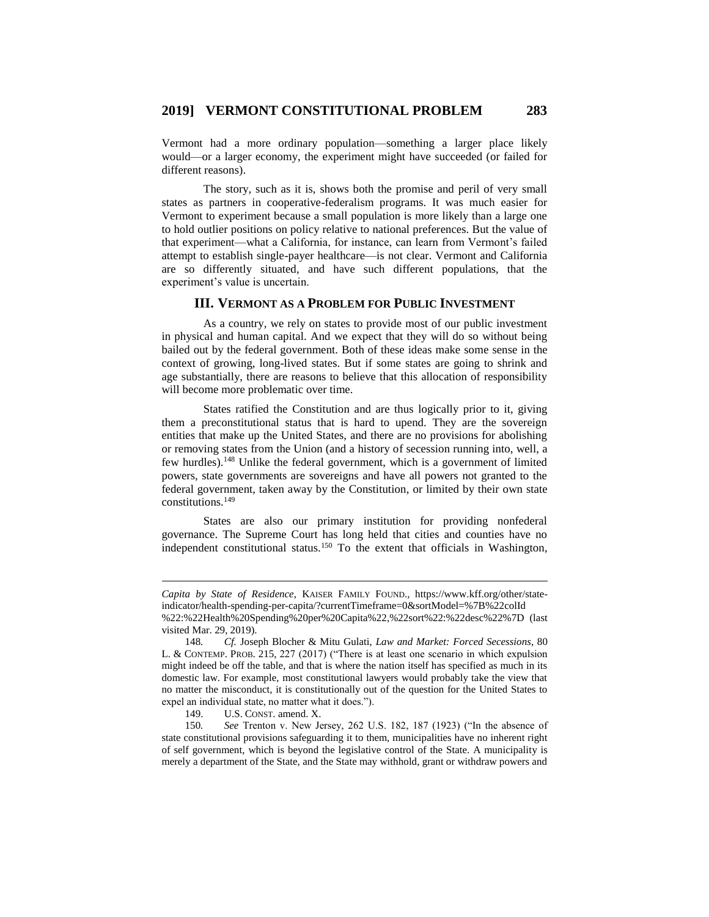Vermont had a more ordinary population—something a larger place likely would—or a larger economy, the experiment might have succeeded (or failed for different reasons).

The story, such as it is, shows both the promise and peril of very small states as partners in cooperative-federalism programs. It was much easier for Vermont to experiment because a small population is more likely than a large one to hold outlier positions on policy relative to national preferences. But the value of that experiment—what a California, for instance, can learn from Vermont's failed attempt to establish single-payer healthcare—is not clear. Vermont and California are so differently situated, and have such different populations, that the experiment's value is uncertain.

## III. VERMONT AS A PROBLEM FOR PUBLIC INVESTMENT

As a country, we rely on states to provide most of our public investment in physical and human capital. And we expect that they will do so without being bailed out by the federal government. Both of these ideas make some sense in the context of growing, long-lived states. But if some states are going to shrink and age substantially, there are reasons to believe that this allocation of responsibility will become more problematic over time.

States ratified the Constitution and are thus logically prior to it, giving them a preconstitutional status that is hard to upend. They are the sovereign entities that make up the United States, and there are no provisions for abolishing or removing states from the Union (and a history of secession running into, well, a few hurdles).[148] Unlike the federal government, which is a government of limited powers, state governments are sovereigns and have all powers not granted to the federal government, taken away by the Constitution, or limited by their own state constitutions.[149]

States are also our primary institution for providing nonfederal governance. The Supreme Court has long held that cities and counties have no independent constitutional status.[150] To the extent that officials in Washington,

---

*Capita by State of Residence*, KAISER FAMILY FOUND., https://www.kff.org/other/state-indicator/health-spending-per-capita/?currentTimeframe=0&sortModel=%7B%22colId%22:%22Health%20Spending%20per%20Capita%22,%22sort%22:%22desc%22%7D (last visited Mar. 29, 2019).

148. *Cf.* Joseph Blocher & Mitu Gulati, *Law and Market: Forced Secessions*, 80 L. & CONTEMP. PROB. 215, 227 (2017) ("There is at least one scenario in which expulsion might indeed be off the table, and that is where the nation itself has specified as much in its domestic law. For example, most constitutional lawyers would probably take the view that no matter the misconduct, it is constitutionally out of the question for the United States to expel an individual state, no matter what it does.").

149. U.S. CONST. amend. X.

150. *See* Trenton v. New Jersey, 262 U.S. 182, 187 (1923) ("In the absence of state constitutional provisions safeguarding it to them, municipalities have no inherent right of self government, which is beyond the legislative control of the State. A municipality is merely a department of the State, and the State may withhold, grant or withdraw powers and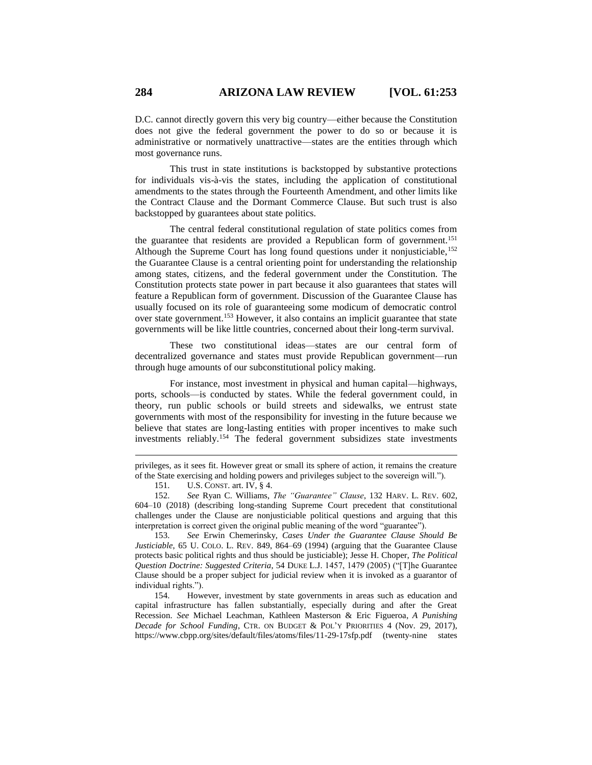D.C. cannot directly govern this very big country—either because the Constitution does not give the federal government the power to do so or because it is administrative or normatively unattractive—states are the entities through which most governance runs.

This trust in state institutions is backstopped by substantive protections for individuals vis-à-vis the states, including the application of constitutional amendments to the states through the Fourteenth Amendment, and other limits like the Contract Clause and the Dormant Commerce Clause. But such trust is also backstopped by guarantees about state politics.

The central federal constitutional regulation of state politics comes from the guarantee that residents are provided a Republican form of government.[151] Although the Supreme Court has long found questions under it nonjusticiable,[152] the Guarantee Clause is a central orienting point for understanding the relationship among states, citizens, and the federal government under the Constitution. The Constitution protects state power in part because it also guarantees that states will feature a Republican form of government. Discussion of the Guarantee Clause has usually focused on its role of guaranteeing some modicum of democratic control over state government.[153] However, it also contains an implicit guarantee that state governments will be like little countries, concerned about their long-term survival.

These two constitutional ideas—states are our central form of decentralized governance and states must provide Republican government—run through huge amounts of our subconstitutional policy making.

For instance, most investment in physical and human capital—highways, ports, schools—is conducted by states. While the federal government could, in theory, run public schools or build streets and sidewalks, we entrust state governments with most of the responsibility for investing in the future because we believe that states are long-lasting entities with proper incentives to make such investments reliably.[154] The federal government subsidizes state investments

---

privileges, as it sees fit. However great or small its sphere of action, it remains the creature of the State exercising and holding powers and privileges subject to the sovereign will.").

151. U.S. CONST. art. IV, § 4.

152. *See* Ryan C. Williams, *The "Guarantee" Clause*, 132 HARV. L. REV. 602, 604–10 (2018) (describing long-standing Supreme Court precedent that constitutional challenges under the Clause are nonjusticiable political questions and arguing that this interpretation is correct given the original public meaning of the word "guarantee").

153. *See* Erwin Chemerinsky, *Cases Under the Guarantee Clause Should Be Justiciable*, 65 U. COLO. L. REV. 849, 864–69 (1994) (arguing that the Guarantee Clause protects basic political rights and thus should be justiciable); Jesse H. Choper, *The Political Question Doctrine: Suggested Criteria*, 54 DUKE L.J. 1457, 1479 (2005) ("[T]he Guarantee Clause should be a proper subject for judicial review when it is invoked as a guarantor of individual rights.").

154. However, investment by state governments in areas such as education and capital infrastructure has fallen substantially, especially during and after the Great Recession. *See* Michael Leachman, Kathleen Masterson & Eric Figueroa, *A Punishing Decade for School Funding*, CTR. ON BUDGET & POL'Y PRIORITIES 4 (Nov. 29, 2017), https://www.cbpp.org/sites/default/files/atoms/files/11-29-17sfp.pdf (twenty-nine states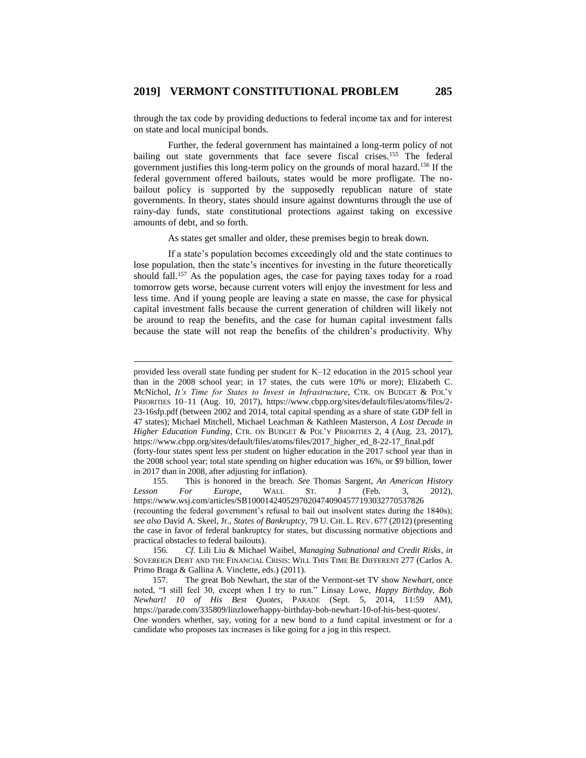through the tax code by providing deductions to federal income tax and for interest on state and local municipal bonds.

Further, the federal government has maintained a long-term policy of not bailing out state governments that face severe fiscal crises.[155] The federal government justifies this long-term policy on the grounds of moral hazard.[156] If the federal government offered bailouts, states would be more profligate. The no-bailout policy is supported by the supposedly republican nature of state governments. In theory, states should insure against downturns through the use of rainy-day funds, state constitutional protections against taking on excessive amounts of debt, and so forth.

As states get smaller and older, these premises begin to break down.

If a state's population becomes exceedingly old and the state continues to lose population, then the state's incentives for investing in the future theoretically should fall.[157] As the population ages, the case for paying taxes today for a road tomorrow gets worse, because current voters will enjoy the investment for less and less time. And if young people are leaving a state en masse, the case for physical capital investment falls because the current generation of children will likely not be around to reap the benefits, and the case for human capital investment falls because the state will not reap the benefits of the children's productivity. Why

---

provided less overall state funding per student for K–12 education in the 2015 school year than in the 2008 school year; in 17 states, the cuts were 10% or more); Elizabeth C. McNichol, *It's Time for States to Invest in Infrastructure*, CTR. ON BUDGET & POL'Y PRIORITIES 10–11 (Aug. 10, 2017), https://www.cbpp.org/sites/default/files/atoms/files/2-23-16sfp.pdf (between 2002 and 2014, total capital spending as a share of state GDP fell in 47 states); Michael Mitchell, Michael Leachman & Kathleen Masterson, *A Lost Decade in Higher Education Funding*, CTR. ON BUDGET & POL'Y PRIORITIES 2, 4 (Aug. 23, 2017), https://www.cbpp.org/sites/default/files/atoms/files/2017_higher_ed_8-22-17_final.pdf (forty-four states spent less per student on higher education in the 2017 school year than in the 2008 school year; total state spending on higher education was 16%, or $9 billion, lower in 2017 than in 2008, after adjusting for inflation).

155. This is honored in the breach. *See* Thomas Sargent, *An American History Lesson For Europe*, WALL ST. J (Feb. 3, 2012), https://www.wsj.com/articles/SB10001424052970204740904577193032770537826 (recounting the federal government's refusal to bail out insolvent states during the 1840s); *see also* David A. Skeel, Jr., *States of Bankruptcy*, 79 U. CHI. L. REV. 677 (2012) (presenting the case in favor of federal bankruptcy for states, but discussing normative objections and practical obstacles to federal bailouts).

156. *Cf.* Lili Liu & Michael Waibel, *Managing Subnational and Credit Risks*, *in* SOVEREIGN DEBT AND THE FINANCIAL CRISIS: WILL THIS TIME BE DIFFERENT 277 (Carlos A. Primo Braga & Gallina A. Vinclette, eds.) (2011).

157. The great Bob Newhart, the star of the Vermont-set TV show *Newhart*, once noted, "I still feel 30, except when I try to run." Linsay Lowe, *Happy Birthday, Bob Newhart! 10 of His Best Quotes*, PARADE (Sept. 5, 2014, 11:59 AM), https://parade.com/335809/linzlowe/happy-birthday-bob-newhart-10-of-his-best-quotes/. One wonders whether, say, voting for a new bond to a fund capital investment or for a candidate who proposes tax increases is like going for a jog in this respect.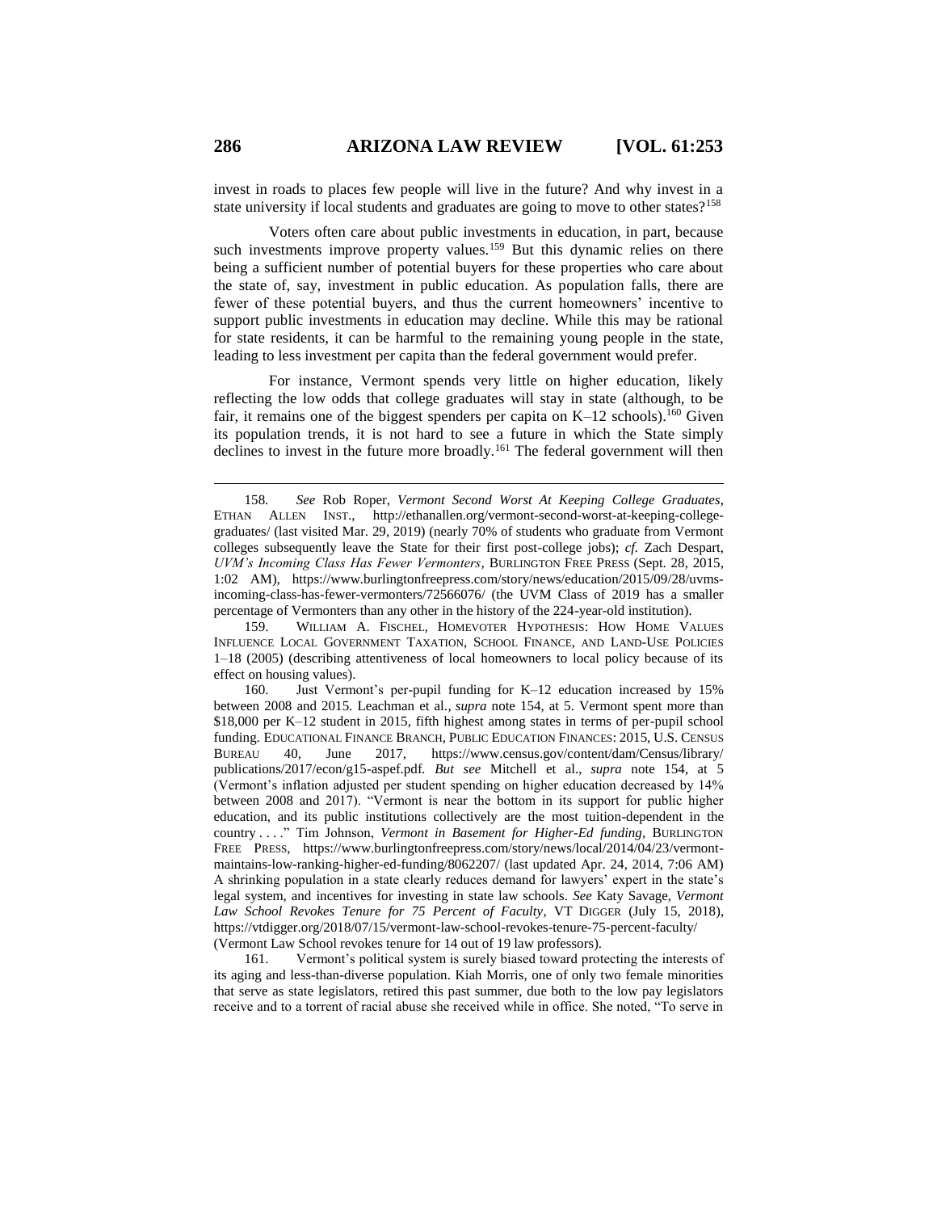invest in roads to places few people will live in the future? And why invest in a state university if local students and graduates are going to move to other states?[158]

Voters often care about public investments in education, in part, because such investments improve property values.[159] But this dynamic relies on there being a sufficient number of potential buyers for these properties who care about the state of, say, investment in public education. As population falls, there are fewer of these potential buyers, and thus the current homeowners' incentive to support public investments in education may decline. While this may be rational for state residents, it can be harmful to the remaining young people in the state, leading to less investment per capita than the federal government would prefer.

For instance, Vermont spends very little on higher education, likely reflecting the low odds that college graduates will stay in state (although, to be fair, it remains one of the biggest spenders per capita on K–12 schools).[160] Given its population trends, it is not hard to see a future in which the State simply declines to invest in the future more broadly.[161] The federal government will then

---

158. *See* Rob Roper, *Vermont Second Worst At Keeping College Graduates*, ETHAN ALLEN INST., http://ethanallen.org/vermont-second-worst-at-keeping-college-graduates/ (last visited Mar. 29, 2019) (nearly 70% of students who graduate from Vermont colleges subsequently leave the State for their first post-college jobs); *cf.* Zach Despart, *UVM's Incoming Class Has Fewer Vermonters*, BURLINGTON FREE PRESS (Sept. 28, 2015, 1:02 AM), https://www.burlingtonfreepress.com/story/news/education/2015/09/28/uvms-incoming-class-has-fewer-vermonters/72566076/ (the UVM Class of 2019 has a smaller percentage of Vermonters than any other in the history of the 224-year-old institution).

159. WILLIAM A. FISCHEL, HOMEVOTER HYPOTHESIS: HOW HOME VALUES INFLUENCE LOCAL GOVERNMENT TAXATION, SCHOOL FINANCE, AND LAND-USE POLICIES 1–18 (2005) (describing attentiveness of local homeowners to local policy because of its effect on housing values).

160. Just Vermont's per-pupil funding for K–12 education increased by 15% between 2008 and 2015. Leachman et al., *supra* note 154, at 5. Vermont spent more than $18,000 per K–12 student in 2015, fifth highest among states in terms of per-pupil school funding. EDUCATIONAL FINANCE BRANCH, PUBLIC EDUCATION FINANCES: 2015, U.S. CENSUS BUREAU 40, June 2017, https://www.census.gov/content/dam/Census/library/publications/2017/econ/g15-aspef.pdf. *But see* Mitchell et al., *supra* note 154, at 5 (Vermont's inflation adjusted per student spending on higher education decreased by 14% between 2008 and 2017). "Vermont is near the bottom in its support for public higher education, and its public institutions collectively are the most tuition-dependent in the country . . . ." Tim Johnson, *Vermont in Basement for Higher-Ed funding*, BURLINGTON FREE PRESS, https://www.burlingtonfreepress.com/story/news/local/2014/04/23/vermont-maintains-low-ranking-higher-ed-funding/8062207/ (last updated Apr. 24, 2014, 7:06 AM) A shrinking population in a state clearly reduces demand for lawyers' expert in the state's legal system, and incentives for investing in state law schools. *See* Katy Savage, *Vermont Law School Revokes Tenure for 75 Percent of Faculty*, VT DIGGER (July 15, 2018), https://vtdigger.org/2018/07/15/vermont-law-school-revokes-tenure-75-percent-faculty/ (Vermont Law School revokes tenure for 14 out of 19 law professors).

161. Vermont's political system is surely biased toward protecting the interests of its aging and less-than-diverse population. Kiah Morris, one of only two female minorities that serve as state legislators, retired this past summer, due both to the low pay legislators receive and to a torrent of racial abuse she received while in office. She noted, "To serve in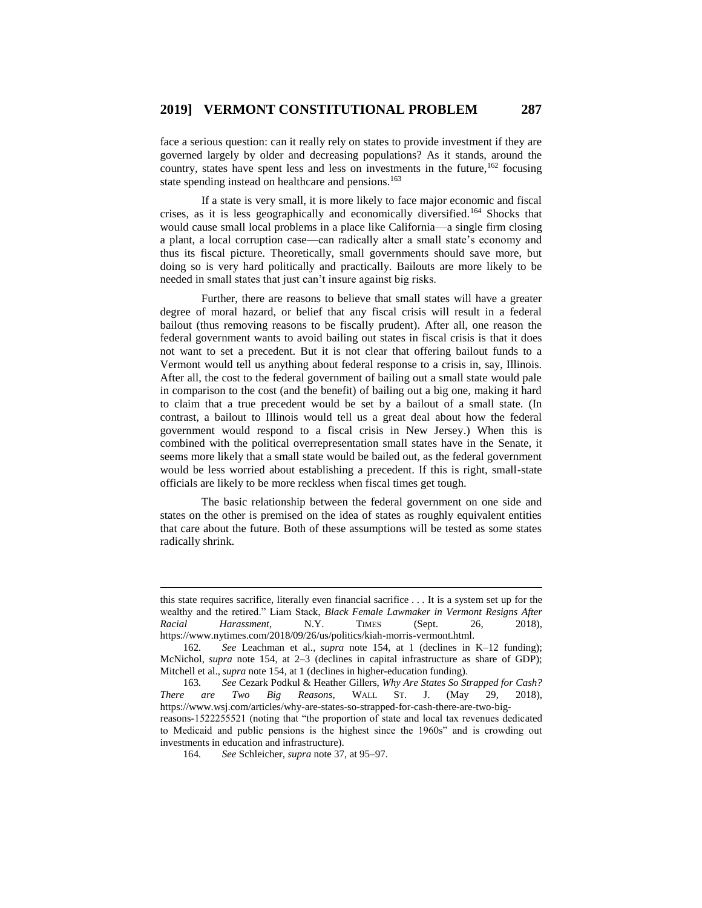face a serious question: can it really rely on states to provide investment if they are governed largely by older and decreasing populations? As it stands, around the country, states have spent less and less on investments in the future,[162] focusing state spending instead on healthcare and pensions.[163]

If a state is very small, it is more likely to face major economic and fiscal crises, as it is less geographically and economically diversified.[164] Shocks that would cause small local problems in a place like California—a single firm closing a plant, a local corruption case—can radically alter a small state's economy and thus its fiscal picture. Theoretically, small governments should save more, but doing so is very hard politically and practically. Bailouts are more likely to be needed in small states that just can't insure against big risks.

Further, there are reasons to believe that small states will have a greater degree of moral hazard, or belief that any fiscal crisis will result in a federal bailout (thus removing reasons to be fiscally prudent). After all, one reason the federal government wants to avoid bailing out states in fiscal crisis is that it does not want to set a precedent. But it is not clear that offering bailout funds to a Vermont would tell us anything about federal response to a crisis in, say, Illinois. After all, the cost to the federal government of bailing out a small state would pale in comparison to the cost (and the benefit) of bailing out a big one, making it hard to claim that a true precedent would be set by a bailout of a small state. (In contrast, a bailout to Illinois would tell us a great deal about how the federal government would respond to a fiscal crisis in New Jersey.) When this is combined with the political overrepresentation small states have in the Senate, it seems more likely that a small state would be bailed out, as the federal government would be less worried about establishing a precedent. If this is right, small-state officials are likely to be more reckless when fiscal times get tough.

The basic relationship between the federal government on one side and states on the other is premised on the idea of states as roughly equivalent entities that care about the future. Both of these assumptions will be tested as some states radically shrink.

---

this state requires sacrifice, literally even financial sacrifice . . . It is a system set up for the wealthy and the retired." Liam Stack, *Black Female Lawmaker in Vermont Resigns After Racial Harassment*, N.Y. TIMES (Sept. 26, 2018), https://www.nytimes.com/2018/09/26/us/politics/kiah-morris-vermont.html.

162. *See* Leachman et al., *supra* note 154, at 1 (declines in K–12 funding); McNichol, *supra* note 154, at 2–3 (declines in capital infrastructure as share of GDP); Mitchell et al., *supra* note 154, at 1 (declines in higher-education funding).

163. *See* Cezark Podkul & Heather Gillers, *Why Are States So Strapped for Cash? There are Two Big Reasons*, WALL ST. J. (May 29, 2018), https://www.wsj.com/articles/why-are-states-so-strapped-for-cash-there-are-two-big-reasons-1522255521 (noting that "the proportion of state and local tax revenues dedicated to Medicaid and public pensions is the highest since the 1960s" and is crowding out investments in education and infrastructure).

164. *See* Schleicher, *supra* note 37, at 95–97.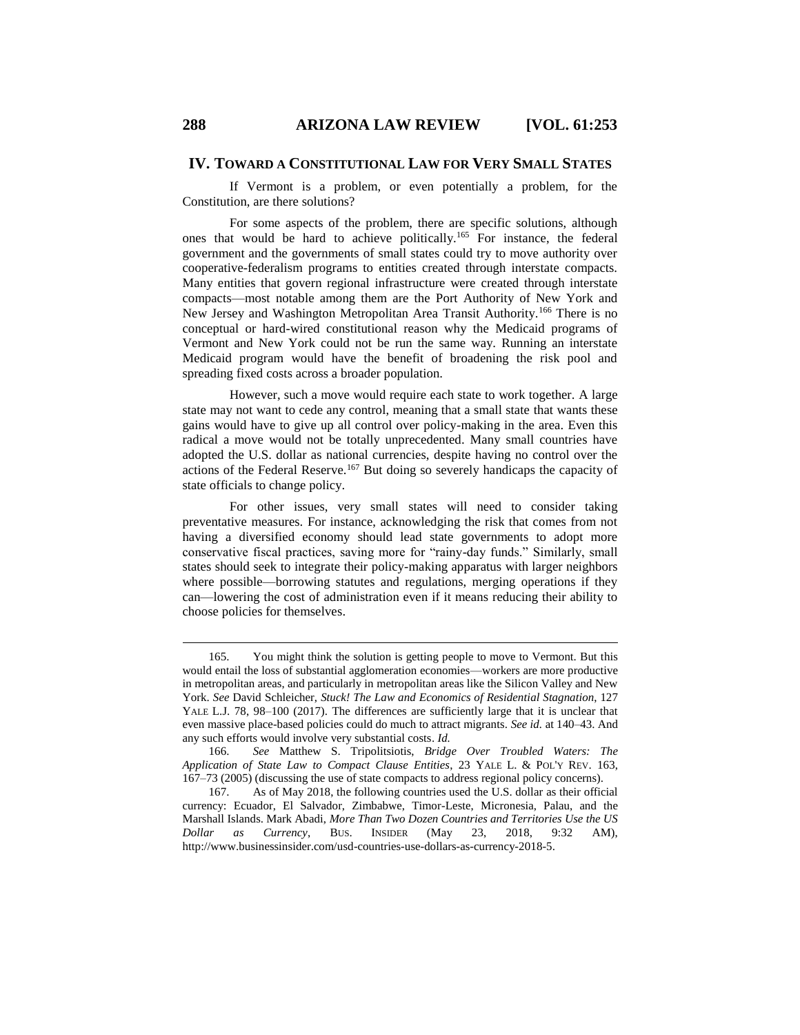## IV. TOWARD A CONSTITUTIONAL LAW FOR VERY SMALL STATES

If Vermont is a problem, or even potentially a problem, for the Constitution, are there solutions?

For some aspects of the problem, there are specific solutions, although ones that would be hard to achieve politically.[165] For instance, the federal government and the governments of small states could try to move authority over cooperative-federalism programs to entities created through interstate compacts. Many entities that govern regional infrastructure were created through interstate compacts—most notable among them are the Port Authority of New York and New Jersey and Washington Metropolitan Area Transit Authority.[166] There is no conceptual or hard-wired constitutional reason why the Medicaid programs of Vermont and New York could not be run the same way. Running an interstate Medicaid program would have the benefit of broadening the risk pool and spreading fixed costs across a broader population.

However, such a move would require each state to work together. A large state may not want to cede any control, meaning that a small state that wants these gains would have to give up all control over policy-making in the area. Even this radical a move would not be totally unprecedented. Many small countries have adopted the U.S. dollar as national currencies, despite having no control over the actions of the Federal Reserve.[167] But doing so severely handicaps the capacity of state officials to change policy.

For other issues, very small states will need to consider taking preventative measures. For instance, acknowledging the risk that comes from not having a diversified economy should lead state governments to adopt more conservative fiscal practices, saving more for "rainy-day funds." Similarly, small states should seek to integrate their policy-making apparatus with larger neighbors where possible—borrowing statutes and regulations, merging operations if they can—lowering the cost of administration even if it means reducing their ability to choose policies for themselves.

---

165. You might think the solution is getting people to move to Vermont. But this would entail the loss of substantial agglomeration economies—workers are more productive in metropolitan areas, and particularly in metropolitan areas like the Silicon Valley and New York. *See* David Schleicher, *Stuck! The Law and Economics of Residential Stagnation*, 127 YALE L.J. 78, 98–100 (2017). The differences are sufficiently large that it is unclear that even massive place-based policies could do much to attract migrants. *See id.* at 140–43. And any such efforts would involve very substantial costs. *Id.*

166. *See* Matthew S. Tripolitsiotis, *Bridge Over Troubled Waters: The Application of State Law to Compact Clause Entities*, 23 YALE L. & POL'Y REV. 163, 167–73 (2005) (discussing the use of state compacts to address regional policy concerns).

167. As of May 2018, the following countries used the U.S. dollar as their official currency: Ecuador, El Salvador, Zimbabwe, Timor-Leste, Micronesia, Palau, and the Marshall Islands. Mark Abadi, *More Than Two Dozen Countries and Territories Use the US Dollar as Currency*, BUS. INSIDER (May 23, 2018, 9:32 AM), http://www.businessinsider.com/usd-countries-use-dollars-as-currency-2018-5.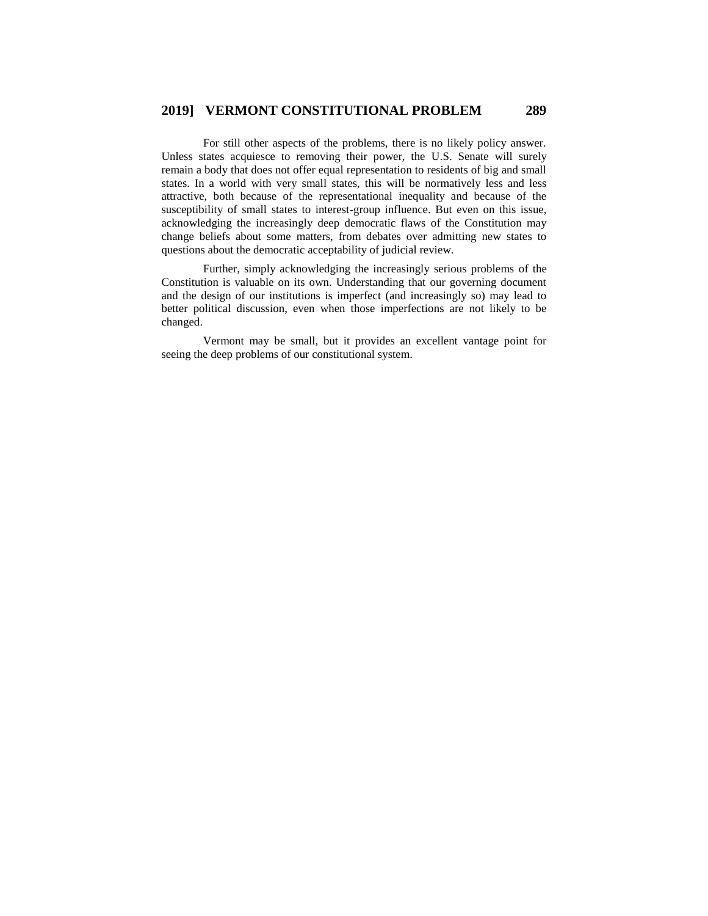For still other aspects of the problems, there is no likely policy answer. Unless states acquiesce to removing their power, the U.S. Senate will surely remain a body that does not offer equal representation to residents of big and small states. In a world with very small states, this will be normatively less and less attractive, both because of the representational inequality and because of the susceptibility of small states to interest-group influence. But even on this issue, acknowledging the increasingly deep democratic flaws of the Constitution may change beliefs about some matters, from debates over admitting new states to questions about the democratic acceptability of judicial review.

Further, simply acknowledging the increasingly serious problems of the Constitution is valuable on its own. Understanding that our governing document and the design of our institutions is imperfect (and increasingly so) may lead to better political discussion, even when those imperfections are not likely to be changed.

Vermont may be small, but it provides an excellent vantage point for seeing the deep problems of our constitutional system.